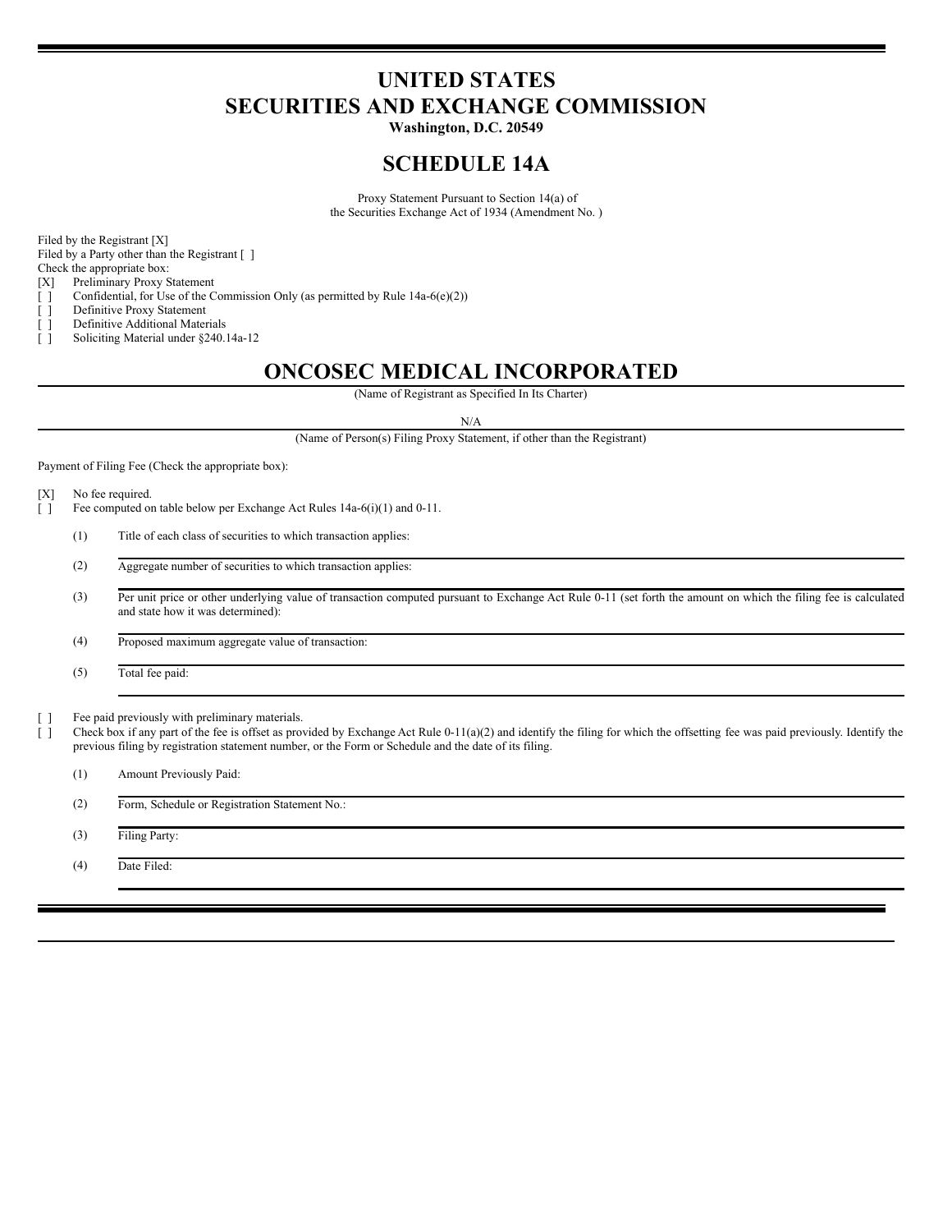# UNITED STATES
# SECURITIES AND EXCHANGE COMMISSION

**Washington, D.C. 20549**

## SCHEDULE 14A

Proxy Statement Pursuant to Section 14(a) of
the Securities Exchange Act of 1934 (Amendment No. )

Filed by the Registrant [X]
Filed by a Party other than the Registrant [ ]
Check the appropriate box:

[X] Preliminary Proxy Statement
[ ] Confidential, for Use of the Commission Only (as permitted by Rule 14a-6(e)(2))
[ ] Definitive Proxy Statement
[ ] Definitive Additional Materials
[ ] Soliciting Material under §240.14a-12

## ONCOSEC MEDICAL INCORPORATED

(Name of Registrant as Specified In Its Charter)

N/A

(Name of Person(s) Filing Proxy Statement, if other than the Registrant)

Payment of Filing Fee (Check the appropriate box):

[X] No fee required.
[ ] Fee computed on table below per Exchange Act Rules 14a-6(i)(1) and 0-11.

(1) Title of each class of securities to which transaction applies:

(2) Aggregate number of securities to which transaction applies:

(3) Per unit price or other underlying value of transaction computed pursuant to Exchange Act Rule 0-11 (set forth the amount on which the filing fee is calculated and state how it was determined):

(4) Proposed maximum aggregate value of transaction:

(5) Total fee paid:

[ ] Fee paid previously with preliminary materials.
[ ] Check box if any part of the fee is offset as provided by Exchange Act Rule 0-11(a)(2) and identify the filing for which the offsetting fee was paid previously. Identify the previous filing by registration statement number, or the Form or Schedule and the date of its filing.

(1) Amount Previously Paid:

(2) Form, Schedule or Registration Statement No.:

(3) Filing Party:

(4) Date Filed: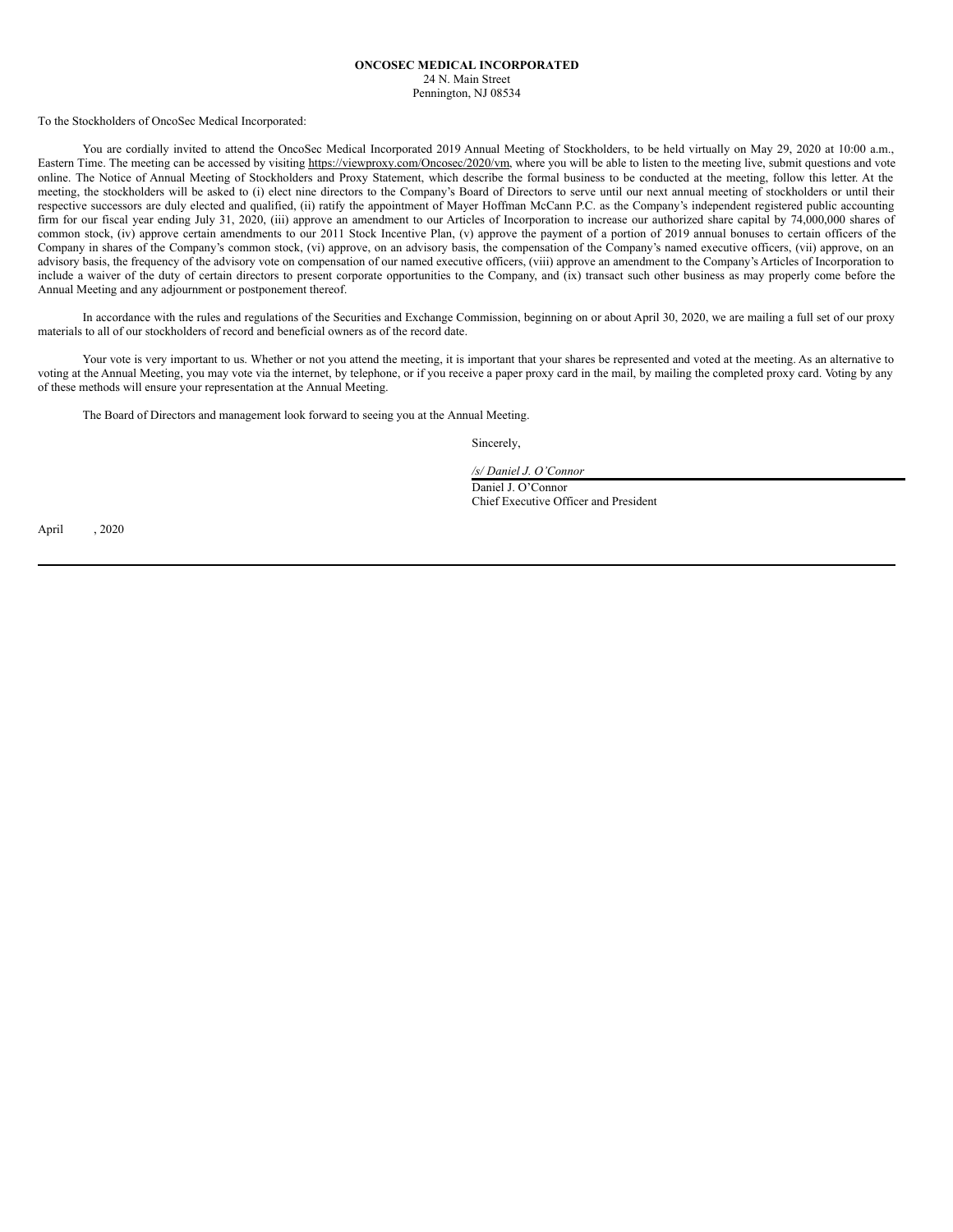**ONCOSEC MEDICAL INCORPORATED**
24 N. Main Street
Pennington, NJ 08534

To the Stockholders of OncoSec Medical Incorporated:

You are cordially invited to attend the OncoSec Medical Incorporated 2019 Annual Meeting of Stockholders, to be held virtually on May 29, 2020 at 10:00 a.m., Eastern Time. The meeting can be accessed by visiting https://viewproxy.com/Oncosec/2020/vm, where you will be able to listen to the meeting live, submit questions and vote online. The Notice of Annual Meeting of Stockholders and Proxy Statement, which describe the formal business to be conducted at the meeting, follow this letter. At the meeting, the stockholders will be asked to (i) elect nine directors to the Company's Board of Directors to serve until our next annual meeting of stockholders or until their respective successors are duly elected and qualified, (ii) ratify the appointment of Mayer Hoffman McCann P.C. as the Company's independent registered public accounting firm for our fiscal year ending July 31, 2020, (iii) approve an amendment to our Articles of Incorporation to increase our authorized share capital by 74,000,000 shares of common stock, (iv) approve certain amendments to our 2011 Stock Incentive Plan, (v) approve the payment of a portion of 2019 annual bonuses to certain officers of the Company in shares of the Company's common stock, (vi) approve, on an advisory basis, the compensation of the Company's named executive officers, (vii) approve, on an advisory basis, the frequency of the advisory vote on compensation of our named executive officers, (viii) approve an amendment to the Company's Articles of Incorporation to include a waiver of the duty of certain directors to present corporate opportunities to the Company, and (ix) transact such other business as may properly come before the Annual Meeting and any adjournment or postponement thereof.

In accordance with the rules and regulations of the Securities and Exchange Commission, beginning on or about April 30, 2020, we are mailing a full set of our proxy materials to all of our stockholders of record and beneficial owners as of the record date.

Your vote is very important to us. Whether or not you attend the meeting, it is important that your shares be represented and voted at the meeting. As an alternative to voting at the Annual Meeting, you may vote via the internet, by telephone, or if you receive a paper proxy card in the mail, by mailing the completed proxy card. Voting by any of these methods will ensure your representation at the Annual Meeting.

The Board of Directors and management look forward to seeing you at the Annual Meeting.

Sincerely,

*/s/ Daniel J. O'Connor*
Daniel J. O'Connor
Chief Executive Officer and President

April , 2020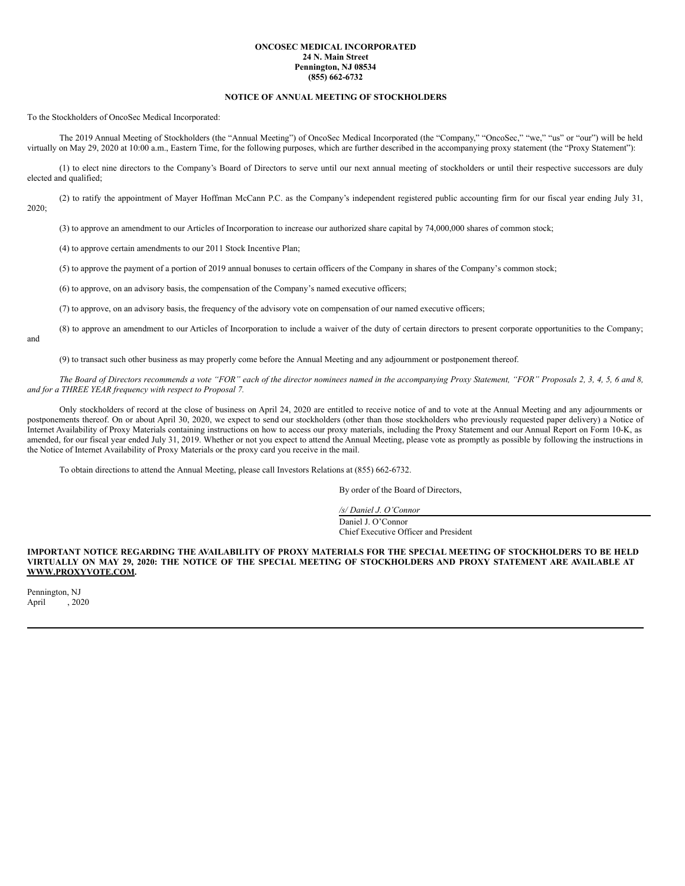**ONCOSEC MEDICAL INCORPORATED**
**24 N. Main Street**
**Pennington, NJ 08534**
**(855) 662-6732**

**NOTICE OF ANNUAL MEETING OF STOCKHOLDERS**

To the Stockholders of OncoSec Medical Incorporated:

The 2019 Annual Meeting of Stockholders (the "Annual Meeting") of OncoSec Medical Incorporated (the "Company," "OncoSec," "we," "us" or "our") will be held virtually on May 29, 2020 at 10:00 a.m., Eastern Time, for the following purposes, which are further described in the accompanying proxy statement (the "Proxy Statement"):

(1) to elect nine directors to the Company's Board of Directors to serve until our next annual meeting of stockholders or until their respective successors are duly elected and qualified;

(2) to ratify the appointment of Mayer Hoffman McCann P.C. as the Company's independent registered public accounting firm for our fiscal year ending July 31, 2020;

(3) to approve an amendment to our Articles of Incorporation to increase our authorized share capital by 74,000,000 shares of common stock;

(4) to approve certain amendments to our 2011 Stock Incentive Plan;

(5) to approve the payment of a portion of 2019 annual bonuses to certain officers of the Company in shares of the Company's common stock;

(6) to approve, on an advisory basis, the compensation of the Company's named executive officers;

(7) to approve, on an advisory basis, the frequency of the advisory vote on compensation of our named executive officers;

(8) to approve an amendment to our Articles of Incorporation to include a waiver of the duty of certain directors to present corporate opportunities to the Company; and

(9) to transact such other business as may properly come before the Annual Meeting and any adjournment or postponement thereof.

*The Board of Directors recommends a vote "FOR" each of the director nominees named in the accompanying Proxy Statement, "FOR" Proposals 2, 3, 4, 5, 6 and 8, and for a THREE YEAR frequency with respect to Proposal 7.*

Only stockholders of record at the close of business on April 24, 2020 are entitled to receive notice of and to vote at the Annual Meeting and any adjournments or postponements thereof. On or about April 30, 2020, we expect to send our stockholders (other than those stockholders who previously requested paper delivery) a Notice of Internet Availability of Proxy Materials containing instructions on how to access our proxy materials, including the Proxy Statement and our Annual Report on Form 10-K, as amended, for our fiscal year ended July 31, 2019. Whether or not you expect to attend the Annual Meeting, please vote as promptly as possible by following the instructions in the Notice of Internet Availability of Proxy Materials or the proxy card you receive in the mail.

To obtain directions to attend the Annual Meeting, please call Investors Relations at (855) 662-6732.

By order of the Board of Directors,

*/s/ Daniel J. O'Connor*

Daniel J. O'Connor
Chief Executive Officer and President

**IMPORTANT NOTICE REGARDING THE AVAILABILITY OF PROXY MATERIALS FOR THE SPECIAL MEETING OF STOCKHOLDERS TO BE HELD VIRTUALLY ON MAY 29, 2020: THE NOTICE OF THE SPECIAL MEETING OF STOCKHOLDERS AND PROXY STATEMENT ARE AVAILABLE AT WWW.PROXYVOTE.COM.**

Pennington, NJ
April , 2020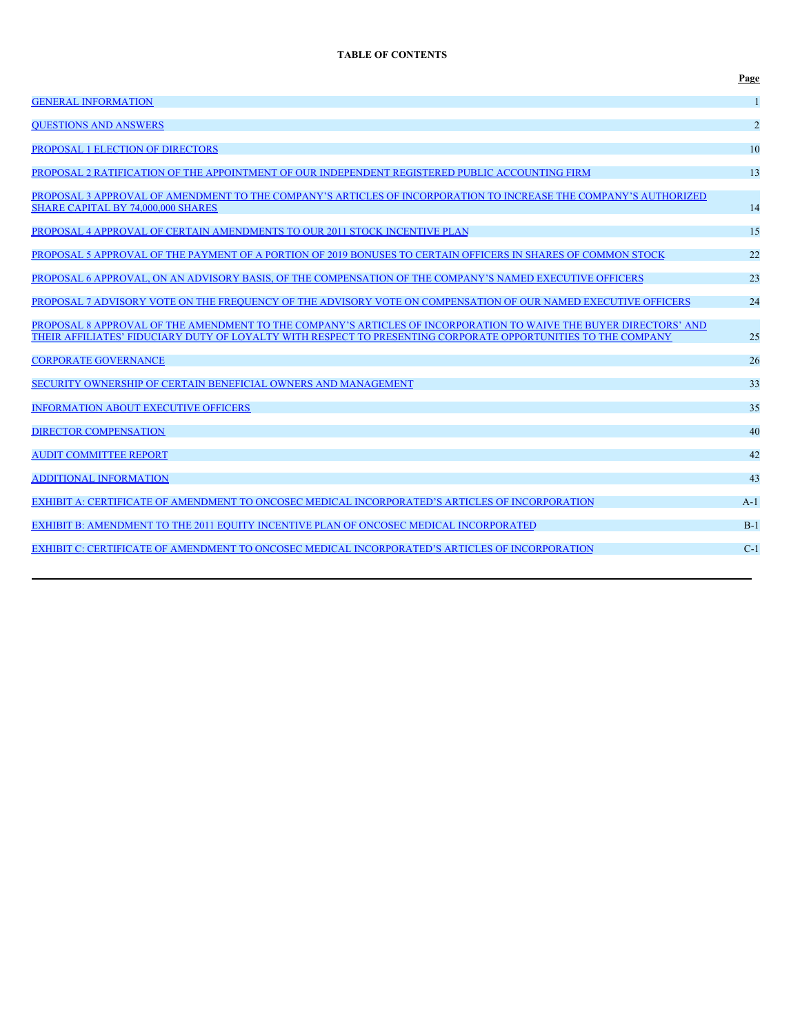**TABLE OF CONTENTS**

| | Page |
|---|---|
| GENERAL INFORMATION | 1 |
| QUESTIONS AND ANSWERS | 2 |
| PROPOSAL 1 ELECTION OF DIRECTORS | 10 |
| PROPOSAL 2 RATIFICATION OF THE APPOINTMENT OF OUR INDEPENDENT REGISTERED PUBLIC ACCOUNTING FIRM | 13 |
| PROPOSAL 3 APPROVAL OF AMENDMENT TO THE COMPANY'S ARTICLES OF INCORPORATION TO INCREASE THE COMPANY'S AUTHORIZED SHARE CAPITAL BY 74,000,000 SHARES | 14 |
| PROPOSAL 4 APPROVAL OF CERTAIN AMENDMENTS TO OUR 2011 STOCK INCENTIVE PLAN | 15 |
| PROPOSAL 5 APPROVAL OF THE PAYMENT OF A PORTION OF 2019 BONUSES TO CERTAIN OFFICERS IN SHARES OF COMMON STOCK | 22 |
| PROPOSAL 6 APPROVAL, ON AN ADVISORY BASIS, OF THE COMPENSATION OF THE COMPANY'S NAMED EXECUTIVE OFFICERS | 23 |
| PROPOSAL 7 ADVISORY VOTE ON THE FREQUENCY OF THE ADVISORY VOTE ON COMPENSATION OF OUR NAMED EXECUTIVE OFFICERS | 24 |
| PROPOSAL 8 APPROVAL OF THE AMENDMENT TO THE COMPANY'S ARTICLES OF INCORPORATION TO WAIVE THE BUYER DIRECTORS' AND THEIR AFFILIATES' FIDUCIARY DUTY OF LOYALTY WITH RESPECT TO PRESENTING CORPORATE OPPORTUNITIES TO THE COMPANY | 25 |
| CORPORATE GOVERNANCE | 26 |
| SECURITY OWNERSHIP OF CERTAIN BENEFICIAL OWNERS AND MANAGEMENT | 33 |
| INFORMATION ABOUT EXECUTIVE OFFICERS | 35 |
| DIRECTOR COMPENSATION | 40 |
| AUDIT COMMITTEE REPORT | 42 |
| ADDITIONAL INFORMATION | 43 |
| EXHIBIT A: CERTIFICATE OF AMENDMENT TO ONCOSEC MEDICAL INCORPORATED'S ARTICLES OF INCORPORATION | A-1 |
| EXHIBIT B: AMENDMENT TO THE 2011 EQUITY INCENTIVE PLAN OF ONCOSEC MEDICAL INCORPORATED | B-1 |
| EXHIBIT C: CERTIFICATE OF AMENDMENT TO ONCOSEC MEDICAL INCORPORATED'S ARTICLES OF INCORPORATION | C-1 |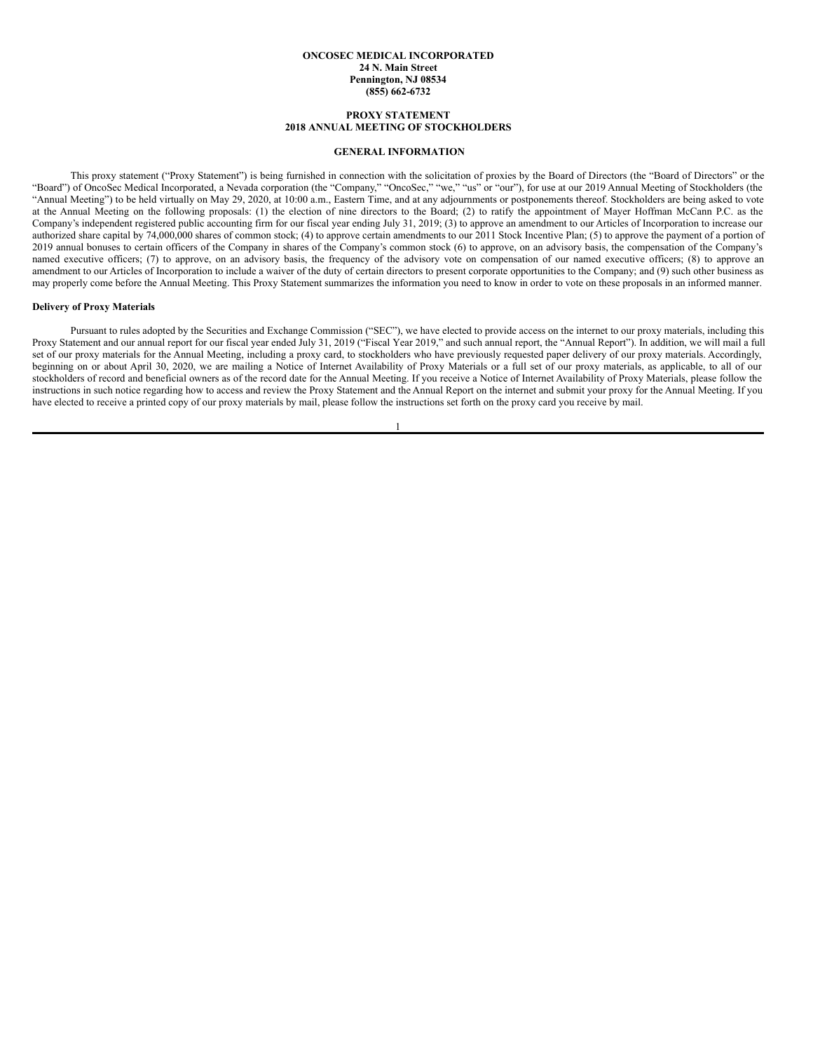**ONCOSEC MEDICAL INCORPORATED**
**24 N. Main Street**
**Pennington, NJ 08534**
**(855) 662-6732**

**PROXY STATEMENT**
**2018 ANNUAL MEETING OF STOCKHOLDERS**

**GENERAL INFORMATION**

This proxy statement ("Proxy Statement") is being furnished in connection with the solicitation of proxies by the Board of Directors (the "Board of Directors" or the "Board") of OncoSec Medical Incorporated, a Nevada corporation (the "Company," "OncoSec," "we," "us" or "our"), for use at our 2019 Annual Meeting of Stockholders (the "Annual Meeting") to be held virtually on May 29, 2020, at 10:00 a.m., Eastern Time, and at any adjournments or postponements thereof. Stockholders are being asked to vote at the Annual Meeting on the following proposals: (1) the election of nine directors to the Board; (2) to ratify the appointment of Mayer Hoffman McCann P.C. as the Company's independent registered public accounting firm for our fiscal year ending July 31, 2019; (3) to approve an amendment to our Articles of Incorporation to increase our authorized share capital by 74,000,000 shares of common stock; (4) to approve certain amendments to our 2011 Stock Incentive Plan; (5) to approve the payment of a portion of 2019 annual bonuses to certain officers of the Company in shares of the Company's common stock (6) to approve, on an advisory basis, the compensation of the Company's named executive officers; (7) to approve, on an advisory basis, the frequency of the advisory vote on compensation of our named executive officers; (8) to approve an amendment to our Articles of Incorporation to include a waiver of the duty of certain directors to present corporate opportunities to the Company; and (9) such other business as may properly come before the Annual Meeting. This Proxy Statement summarizes the information you need to know in order to vote on these proposals in an informed manner.

**Delivery of Proxy Materials**

Pursuant to rules adopted by the Securities and Exchange Commission ("SEC"), we have elected to provide access on the internet to our proxy materials, including this Proxy Statement and our annual report for our fiscal year ended July 31, 2019 ("Fiscal Year 2019," and such annual report, the "Annual Report"). In addition, we will mail a full set of our proxy materials for the Annual Meeting, including a proxy card, to stockholders who have previously requested paper delivery of our proxy materials. Accordingly, beginning on or about April 30, 2020, we are mailing a Notice of Internet Availability of Proxy Materials or a full set of our proxy materials, as applicable, to all of our stockholders of record and beneficial owners as of the record date for the Annual Meeting. If you receive a Notice of Internet Availability of Proxy Materials, please follow the instructions in such notice regarding how to access and review the Proxy Statement and the Annual Report on the internet and submit your proxy for the Annual Meeting. If you have elected to receive a printed copy of our proxy materials by mail, please follow the instructions set forth on the proxy card you receive by mail.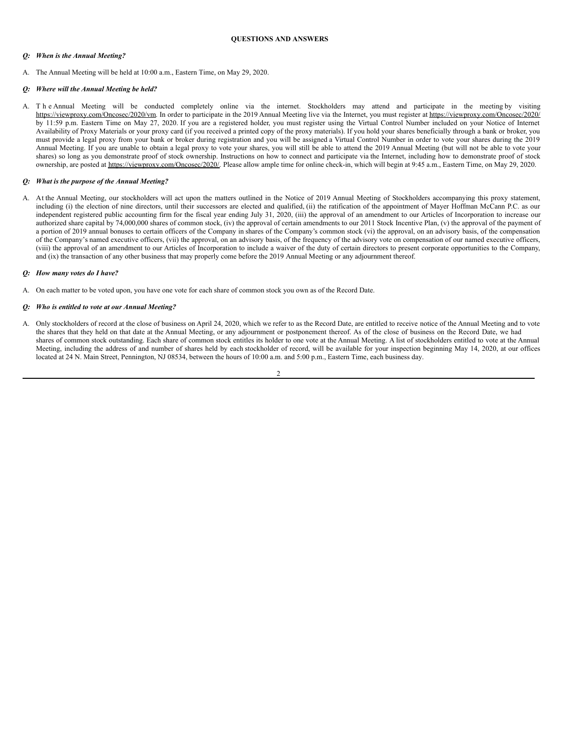**QUESTIONS AND ANSWERS**

***Q: When is the Annual Meeting?***

A. The Annual Meeting will be held at 10:00 a.m., Eastern Time, on May 29, 2020.

***Q: Where will the Annual Meeting be held?***

A. The Annual Meeting will be conducted completely online via the internet. Stockholders may attend and participate in the meeting by visiting https://viewproxy.com/Oncosec/2020/vm. In order to participate in the 2019 Annual Meeting live via the Internet, you must register at https://viewproxy.com/Oncosec/2020/ by 11:59 p.m. Eastern Time on May 27, 2020. If you are a registered holder, you must register using the Virtual Control Number included on your Notice of Internet Availability of Proxy Materials or your proxy card (if you received a printed copy of the proxy materials). If you hold your shares beneficially through a bank or broker, you must provide a legal proxy from your bank or broker during registration and you will be assigned a Virtual Control Number in order to vote your shares during the 2019 Annual Meeting. If you are unable to obtain a legal proxy to vote your shares, you will still be able to attend the 2019 Annual Meeting (but will not be able to vote your shares) so long as you demonstrate proof of stock ownership. Instructions on how to connect and participate via the Internet, including how to demonstrate proof of stock ownership, are posted at https://viewproxy.com/Oncosec/2020/. Please allow ample time for online check-in, which will begin at 9:45 a.m., Eastern Time, on May 29, 2020.

***Q: What is the purpose of the Annual Meeting?***

A. At the Annual Meeting, our stockholders will act upon the matters outlined in the Notice of 2019 Annual Meeting of Stockholders accompanying this proxy statement, including (i) the election of nine directors, until their successors are elected and qualified, (ii) the ratification of the appointment of Mayer Hoffman McCann P.C. as our independent registered public accounting firm for the fiscal year ending July 31, 2020, (iii) the approval of an amendment to our Articles of Incorporation to increase our authorized share capital by 74,000,000 shares of common stock, (iv) the approval of certain amendments to our 2011 Stock Incentive Plan, (v) the approval of the payment of a portion of 2019 annual bonuses to certain officers of the Company in shares of the Company's common stock (vi) the approval, on an advisory basis, of the compensation of the Company's named executive officers, (vii) the approval, on an advisory basis, of the frequency of the advisory vote on compensation of our named executive officers, (viii) the approval of an amendment to our Articles of Incorporation to include a waiver of the duty of certain directors to present corporate opportunities to the Company, and (ix) the transaction of any other business that may properly come before the 2019 Annual Meeting or any adjournment thereof.

***Q: How many votes do I have?***

A. On each matter to be voted upon, you have one vote for each share of common stock you own as of the Record Date.

***Q: Who is entitled to vote at our Annual Meeting?***

A. Only stockholders of record at the close of business on April 24, 2020, which we refer to as the Record Date, are entitled to receive notice of the Annual Meeting and to vote the shares that they held on that date at the Annual Meeting, or any adjournment or postponement thereof. As of the close of business on the Record Date, we had shares of common stock outstanding. Each share of common stock entitles its holder to one vote at the Annual Meeting. A list of stockholders entitled to vote at the Annual Meeting, including the address of and number of shares held by each stockholder of record, will be available for your inspection beginning May 14, 2020, at our offices located at 24 N. Main Street, Pennington, NJ 08534, between the hours of 10:00 a.m. and 5:00 p.m., Eastern Time, each business day.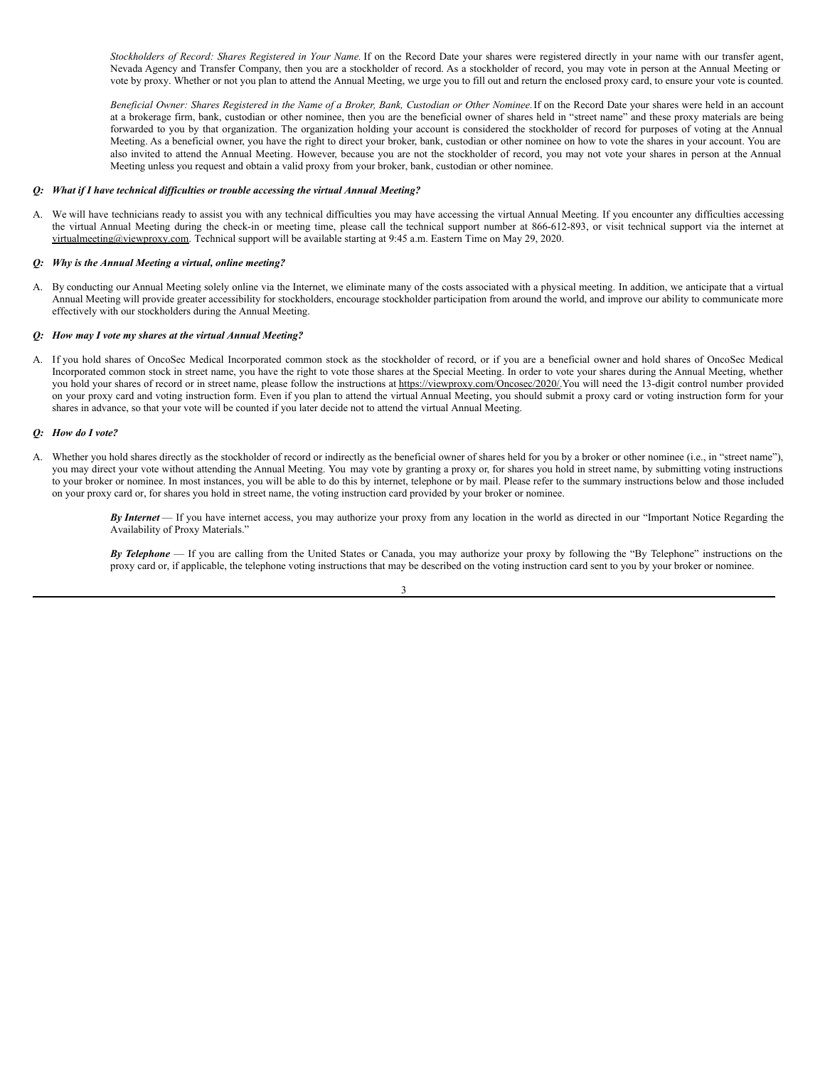*Stockholders of Record: Shares Registered in Your Name.* If on the Record Date your shares were registered directly in your name with our transfer agent, Nevada Agency and Transfer Company, then you are a stockholder of record. As a stockholder of record, you may vote in person at the Annual Meeting or vote by proxy. Whether or not you plan to attend the Annual Meeting, we urge you to fill out and return the enclosed proxy card, to ensure your vote is counted.

*Beneficial Owner: Shares Registered in the Name of a Broker, Bank, Custodian or Other Nominee.* If on the Record Date your shares were held in an account at a brokerage firm, bank, custodian or other nominee, then you are the beneficial owner of shares held in "street name" and these proxy materials are being forwarded to you by that organization. The organization holding your account is considered the stockholder of record for purposes of voting at the Annual Meeting. As a beneficial owner, you have the right to direct your broker, bank, custodian or other nominee on how to vote the shares in your account. You are also invited to attend the Annual Meeting. However, because you are not the stockholder of record, you may not vote your shares in person at the Annual Meeting unless you request and obtain a valid proxy from your broker, bank, custodian or other nominee.

***Q: What if I have technical difficulties or trouble accessing the virtual Annual Meeting?***

A. We will have technicians ready to assist you with any technical difficulties you may have accessing the virtual Annual Meeting. If you encounter any difficulties accessing the virtual Annual Meeting during the check-in or meeting time, please call the technical support number at 866-612-893, or visit technical support via the internet at virtualmeeting@viewproxy.com. Technical support will be available starting at 9:45 a.m. Eastern Time on May 29, 2020.

***Q: Why is the Annual Meeting a virtual, online meeting?***

A. By conducting our Annual Meeting solely online via the Internet, we eliminate many of the costs associated with a physical meeting. In addition, we anticipate that a virtual Annual Meeting will provide greater accessibility for stockholders, encourage stockholder participation from around the world, and improve our ability to communicate more effectively with our stockholders during the Annual Meeting.

***Q: How may I vote my shares at the virtual Annual Meeting?***

A. If you hold shares of OncoSec Medical Incorporated common stock as the stockholder of record, or if you are a beneficial owner and hold shares of OncoSec Medical Incorporated common stock in street name, you have the right to vote those shares at the Special Meeting. In order to vote your shares during the Annual Meeting, whether you hold your shares of record or in street name, please follow the instructions at https://viewproxy.com/Oncosec/2020/.You will need the 13-digit control number provided on your proxy card and voting instruction form. Even if you plan to attend the virtual Annual Meeting, you should submit a proxy card or voting instruction form for your shares in advance, so that your vote will be counted if you later decide not to attend the virtual Annual Meeting.

***Q: How do I vote?***

A. Whether you hold shares directly as the stockholder of record or indirectly as the beneficial owner of shares held for you by a broker or other nominee (i.e., in "street name"), you may direct your vote without attending the Annual Meeting. You may vote by granting a proxy or, for shares you hold in street name, by submitting voting instructions to your broker or nominee. In most instances, you will be able to do this by internet, telephone or by mail. Please refer to the summary instructions below and those included on your proxy card or, for shares you hold in street name, the voting instruction card provided by your broker or nominee.

***By Internet*** — If you have internet access, you may authorize your proxy from any location in the world as directed in our "Important Notice Regarding the Availability of Proxy Materials."

***By Telephone*** — If you are calling from the United States or Canada, you may authorize your proxy by following the "By Telephone" instructions on the proxy card or, if applicable, the telephone voting instructions that may be described on the voting instruction card sent to you by your broker or nominee.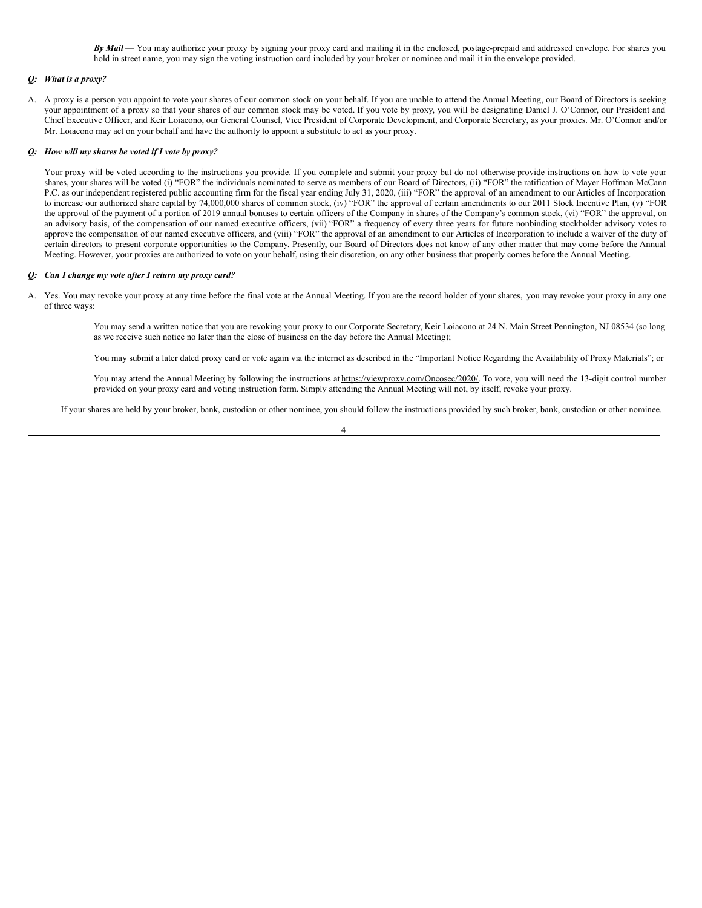***By Mail*** — You may authorize your proxy by signing your proxy card and mailing it in the enclosed, postage-prepaid and addressed envelope. For shares you hold in street name, you may sign the voting instruction card included by your broker or nominee and mail it in the envelope provided.

***Q: What is a proxy?***

A. A proxy is a person you appoint to vote your shares of our common stock on your behalf. If you are unable to attend the Annual Meeting, our Board of Directors is seeking your appointment of a proxy so that your shares of our common stock may be voted. If you vote by proxy, you will be designating Daniel J. O'Connor, our President and Chief Executive Officer, and Keir Loiacono, our General Counsel, Vice President of Corporate Development, and Corporate Secretary, as your proxies. Mr. O'Connor and/or Mr. Loiacono may act on your behalf and have the authority to appoint a substitute to act as your proxy.

***Q: How will my shares be voted if I vote by proxy?***

Your proxy will be voted according to the instructions you provide. If you complete and submit your proxy but do not otherwise provide instructions on how to vote your shares, your shares will be voted (i) "FOR" the individuals nominated to serve as members of our Board of Directors, (ii) "FOR" the ratification of Mayer Hoffman McCann P.C. as our independent registered public accounting firm for the fiscal year ending July 31, 2020, (iii) "FOR" the approval of an amendment to our Articles of Incorporation to increase our authorized share capital by 74,000,000 shares of common stock, (iv) "FOR" the approval of certain amendments to our 2011 Stock Incentive Plan, (v) "FOR the approval of the payment of a portion of 2019 annual bonuses to certain officers of the Company in shares of the Company's common stock, (vi) "FOR" the approval, on an advisory basis, of the compensation of our named executive officers, (vii) "FOR" a frequency of every three years for future nonbinding stockholder advisory votes to approve the compensation of our named executive officers, and (viii) "FOR" the approval of an amendment to our Articles of Incorporation to include a waiver of the duty of certain directors to present corporate opportunities to the Company. Presently, our Board of Directors does not know of any other matter that may come before the Annual Meeting. However, your proxies are authorized to vote on your behalf, using their discretion, on any other business that properly comes before the Annual Meeting.

***Q: Can I change my vote after I return my proxy card?***

A. Yes. You may revoke your proxy at any time before the final vote at the Annual Meeting. If you are the record holder of your shares, you may revoke your proxy in any one of three ways:

You may send a written notice that you are revoking your proxy to our Corporate Secretary, Keir Loiacono at 24 N. Main Street Pennington, NJ 08534 (so long as we receive such notice no later than the close of business on the day before the Annual Meeting);

You may submit a later dated proxy card or vote again via the internet as described in the "Important Notice Regarding the Availability of Proxy Materials"; or

You may attend the Annual Meeting by following the instructions at https://viewproxy.com/Oncosec/2020/. To vote, you will need the 13-digit control number provided on your proxy card and voting instruction form. Simply attending the Annual Meeting will not, by itself, revoke your proxy.

If your shares are held by your broker, bank, custodian or other nominee, you should follow the instructions provided by such broker, bank, custodian or other nominee.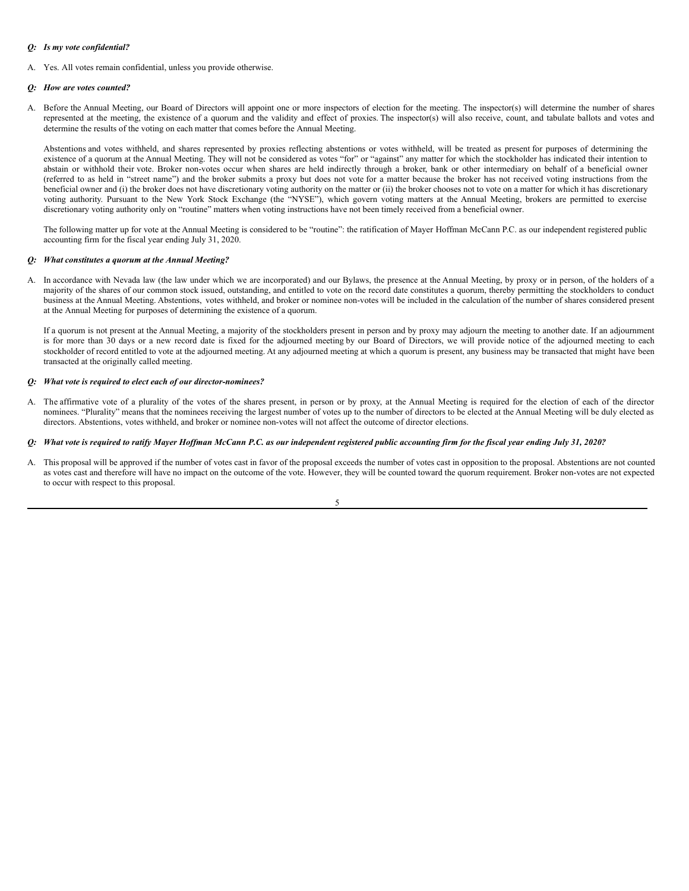***Q: Is my vote confidential?***

A. Yes. All votes remain confidential, unless you provide otherwise.

***Q: How are votes counted?***

A. Before the Annual Meeting, our Board of Directors will appoint one or more inspectors of election for the meeting. The inspector(s) will determine the number of shares represented at the meeting, the existence of a quorum and the validity and effect of proxies. The inspector(s) will also receive, count, and tabulate ballots and votes and determine the results of the voting on each matter that comes before the Annual Meeting.

Abstentions and votes withheld, and shares represented by proxies reflecting abstentions or votes withheld, will be treated as present for purposes of determining the existence of a quorum at the Annual Meeting. They will not be considered as votes "for" or "against" any matter for which the stockholder has indicated their intention to abstain or withhold their vote. Broker non-votes occur when shares are held indirectly through a broker, bank or other intermediary on behalf of a beneficial owner (referred to as held in "street name") and the broker submits a proxy but does not vote for a matter because the broker has not received voting instructions from the beneficial owner and (i) the broker does not have discretionary voting authority on the matter or (ii) the broker chooses not to vote on a matter for which it has discretionary voting authority. Pursuant to the New York Stock Exchange (the "NYSE"), which govern voting matters at the Annual Meeting, brokers are permitted to exercise discretionary voting authority only on "routine" matters when voting instructions have not been timely received from a beneficial owner.

The following matter up for vote at the Annual Meeting is considered to be "routine": the ratification of Mayer Hoffman McCann P.C. as our independent registered public accounting firm for the fiscal year ending July 31, 2020.

***Q: What constitutes a quorum at the Annual Meeting?***

A. In accordance with Nevada law (the law under which we are incorporated) and our Bylaws, the presence at the Annual Meeting, by proxy or in person, of the holders of a majority of the shares of our common stock issued, outstanding, and entitled to vote on the record date constitutes a quorum, thereby permitting the stockholders to conduct business at the Annual Meeting. Abstentions, votes withheld, and broker or nominee non-votes will be included in the calculation of the number of shares considered present at the Annual Meeting for purposes of determining the existence of a quorum.

If a quorum is not present at the Annual Meeting, a majority of the stockholders present in person and by proxy may adjourn the meeting to another date. If an adjournment is for more than 30 days or a new record date is fixed for the adjourned meeting by our Board of Directors, we will provide notice of the adjourned meeting to each stockholder of record entitled to vote at the adjourned meeting. At any adjourned meeting at which a quorum is present, any business may be transacted that might have been transacted at the originally called meeting.

***Q: What vote is required to elect each of our director-nominees?***

A. The affirmative vote of a plurality of the votes of the shares present, in person or by proxy, at the Annual Meeting is required for the election of each of the director nominees. "Plurality" means that the nominees receiving the largest number of votes up to the number of directors to be elected at the Annual Meeting will be duly elected as directors. Abstentions, votes withheld, and broker or nominee non-votes will not affect the outcome of director elections.

***Q: What vote is required to ratify Mayer Hoffman McCann P.C. as our independent registered public accounting firm for the fiscal year ending July 31, 2020?***

A. This proposal will be approved if the number of votes cast in favor of the proposal exceeds the number of votes cast in opposition to the proposal. Abstentions are not counted as votes cast and therefore will have no impact on the outcome of the vote. However, they will be counted toward the quorum requirement. Broker non-votes are not expected to occur with respect to this proposal.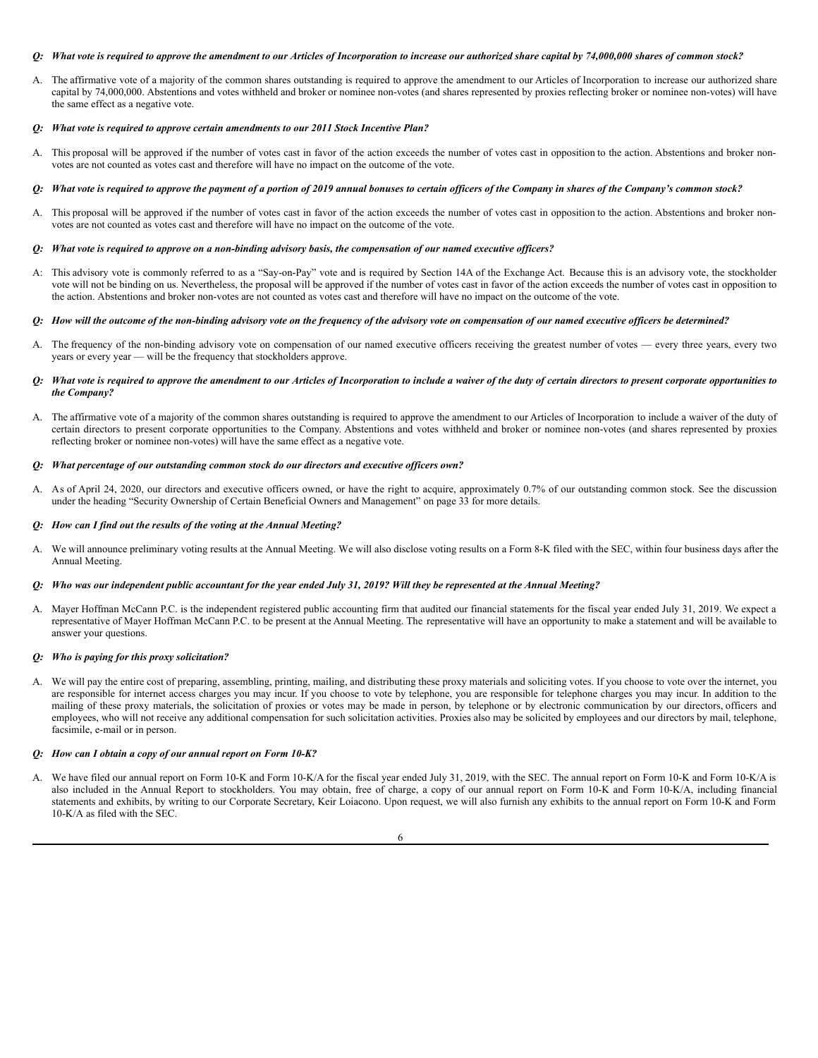***Q: What vote is required to approve the amendment to our Articles of Incorporation to increase our authorized share capital by 74,000,000 shares of common stock?***

A. The affirmative vote of a majority of the common shares outstanding is required to approve the amendment to our Articles of Incorporation to increase our authorized share capital by 74,000,000. Abstentions and votes withheld and broker or nominee non-votes (and shares represented by proxies reflecting broker or nominee non-votes) will have the same effect as a negative vote.

***Q: What vote is required to approve certain amendments to our 2011 Stock Incentive Plan?***

A. This proposal will be approved if the number of votes cast in favor of the action exceeds the number of votes cast in opposition to the action. Abstentions and broker non-votes are not counted as votes cast and therefore will have no impact on the outcome of the vote.

***Q: What vote is required to approve the payment of a portion of 2019 annual bonuses to certain officers of the Company in shares of the Company's common stock?***

A. This proposal will be approved if the number of votes cast in favor of the action exceeds the number of votes cast in opposition to the action. Abstentions and broker non-votes are not counted as votes cast and therefore will have no impact on the outcome of the vote.

***Q: What vote is required to approve on a non-binding advisory basis, the compensation of our named executive officers?***

A: This advisory vote is commonly referred to as a "Say-on-Pay" vote and is required by Section 14A of the Exchange Act. Because this is an advisory vote, the stockholder vote will not be binding on us. Nevertheless, the proposal will be approved if the number of votes cast in favor of the action exceeds the number of votes cast in opposition to the action. Abstentions and broker non-votes are not counted as votes cast and therefore will have no impact on the outcome of the vote.

***Q: How will the outcome of the non-binding advisory vote on the frequency of the advisory vote on compensation of our named executive officers be determined?***

A. The frequency of the non-binding advisory vote on compensation of our named executive officers receiving the greatest number of votes — every three years, every two years or every year — will be the frequency that stockholders approve.

***Q: What vote is required to approve the amendment to our Articles of Incorporation to include a waiver of the duty of certain directors to present corporate opportunities to the Company?***

A. The affirmative vote of a majority of the common shares outstanding is required to approve the amendment to our Articles of Incorporation to include a waiver of the duty of certain directors to present corporate opportunities to the Company. Abstentions and votes withheld and broker or nominee non-votes (and shares represented by proxies reflecting broker or nominee non-votes) will have the same effect as a negative vote.

***Q: What percentage of our outstanding common stock do our directors and executive officers own?***

A. As of April 24, 2020, our directors and executive officers owned, or have the right to acquire, approximately 0.7% of our outstanding common stock. See the discussion under the heading "Security Ownership of Certain Beneficial Owners and Management" on page 33 for more details.

***Q: How can I find out the results of the voting at the Annual Meeting?***

A. We will announce preliminary voting results at the Annual Meeting. We will also disclose voting results on a Form 8-K filed with the SEC, within four business days after the Annual Meeting.

***Q: Who was our independent public accountant for the year ended July 31, 2019? Will they be represented at the Annual Meeting?***

A. Mayer Hoffman McCann P.C. is the independent registered public accounting firm that audited our financial statements for the fiscal year ended July 31, 2019. We expect a representative of Mayer Hoffman McCann P.C. to be present at the Annual Meeting. The representative will have an opportunity to make a statement and will be available to answer your questions.

***Q: Who is paying for this proxy solicitation?***

A. We will pay the entire cost of preparing, assembling, printing, mailing, and distributing these proxy materials and soliciting votes. If you choose to vote over the internet, you are responsible for internet access charges you may incur. If you choose to vote by telephone, you are responsible for telephone charges you may incur. In addition to the mailing of these proxy materials, the solicitation of proxies or votes may be made in person, by telephone or by electronic communication by our directors, officers and employees, who will not receive any additional compensation for such solicitation activities. Proxies also may be solicited by employees and our directors by mail, telephone, facsimile, e-mail or in person.

***Q: How can I obtain a copy of our annual report on Form 10-K?***

A. We have filed our annual report on Form 10-K and Form 10-K/A for the fiscal year ended July 31, 2019, with the SEC. The annual report on Form 10-K and Form 10-K/A is also included in the Annual Report to stockholders. You may obtain, free of charge, a copy of our annual report on Form 10-K and Form 10-K/A, including financial statements and exhibits, by writing to our Corporate Secretary, Keir Loiacono. Upon request, we will also furnish any exhibits to the annual report on Form 10-K and Form 10-K/A as filed with the SEC.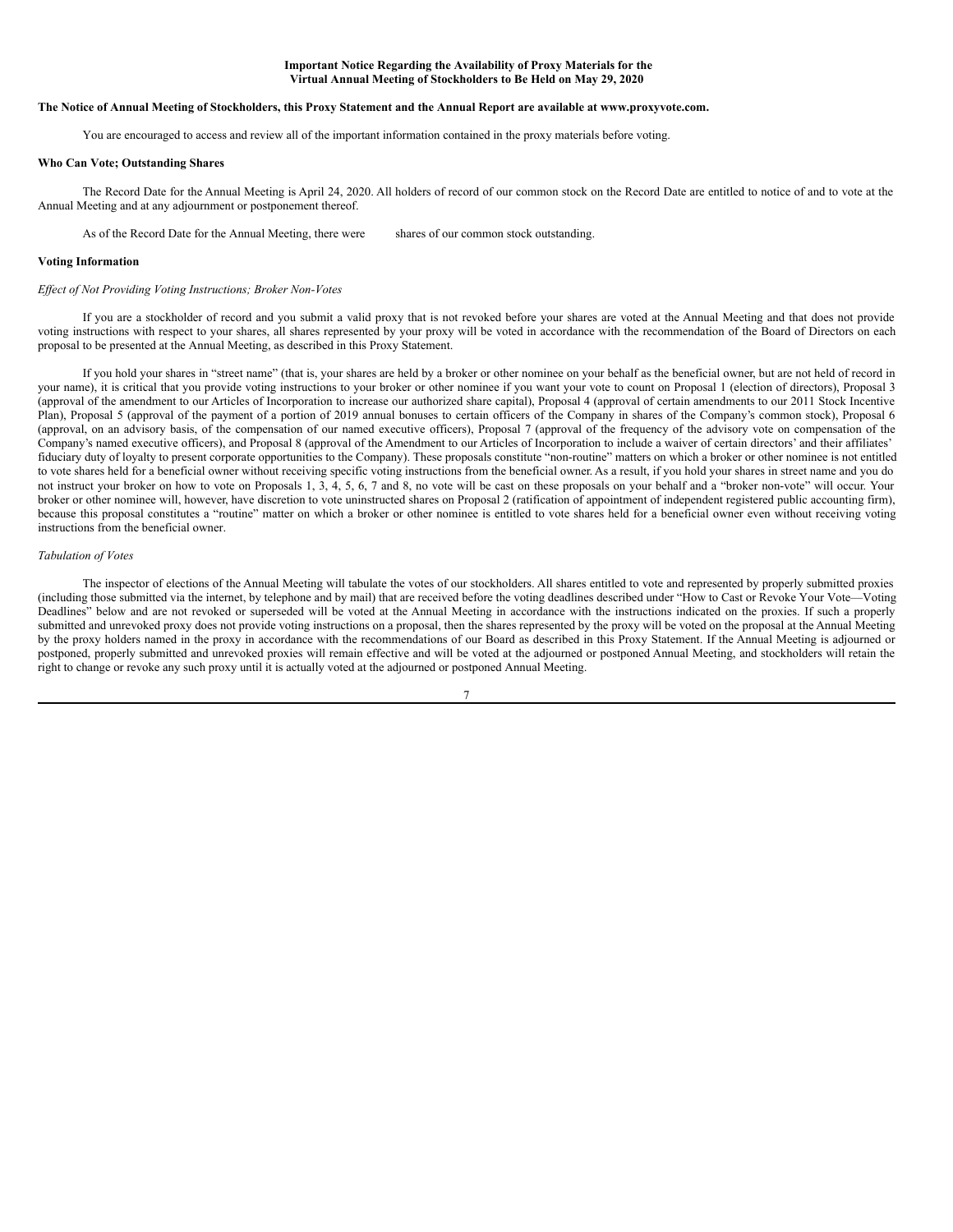**Important Notice Regarding the Availability of Proxy Materials for the Virtual Annual Meeting of Stockholders to Be Held on May 29, 2020**

**The Notice of Annual Meeting of Stockholders, this Proxy Statement and the Annual Report are available at www.proxyvote.com.**

You are encouraged to access and review all of the important information contained in the proxy materials before voting.

**Who Can Vote; Outstanding Shares**

The Record Date for the Annual Meeting is April 24, 2020. All holders of record of our common stock on the Record Date are entitled to notice of and to vote at the Annual Meeting and at any adjournment or postponement thereof.

As of the Record Date for the Annual Meeting, there were        shares of our common stock outstanding.

**Voting Information**

*Effect of Not Providing Voting Instructions; Broker Non-Votes*

If you are a stockholder of record and you submit a valid proxy that is not revoked before your shares are voted at the Annual Meeting and that does not provide voting instructions with respect to your shares, all shares represented by your proxy will be voted in accordance with the recommendation of the Board of Directors on each proposal to be presented at the Annual Meeting, as described in this Proxy Statement.

If you hold your shares in "street name" (that is, your shares are held by a broker or other nominee on your behalf as the beneficial owner, but are not held of record in your name), it is critical that you provide voting instructions to your broker or other nominee if you want your vote to count on Proposal 1 (election of directors), Proposal 3 (approval of the amendment to our Articles of Incorporation to increase our authorized share capital), Proposal 4 (approval of certain amendments to our 2011 Stock Incentive Plan), Proposal 5 (approval of the payment of a portion of 2019 annual bonuses to certain officers of the Company in shares of the Company's common stock), Proposal 6 (approval, on an advisory basis, of the compensation of our named executive officers), Proposal 7 (approval of the frequency of the advisory vote on compensation of the Company's named executive officers), and Proposal 8 (approval of the Amendment to our Articles of Incorporation to include a waiver of certain directors' and their affiliates' fiduciary duty of loyalty to present corporate opportunities to the Company). These proposals constitute "non-routine" matters on which a broker or other nominee is not entitled to vote shares held for a beneficial owner without receiving specific voting instructions from the beneficial owner. As a result, if you hold your shares in street name and you do not instruct your broker on how to vote on Proposals 1, 3, 4, 5, 6, 7 and 8, no vote will be cast on these proposals on your behalf and a "broker non-vote" will occur. Your broker or other nominee will, however, have discretion to vote uninstructed shares on Proposal 2 (ratification of appointment of independent registered public accounting firm), because this proposal constitutes a "routine" matter on which a broker or other nominee is entitled to vote shares held for a beneficial owner even without receiving voting instructions from the beneficial owner.

*Tabulation of Votes*

The inspector of elections of the Annual Meeting will tabulate the votes of our stockholders. All shares entitled to vote and represented by properly submitted proxies (including those submitted via the internet, by telephone and by mail) that are received before the voting deadlines described under "How to Cast or Revoke Your Vote—Voting Deadlines" below and are not revoked or superseded will be voted at the Annual Meeting in accordance with the instructions indicated on the proxies. If such a properly submitted and unrevoked proxy does not provide voting instructions on a proposal, then the shares represented by the proxy will be voted on the proposal at the Annual Meeting by the proxy holders named in the proxy in accordance with the recommendations of our Board as described in this Proxy Statement. If the Annual Meeting is adjourned or postponed, properly submitted and unrevoked proxies will remain effective and will be voted at the adjourned or postponed Annual Meeting, and stockholders will retain the right to change or revoke any such proxy until it is actually voted at the adjourned or postponed Annual Meeting.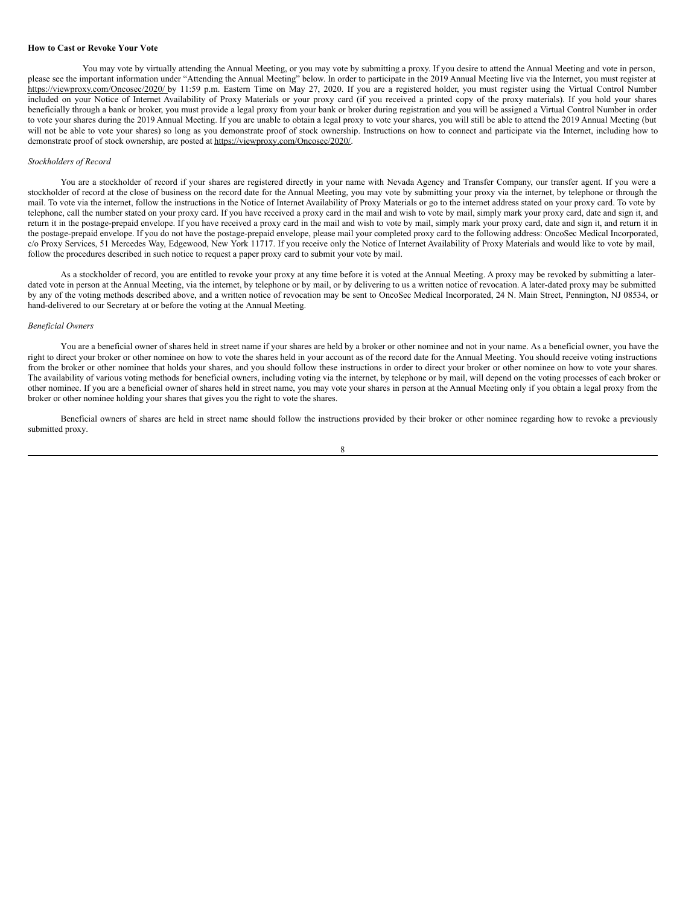**How to Cast or Revoke Your Vote**

You may vote by virtually attending the Annual Meeting, or you may vote by submitting a proxy. If you desire to attend the Annual Meeting and vote in person, please see the important information under "Attending the Annual Meeting" below. In order to participate in the 2019 Annual Meeting live via the Internet, you must register at https://viewproxy.com/Oncosec/2020/ by 11:59 p.m. Eastern Time on May 27, 2020. If you are a registered holder, you must register using the Virtual Control Number included on your Notice of Internet Availability of Proxy Materials or your proxy card (if you received a printed copy of the proxy materials). If you hold your shares beneficially through a bank or broker, you must provide a legal proxy from your bank or broker during registration and you will be assigned a Virtual Control Number in order to vote your shares during the 2019 Annual Meeting. If you are unable to obtain a legal proxy to vote your shares, you will still be able to attend the 2019 Annual Meeting (but will not be able to vote your shares) so long as you demonstrate proof of stock ownership. Instructions on how to connect and participate via the Internet, including how to demonstrate proof of stock ownership, are posted at https://viewproxy.com/Oncosec/2020/.

*Stockholders of Record*

You are a stockholder of record if your shares are registered directly in your name with Nevada Agency and Transfer Company, our transfer agent. If you were a stockholder of record at the close of business on the record date for the Annual Meeting, you may vote by submitting your proxy via the internet, by telephone or through the mail. To vote via the internet, follow the instructions in the Notice of Internet Availability of Proxy Materials or go to the internet address stated on your proxy card. To vote by telephone, call the number stated on your proxy card. If you have received a proxy card in the mail and wish to vote by mail, simply mark your proxy card, date and sign it, and return it in the postage-prepaid envelope. If you have received a proxy card in the mail and wish to vote by mail, simply mark your proxy card, date and sign it, and return it in the postage-prepaid envelope. If you do not have the postage-prepaid envelope, please mail your completed proxy card to the following address: OncoSec Medical Incorporated, c/o Proxy Services, 51 Mercedes Way, Edgewood, New York 11717. If you receive only the Notice of Internet Availability of Proxy Materials and would like to vote by mail, follow the procedures described in such notice to request a paper proxy card to submit your vote by mail.

As a stockholder of record, you are entitled to revoke your proxy at any time before it is voted at the Annual Meeting. A proxy may be revoked by submitting a later-dated vote in person at the Annual Meeting, via the internet, by telephone or by mail, or by delivering to us a written notice of revocation. A later-dated proxy may be submitted by any of the voting methods described above, and a written notice of revocation may be sent to OncoSec Medical Incorporated, 24 N. Main Street, Pennington, NJ 08534, or hand-delivered to our Secretary at or before the voting at the Annual Meeting.

*Beneficial Owners*

You are a beneficial owner of shares held in street name if your shares are held by a broker or other nominee and not in your name. As a beneficial owner, you have the right to direct your broker or other nominee on how to vote the shares held in your account as of the record date for the Annual Meeting. You should receive voting instructions from the broker or other nominee that holds your shares, and you should follow these instructions in order to direct your broker or other nominee on how to vote your shares. The availability of various voting methods for beneficial owners, including voting via the internet, by telephone or by mail, will depend on the voting processes of each broker or other nominee. If you are a beneficial owner of shares held in street name, you may vote your shares in person at the Annual Meeting only if you obtain a legal proxy from the broker or other nominee holding your shares that gives you the right to vote the shares.

Beneficial owners of shares are held in street name should follow the instructions provided by their broker or other nominee regarding how to revoke a previously submitted proxy.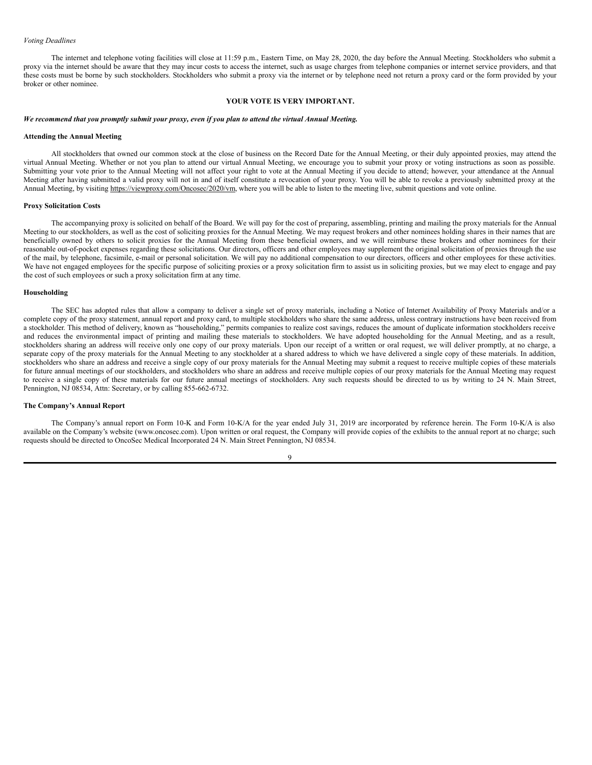*Voting Deadlines*

The internet and telephone voting facilities will close at 11:59 p.m., Eastern Time, on May 28, 2020, the day before the Annual Meeting. Stockholders who submit a proxy via the internet should be aware that they may incur costs to access the internet, such as usage charges from telephone companies or internet service providers, and that these costs must be borne by such stockholders. Stockholders who submit a proxy via the internet or by telephone need not return a proxy card or the form provided by your broker or other nominee.

**YOUR VOTE IS VERY IMPORTANT.**

***We recommend that you promptly submit your proxy, even if you plan to attend the virtual Annual Meeting.***

**Attending the Annual Meeting**

All stockholders that owned our common stock at the close of business on the Record Date for the Annual Meeting, or their duly appointed proxies, may attend the virtual Annual Meeting. Whether or not you plan to attend our virtual Annual Meeting, we encourage you to submit your proxy or voting instructions as soon as possible. Submitting your vote prior to the Annual Meeting will not affect your right to vote at the Annual Meeting if you decide to attend; however, your attendance at the Annual Meeting after having submitted a valid proxy will not in and of itself constitute a revocation of your proxy. You will be able to revoke a previously submitted proxy at the Annual Meeting, by visiting https://viewproxy.com/Oncosec/2020/vm, where you will be able to listen to the meeting live, submit questions and vote online.

**Proxy Solicitation Costs**

The accompanying proxy is solicited on behalf of the Board. We will pay for the cost of preparing, assembling, printing and mailing the proxy materials for the Annual Meeting to our stockholders, as well as the cost of soliciting proxies for the Annual Meeting. We may request brokers and other nominees holding shares in their names that are beneficially owned by others to solicit proxies for the Annual Meeting from these beneficial owners, and we will reimburse these brokers and other nominees for their reasonable out-of-pocket expenses regarding these solicitations. Our directors, officers and other employees may supplement the original solicitation of proxies through the use of the mail, by telephone, facsimile, e-mail or personal solicitation. We will pay no additional compensation to our directors, officers and other employees for these activities. We have not engaged employees for the specific purpose of soliciting proxies or a proxy solicitation firm to assist us in soliciting proxies, but we may elect to engage and pay the cost of such employees or such a proxy solicitation firm at any time.

**Householding**

The SEC has adopted rules that allow a company to deliver a single set of proxy materials, including a Notice of Internet Availability of Proxy Materials and/or a complete copy of the proxy statement, annual report and proxy card, to multiple stockholders who share the same address, unless contrary instructions have been received from a stockholder. This method of delivery, known as "householding," permits companies to realize cost savings, reduces the amount of duplicate information stockholders receive and reduces the environmental impact of printing and mailing these materials to stockholders. We have adopted householding for the Annual Meeting, and as a result, stockholders sharing an address will receive only one copy of our proxy materials. Upon our receipt of a written or oral request, we will deliver promptly, at no charge, a separate copy of the proxy materials for the Annual Meeting to any stockholder at a shared address to which we have delivered a single copy of these materials. In addition, stockholders who share an address and receive a single copy of our proxy materials for the Annual Meeting may submit a request to receive multiple copies of these materials for future annual meetings of our stockholders, and stockholders who share an address and receive multiple copies of our proxy materials for the Annual Meeting may request to receive a single copy of these materials for our future annual meetings of stockholders. Any such requests should be directed to us by writing to 24 N. Main Street, Pennington, NJ 08534, Attn: Secretary, or by calling 855-662-6732.

**The Company's Annual Report**

The Company's annual report on Form 10-K and Form 10-K/A for the year ended July 31, 2019 are incorporated by reference herein. The Form 10-K/A is also available on the Company's website (www.oncosec.com). Upon written or oral request, the Company will provide copies of the exhibits to the annual report at no charge; such requests should be directed to OncoSec Medical Incorporated 24 N. Main Street Pennington, NJ 08534.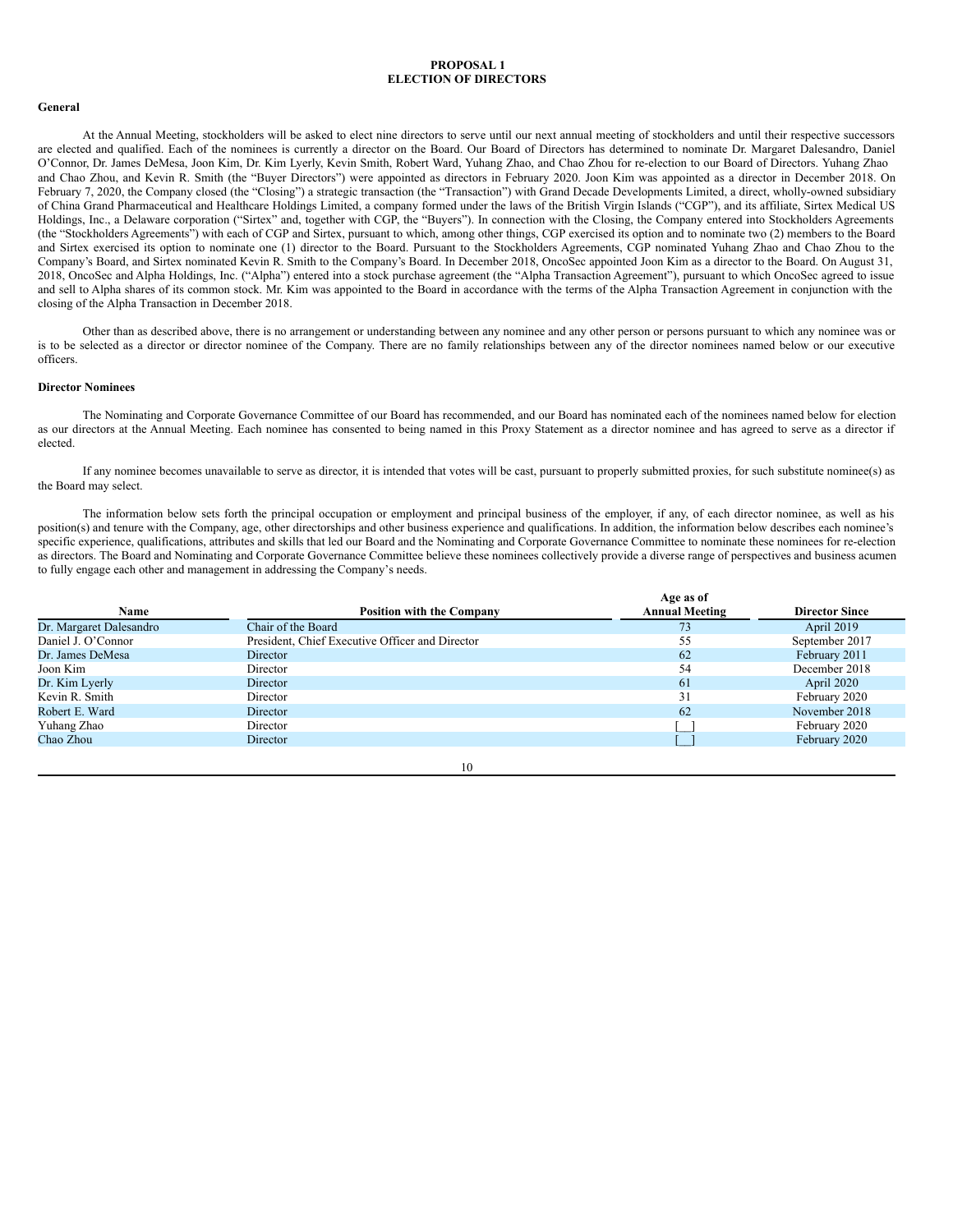# PROPOSAL 1
# ELECTION OF DIRECTORS

**General**

At the Annual Meeting, stockholders will be asked to elect nine directors to serve until our next annual meeting of stockholders and until their respective successors are elected and qualified. Each of the nominees is currently a director on the Board. Our Board of Directors has determined to nominate Dr. Margaret Dalesandro, Daniel O'Connor, Dr. James DeMesa, Joon Kim, Dr. Kim Lyerly, Kevin Smith, Robert Ward, Yuhang Zhao, and Chao Zhou for re-election to our Board of Directors. Yuhang Zhao and Chao Zhou, and Kevin R. Smith (the "Buyer Directors") were appointed as directors in February 2020. Joon Kim was appointed as a director in December 2018. On February 7, 2020, the Company closed (the "Closing") a strategic transaction (the "Transaction") with Grand Decade Developments Limited, a direct, wholly-owned subsidiary of China Grand Pharmaceutical and Healthcare Holdings Limited, a company formed under the laws of the British Virgin Islands ("CGP"), and its affiliate, Sirtex Medical US Holdings, Inc., a Delaware corporation ("Sirtex" and, together with CGP, the "Buyers"). In connection with the Closing, the Company entered into Stockholders Agreements (the "Stockholders Agreements") with each of CGP and Sirtex, pursuant to which, among other things, CGP exercised its option and to nominate two (2) members to the Board and Sirtex exercised its option to nominate one (1) director to the Board. Pursuant to the Stockholders Agreements, CGP nominated Yuhang Zhao and Chao Zhou to the Company's Board, and Sirtex nominated Kevin R. Smith to the Company's Board. In December 2018, OncoSec appointed Joon Kim as a director to the Board. On August 31, 2018, OncoSec and Alpha Holdings, Inc. ("Alpha") entered into a stock purchase agreement (the "Alpha Transaction Agreement"), pursuant to which OncoSec agreed to issue and sell to Alpha shares of its common stock. Mr. Kim was appointed to the Board in accordance with the terms of the Alpha Transaction Agreement in conjunction with the closing of the Alpha Transaction in December 2018.

Other than as described above, there is no arrangement or understanding between any nominee and any other person or persons pursuant to which any nominee was or is to be selected as a director or director nominee of the Company. There are no family relationships between any of the director nominees named below or our executive officers.

**Director Nominees**

The Nominating and Corporate Governance Committee of our Board has recommended, and our Board has nominated each of the nominees named below for election as our directors at the Annual Meeting. Each nominee has consented to being named in this Proxy Statement as a director nominee and has agreed to serve as a director if elected.

If any nominee becomes unavailable to serve as director, it is intended that votes will be cast, pursuant to properly submitted proxies, for such substitute nominee(s) as the Board may select.

The information below sets forth the principal occupation or employment and principal business of the employer, if any, of each director nominee, as well as his position(s) and tenure with the Company, age, other directorships and other business experience and qualifications. In addition, the information below describes each nominee's specific experience, qualifications, attributes and skills that led our Board and the Nominating and Corporate Governance Committee to nominate these nominees for re-election as directors. The Board and Nominating and Corporate Governance Committee believe these nominees collectively provide a diverse range of perspectives and business acumen to fully engage each other and management in addressing the Company's needs.

| Name | Position with the Company | Age as of Annual Meeting | Director Since |
|---|---|---|---|
| Dr. Margaret Dalesandro | Chair of the Board | 73 | April 2019 |
| Daniel J. O'Connor | President, Chief Executive Officer and Director | 55 | September 2017 |
| Dr. James DeMesa | Director | 62 | February 2011 |
| Joon Kim | Director | 54 | December 2018 |
| Dr. Kim Lyerly | Director | 61 | April 2020 |
| Kevin R. Smith | Director | 31 | February 2020 |
| Robert E. Ward | Director | 62 | November 2018 |
| Yuhang Zhao | Director | [__] | February 2020 |
| Chao Zhou | Director | [__] | February 2020 |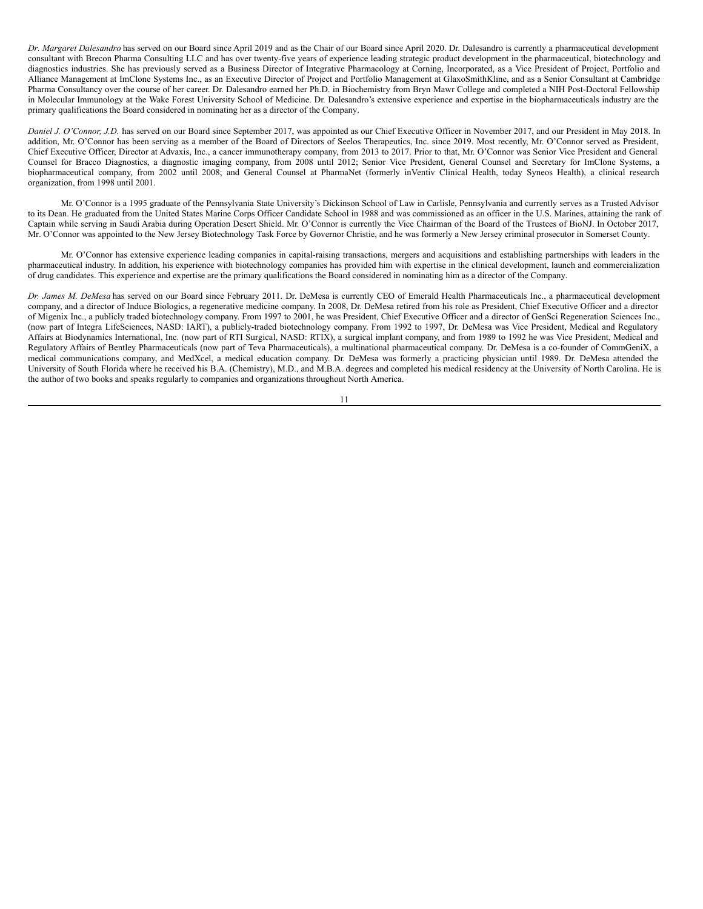*Dr. Margaret Dalesandro* has served on our Board since April 2019 and as the Chair of our Board since April 2020. Dr. Dalesandro is currently a pharmaceutical development consultant with Brecon Pharma Consulting LLC and has over twenty-five years of experience leading strategic product development in the pharmaceutical, biotechnology and diagnostics industries. She has previously served as a Business Director of Integrative Pharmacology at Corning, Incorporated, as a Vice President of Project, Portfolio and Alliance Management at ImClone Systems Inc., as an Executive Director of Project and Portfolio Management at GlaxoSmithKline, and as a Senior Consultant at Cambridge Pharma Consultancy over the course of her career. Dr. Dalesandro earned her Ph.D. in Biochemistry from Bryn Mawr College and completed a NIH Post-Doctoral Fellowship in Molecular Immunology at the Wake Forest University School of Medicine. Dr. Dalesandro's extensive experience and expertise in the biopharmaceuticals industry are the primary qualifications the Board considered in nominating her as a director of the Company.

*Daniel J. O'Connor, J.D.* has served on our Board since September 2017, was appointed as our Chief Executive Officer in November 2017, and our President in May 2018. In addition, Mr. O'Connor has been serving as a member of the Board of Directors of Seelos Therapeutics, Inc. since 2019. Most recently, Mr. O'Connor served as President, Chief Executive Officer, Director at Advaxis, Inc., a cancer immunotherapy company, from 2013 to 2017. Prior to that, Mr. O'Connor was Senior Vice President and General Counsel for Bracco Diagnostics, a diagnostic imaging company, from 2008 until 2012; Senior Vice President, General Counsel and Secretary for ImClone Systems, a biopharmaceutical company, from 2002 until 2008; and General Counsel at PharmaNet (formerly inVentiv Clinical Health, today Syneos Health), a clinical research organization, from 1998 until 2001.

Mr. O'Connor is a 1995 graduate of the Pennsylvania State University's Dickinson School of Law in Carlisle, Pennsylvania and currently serves as a Trusted Advisor to its Dean. He graduated from the United States Marine Corps Officer Candidate School in 1988 and was commissioned as an officer in the U.S. Marines, attaining the rank of Captain while serving in Saudi Arabia during Operation Desert Shield. Mr. O'Connor is currently the Vice Chairman of the Board of the Trustees of BioNJ. In October 2017, Mr. O'Connor was appointed to the New Jersey Biotechnology Task Force by Governor Christie, and he was formerly a New Jersey criminal prosecutor in Somerset County.

Mr. O'Connor has extensive experience leading companies in capital-raising transactions, mergers and acquisitions and establishing partnerships with leaders in the pharmaceutical industry. In addition, his experience with biotechnology companies has provided him with expertise in the clinical development, launch and commercialization of drug candidates. This experience and expertise are the primary qualifications the Board considered in nominating him as a director of the Company.

*Dr. James M. DeMesa* has served on our Board since February 2011. Dr. DeMesa is currently CEO of Emerald Health Pharmaceuticals Inc., a pharmaceutical development company, and a director of Induce Biologics, a regenerative medicine company. In 2008, Dr. DeMesa retired from his role as President, Chief Executive Officer and a director of Migenix Inc., a publicly traded biotechnology company. From 1997 to 2001, he was President, Chief Executive Officer and a director of GenSci Regeneration Sciences Inc., (now part of Integra LifeSciences, NASD: IART), a publicly-traded biotechnology company. From 1992 to 1997, Dr. DeMesa was Vice President, Medical and Regulatory Affairs at Biodynamics International, Inc. (now part of RTI Surgical, NASD: RTIX), a surgical implant company, and from 1989 to 1992 he was Vice President, Medical and Regulatory Affairs of Bentley Pharmaceuticals (now part of Teva Pharmaceuticals), a multinational pharmaceutical company. Dr. DeMesa is a co-founder of CommGeniX, a medical communications company, and MedXcel, a medical education company. Dr. DeMesa was formerly a practicing physician until 1989. Dr. DeMesa attended the University of South Florida where he received his B.A. (Chemistry), M.D., and M.B.A. degrees and completed his medical residency at the University of North Carolina. He is the author of two books and speaks regularly to companies and organizations throughout North America.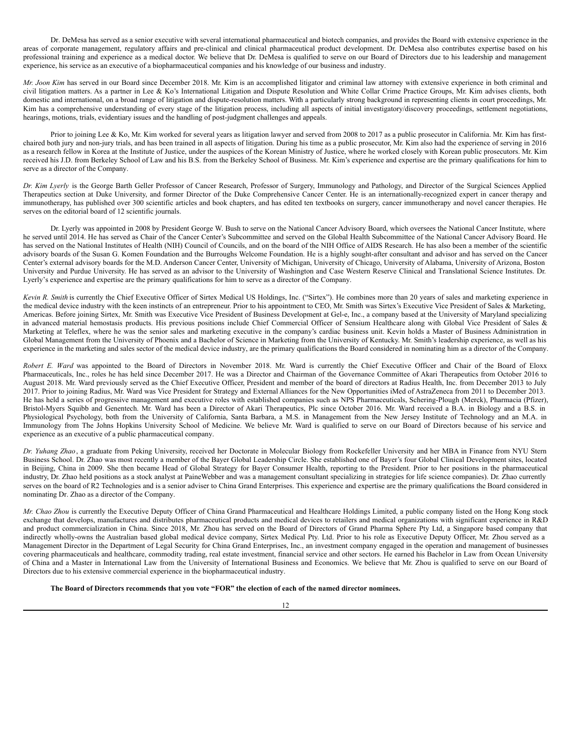Dr. DeMesa has served as a senior executive with several international pharmaceutical and biotech companies, and provides the Board with extensive experience in the areas of corporate management, regulatory affairs and pre-clinical and clinical pharmaceutical product development. Dr. DeMesa also contributes expertise based on his professional training and experience as a medical doctor. We believe that Dr. DeMesa is qualified to serve on our Board of Directors due to his leadership and management experience, his service as an executive of a biopharmaceutical companies and his knowledge of our business and industry.

*Mr. Joon Kim* has served in our Board since December 2018. Mr. Kim is an accomplished litigator and criminal law attorney with extensive experience in both criminal and civil litigation matters. As a partner in Lee & Ko's International Litigation and Dispute Resolution and White Collar Crime Practice Groups, Mr. Kim advises clients, both domestic and international, on a broad range of litigation and dispute-resolution matters. With a particularly strong background in representing clients in court proceedings, Mr. Kim has a comprehensive understanding of every stage of the litigation process, including all aspects of initial investigatory/discovery proceedings, settlement negotiations, hearings, motions, trials, evidentiary issues and the handling of post-judgment challenges and appeals.

Prior to joining Lee & Ko, Mr. Kim worked for several years as litigation lawyer and served from 2008 to 2017 as a public prosecutor in California. Mr. Kim has first-chaired both jury and non-jury trials, and has been trained in all aspects of litigation. During his time as a public prosecutor, Mr. Kim also had the experience of serving in 2016 as a research fellow in Korea at the Institute of Justice, under the auspices of the Korean Ministry of Justice, where he worked closely with Korean public prosecutors. Mr. Kim received his J.D. from Berkeley School of Law and his B.S. from the Berkeley School of Business. Mr. Kim's experience and expertise are the primary qualifications for him to serve as a director of the Company.

*Dr. Kim Lyerly* is the George Barth Geller Professor of Cancer Research, Professor of Surgery, Immunology and Pathology, and Director of the Surgical Sciences Applied Therapeutics section at Duke University, and former Director of the Duke Comprehensive Cancer Center. He is an internationally-recognized expert in cancer therapy and immunotherapy, has published over 300 scientific articles and book chapters, and has edited ten textbooks on surgery, cancer immunotherapy and novel cancer therapies. He serves on the editorial board of 12 scientific journals.

Dr. Lyerly was appointed in 2008 by President George W. Bush to serve on the National Cancer Advisory Board, which oversees the National Cancer Institute, where he served until 2014. He has served as Chair of the Cancer Center's Subcommittee and served on the Global Health Subcommittee of the National Cancer Advisory Board. He has served on the National Institutes of Health (NIH) Council of Councils, and on the board of the NIH Office of AIDS Research. He has also been a member of the scientific advisory boards of the Susan G. Komen Foundation and the Burroughs Welcome Foundation. He is a highly sought-after consultant and advisor and has served on the Cancer Center's external advisory boards for the M.D. Anderson Cancer Center, University of Michigan, University of Chicago, University of Alabama, University of Arizona, Boston University and Purdue University. He has served as an advisor to the University of Washington and Case Western Reserve Clinical and Translational Science Institutes. Dr. Lyerly's experience and expertise are the primary qualifications for him to serve as a director of the Company.

*Kevin R. Smith* is currently the Chief Executive Officer of Sirtex Medical US Holdings, Inc. ("Sirtex"). He combines more than 20 years of sales and marketing experience in the medical device industry with the keen instincts of an entrepreneur. Prior to his appointment to CEO, Mr. Smith was Sirtex's Executive Vice President of Sales & Marketing, Americas. Before joining Sirtex, Mr. Smith was Executive Vice President of Business Development at Gel-e, Inc., a company based at the University of Maryland specializing in advanced material hemostasis products. His previous positions include Chief Commercial Officer of Sensium Healthcare along with Global Vice President of Sales & Marketing at Teleflex, where he was the senior sales and marketing executive in the company's cardiac business unit. Kevin holds a Master of Business Administration in Global Management from the University of Phoenix and a Bachelor of Science in Marketing from the University of Kentucky. Mr. Smith's leadership experience, as well as his experience in the marketing and sales sector of the medical device industry, are the primary qualifications the Board considered in nominating him as a director of the Company.

*Robert E. Ward* was appointed to the Board of Directors in November 2018. Mr. Ward is currently the Chief Executive Officer and Chair of the Board of Eloxx Pharmaceuticals, Inc., roles he has held since December 2017. He was a Director and Chairman of the Governance Committee of Akari Therapeutics from October 2016 to August 2018. Mr. Ward previously served as the Chief Executive Officer, President and member of the board of directors at Radius Health, Inc. from December 2013 to July 2017. Prior to joining Radius, Mr. Ward was Vice President for Strategy and External Alliances for the New Opportunities iMed of AstraZeneca from 2011 to December 2013. He has held a series of progressive management and executive roles with established companies such as NPS Pharmaceuticals, Schering-Plough (Merck), Pharmacia (Pfizer), Bristol-Myers Squibb and Genentech. Mr. Ward has been a Director of Akari Therapeutics, Plc since October 2016. Mr. Ward received a B.A. in Biology and a B.S. in Physiological Psychology, both from the University of California, Santa Barbara, a M.S. in Management from the New Jersey Institute of Technology and an M.A. in Immunology from The Johns Hopkins University School of Medicine. We believe Mr. Ward is qualified to serve on our Board of Directors because of his service and experience as an executive of a public pharmaceutical company.

*Dr. Yuhang Zhao*, a graduate from Peking University, received her Doctorate in Molecular Biology from Rockefeller University and her MBA in Finance from NYU Stern Business School. Dr. Zhao was most recently a member of the Bayer Global Leadership Circle. She established one of Bayer's four Global Clinical Development sites, located in Beijing, China in 2009. She then became Head of Global Strategy for Bayer Consumer Health, reporting to the President. Prior to her positions in the pharmaceutical industry, Dr. Zhao held positions as a stock analyst at PaineWebber and was a management consultant specializing in strategies for life science companies). Dr. Zhao currently serves on the board of R2 Technologies and is a senior adviser to China Grand Enterprises. This experience and expertise are the primary qualifications the Board considered in nominating Dr. Zhao as a director of the Company.

*Mr. Chao Zhou* is currently the Executive Deputy Officer of China Grand Pharmaceutical and Healthcare Holdings Limited, a public company listed on the Hong Kong stock exchange that develops, manufactures and distributes pharmaceutical products and medical devices to retailers and medical organizations with significant experience in R&D and product commercialization in China. Since 2018, Mr. Zhou has served on the Board of Directors of Grand Pharma Sphere Pty Ltd, a Singapore based company that indirectly wholly-owns the Australian based global medical device company, Sirtex Medical Pty. Ltd. Prior to his role as Executive Deputy Officer, Mr. Zhou served as a Management Director in the Department of Legal Security for China Grand Enterprises, Inc., an investment company engaged in the operation and management of businesses covering pharmaceuticals and healthcare, commodity trading, real estate investment, financial service and other sectors. He earned his Bachelor in Law from Ocean University of China and a Master in International Law from the University of International Business and Economics. We believe that Mr. Zhou is qualified to serve on our Board of Directors due to his extensive commercial experience in the biopharmaceutical industry.

**The Board of Directors recommends that you vote "FOR" the election of each of the named director nominees.**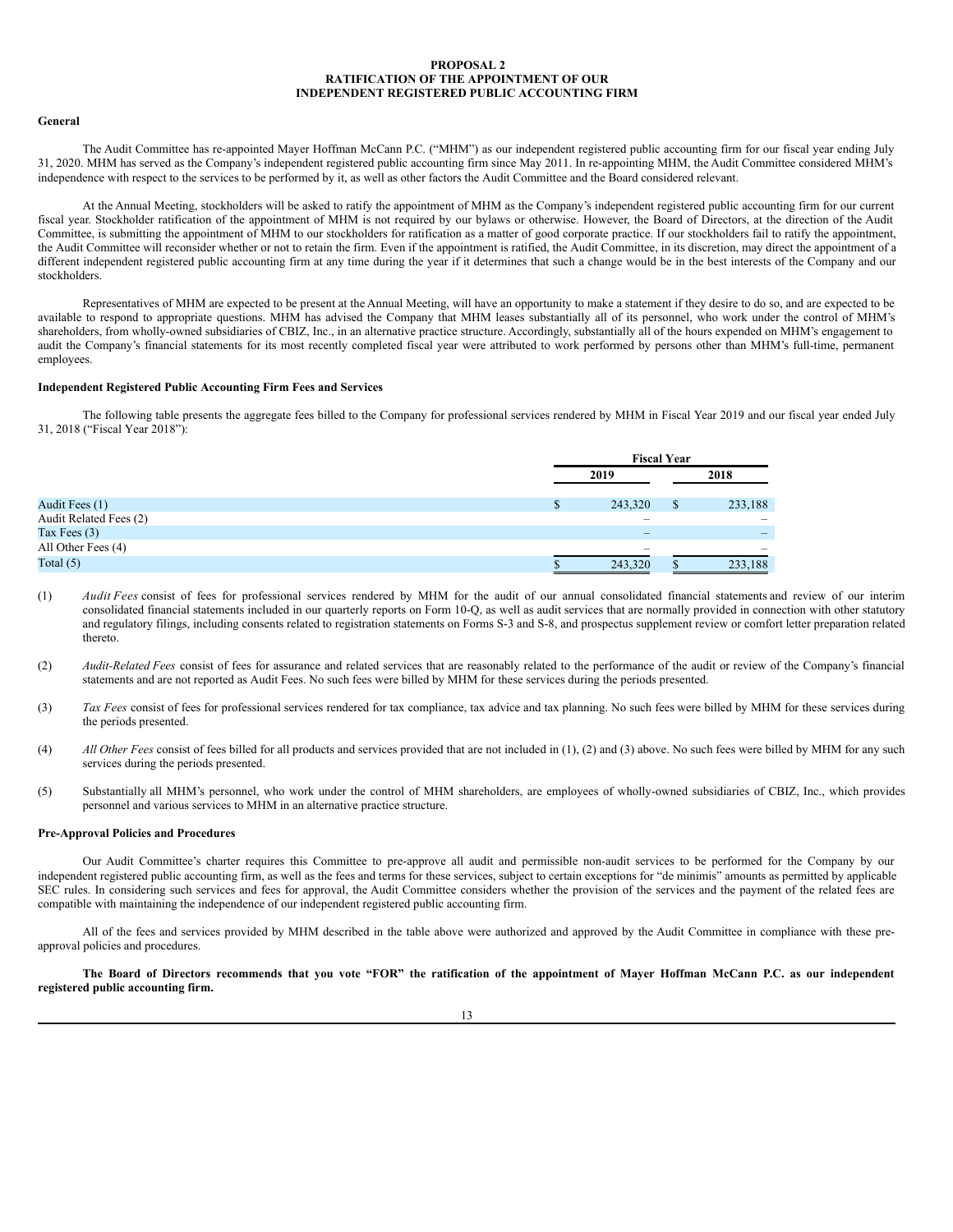# PROPOSAL 2
# RATIFICATION OF THE APPOINTMENT OF OUR INDEPENDENT REGISTERED PUBLIC ACCOUNTING FIRM

**General**

The Audit Committee has re-appointed Mayer Hoffman McCann P.C. ("MHM") as our independent registered public accounting firm for our fiscal year ending July 31, 2020. MHM has served as the Company's independent registered public accounting firm since May 2011. In re-appointing MHM, the Audit Committee considered MHM's independence with respect to the services to be performed by it, as well as other factors the Audit Committee and the Board considered relevant.

At the Annual Meeting, stockholders will be asked to ratify the appointment of MHM as the Company's independent registered public accounting firm for our current fiscal year. Stockholder ratification of the appointment of MHM is not required by our bylaws or otherwise. However, the Board of Directors, at the direction of the Audit Committee, is submitting the appointment of MHM to our stockholders for ratification as a matter of good corporate practice. If our stockholders fail to ratify the appointment, the Audit Committee will reconsider whether or not to retain the firm. Even if the appointment is ratified, the Audit Committee, in its discretion, may direct the appointment of a different independent registered public accounting firm at any time during the year if it determines that such a change would be in the best interests of the Company and our stockholders.

Representatives of MHM are expected to be present at the Annual Meeting, will have an opportunity to make a statement if they desire to do so, and are expected to be available to respond to appropriate questions. MHM has advised the Company that MHM leases substantially all of its personnel, who work under the control of MHM's shareholders, from wholly-owned subsidiaries of CBIZ, Inc., in an alternative practice structure. Accordingly, substantially all of the hours expended on MHM's engagement to audit the Company's financial statements for its most recently completed fiscal year were attributed to work performed by persons other than MHM's full-time, permanent employees.

**Independent Registered Public Accounting Firm Fees and Services**

The following table presents the aggregate fees billed to the Company for professional services rendered by MHM in Fiscal Year 2019 and our fiscal year ended July 31, 2018 ("Fiscal Year 2018"):

| | Fiscal Year | |
|---|---|---|
| | 2019 | 2018 |
| Audit Fees (1) | $ 243,320 | $ 233,188 |
| Audit Related Fees (2) | – | – |
| Tax Fees (3) | – | – |
| All Other Fees (4) | – | – |
| Total (5) | $ 243,320 | $ 233,188 |

(1) *Audit Fees* consist of fees for professional services rendered by MHM for the audit of our annual consolidated financial statements and review of our interim consolidated financial statements included in our quarterly reports on Form 10-Q, as well as audit services that are normally provided in connection with other statutory and regulatory filings, including consents related to registration statements on Forms S-3 and S-8, and prospectus supplement review or comfort letter preparation related thereto.

(2) *Audit-Related Fees* consist of fees for assurance and related services that are reasonably related to the performance of the audit or review of the Company's financial statements and are not reported as Audit Fees. No such fees were billed by MHM for these services during the periods presented.

(3) *Tax Fees* consist of fees for professional services rendered for tax compliance, tax advice and tax planning. No such fees were billed by MHM for these services during the periods presented.

(4) *All Other Fees* consist of fees billed for all products and services provided that are not included in (1), (2) and (3) above. No such fees were billed by MHM for any such services during the periods presented.

(5) Substantially all MHM's personnel, who work under the control of MHM shareholders, are employees of wholly-owned subsidiaries of CBIZ, Inc., which provides personnel and various services to MHM in an alternative practice structure.

**Pre-Approval Policies and Procedures**

Our Audit Committee's charter requires this Committee to pre-approve all audit and permissible non-audit services to be performed for the Company by our independent registered public accounting firm, as well as the fees and terms for these services, subject to certain exceptions for "de minimis" amounts as permitted by applicable SEC rules. In considering such services and fees for approval, the Audit Committee considers whether the provision of the services and the payment of the related fees are compatible with maintaining the independence of our independent registered public accounting firm.

All of the fees and services provided by MHM described in the table above were authorized and approved by the Audit Committee in compliance with these pre-approval policies and procedures.

**The Board of Directors recommends that you vote "FOR" the ratification of the appointment of Mayer Hoffman McCann P.C. as our independent registered public accounting firm.**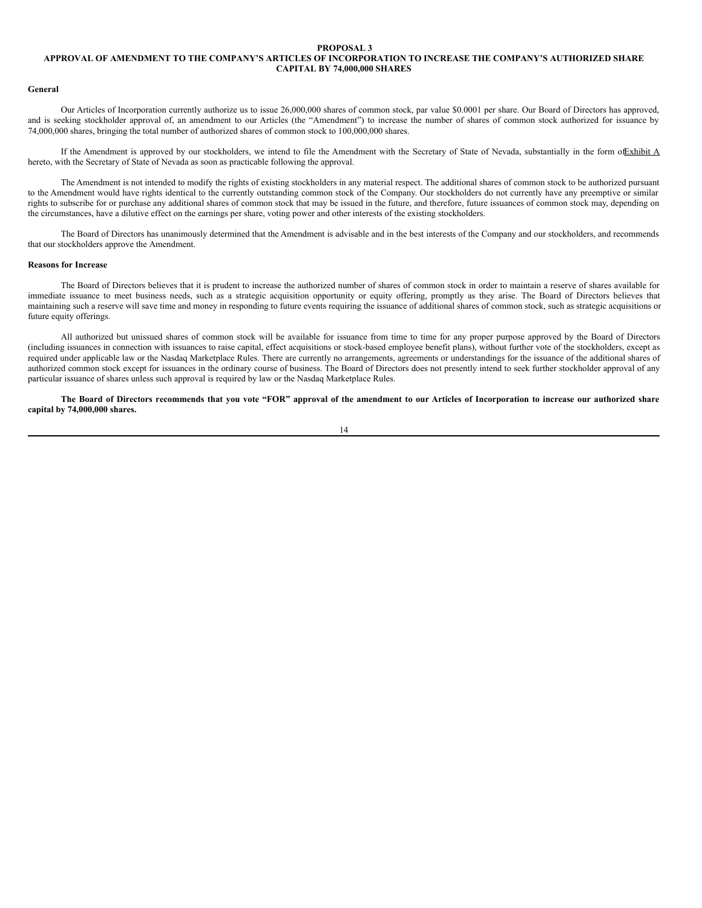# PROPOSAL 3

# APPROVAL OF AMENDMENT TO THE COMPANY'S ARTICLES OF INCORPORATION TO INCREASE THE COMPANY'S AUTHORIZED SHARE CAPITAL BY 74,000,000 SHARES

**General**

Our Articles of Incorporation currently authorize us to issue 26,000,000 shares of common stock, par value $0.0001 per share. Our Board of Directors has approved, and is seeking stockholder approval of, an amendment to our Articles (the "Amendment") to increase the number of shares of common stock authorized for issuance by 74,000,000 shares, bringing the total number of authorized shares of common stock to 100,000,000 shares.

If the Amendment is approved by our stockholders, we intend to file the Amendment with the Secretary of State of Nevada, substantially in the form of Exhibit A hereto, with the Secretary of State of Nevada as soon as practicable following the approval.

The Amendment is not intended to modify the rights of existing stockholders in any material respect. The additional shares of common stock to be authorized pursuant to the Amendment would have rights identical to the currently outstanding common stock of the Company. Our stockholders do not currently have any preemptive or similar rights to subscribe for or purchase any additional shares of common stock that may be issued in the future, and therefore, future issuances of common stock may, depending on the circumstances, have a dilutive effect on the earnings per share, voting power and other interests of the existing stockholders.

The Board of Directors has unanimously determined that the Amendment is advisable and in the best interests of the Company and our stockholders, and recommends that our stockholders approve the Amendment.

**Reasons for Increase**

The Board of Directors believes that it is prudent to increase the authorized number of shares of common stock in order to maintain a reserve of shares available for immediate issuance to meet business needs, such as a strategic acquisition opportunity or equity offering, promptly as they arise. The Board of Directors believes that maintaining such a reserve will save time and money in responding to future events requiring the issuance of additional shares of common stock, such as strategic acquisitions or future equity offerings.

All authorized but unissued shares of common stock will be available for issuance from time to time for any proper purpose approved by the Board of Directors (including issuances in connection with issuances to raise capital, effect acquisitions or stock-based employee benefit plans), without further vote of the stockholders, except as required under applicable law or the Nasdaq Marketplace Rules. There are currently no arrangements, agreements or understandings for the issuance of the additional shares of authorized common stock except for issuances in the ordinary course of business. The Board of Directors does not presently intend to seek further stockholder approval of any particular issuance of shares unless such approval is required by law or the Nasdaq Marketplace Rules.

**The Board of Directors recommends that you vote "FOR" approval of the amendment to our Articles of Incorporation to increase our authorized share capital by 74,000,000 shares.**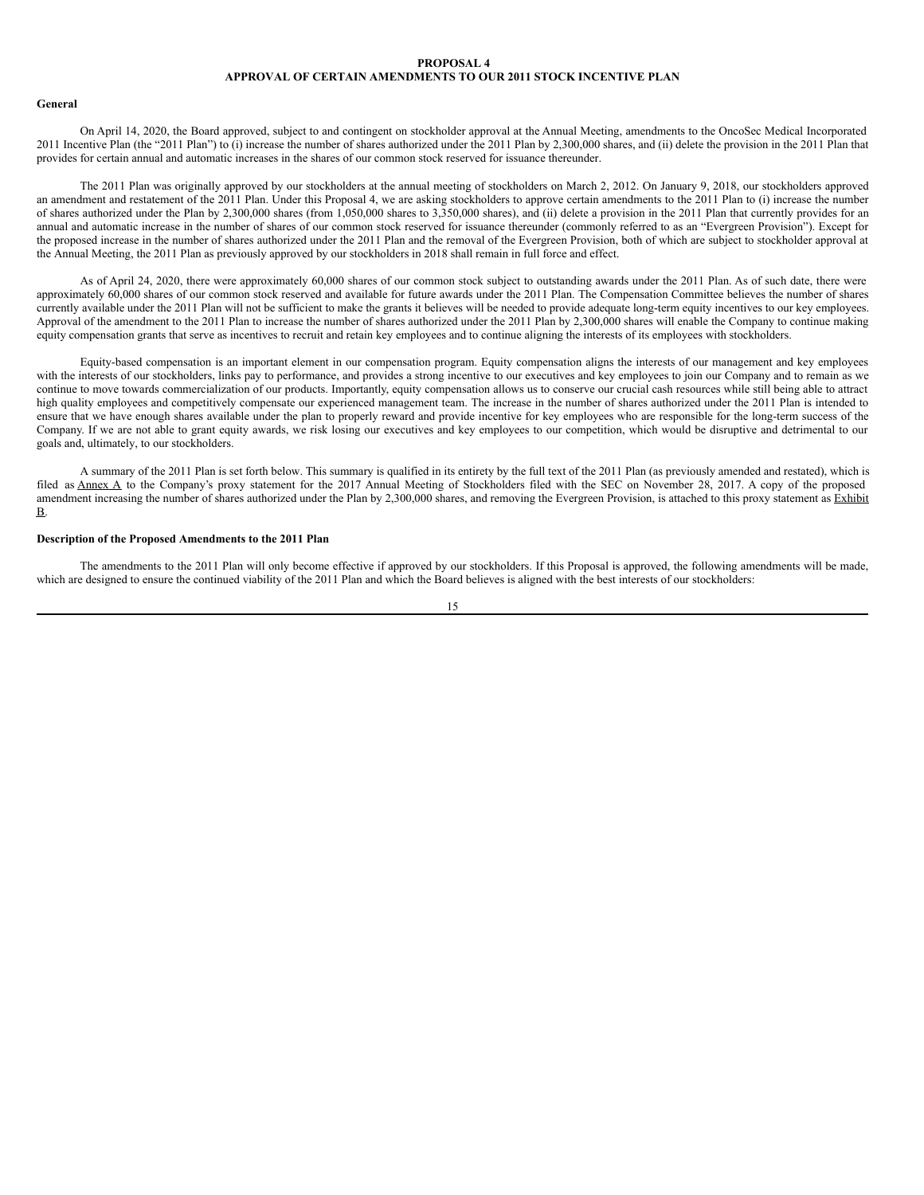**PROPOSAL 4**
**APPROVAL OF CERTAIN AMENDMENTS TO OUR 2011 STOCK INCENTIVE PLAN**

**General**

On April 14, 2020, the Board approved, subject to and contingent on stockholder approval at the Annual Meeting, amendments to the OncoSec Medical Incorporated 2011 Incentive Plan (the "2011 Plan") to (i) increase the number of shares authorized under the 2011 Plan by 2,300,000 shares, and (ii) delete the provision in the 2011 Plan that provides for certain annual and automatic increases in the shares of our common stock reserved for issuance thereunder.

The 2011 Plan was originally approved by our stockholders at the annual meeting of stockholders on March 2, 2012. On January 9, 2018, our stockholders approved an amendment and restatement of the 2011 Plan. Under this Proposal 4, we are asking stockholders to approve certain amendments to the 2011 Plan to (i) increase the number of shares authorized under the Plan by 2,300,000 shares (from 1,050,000 shares to 3,350,000 shares), and (ii) delete a provision in the 2011 Plan that currently provides for an annual and automatic increase in the number of shares of our common stock reserved for issuance thereunder (commonly referred to as an "Evergreen Provision"). Except for the proposed increase in the number of shares authorized under the 2011 Plan and the removal of the Evergreen Provision, both of which are subject to stockholder approval at the Annual Meeting, the 2011 Plan as previously approved by our stockholders in 2018 shall remain in full force and effect.

As of April 24, 2020, there were approximately 60,000 shares of our common stock subject to outstanding awards under the 2011 Plan. As of such date, there were approximately 60,000 shares of our common stock reserved and available for future awards under the 2011 Plan. The Compensation Committee believes the number of shares currently available under the 2011 Plan will not be sufficient to make the grants it believes will be needed to provide adequate long-term equity incentives to our key employees. Approval of the amendment to the 2011 Plan to increase the number of shares authorized under the 2011 Plan by 2,300,000 shares will enable the Company to continue making equity compensation grants that serve as incentives to recruit and retain key employees and to continue aligning the interests of its employees with stockholders.

Equity-based compensation is an important element in our compensation program. Equity compensation aligns the interests of our management and key employees with the interests of our stockholders, links pay to performance, and provides a strong incentive to our executives and key employees to join our Company and to remain as we continue to move towards commercialization of our products. Importantly, equity compensation allows us to conserve our crucial cash resources while still being able to attract high quality employees and competitively compensate our experienced management team. The increase in the number of shares authorized under the 2011 Plan is intended to ensure that we have enough shares available under the plan to properly reward and provide incentive for key employees who are responsible for the long-term success of the Company. If we are not able to grant equity awards, we risk losing our executives and key employees to our competition, which would be disruptive and detrimental to our goals and, ultimately, to our stockholders.

A summary of the 2011 Plan is set forth below. This summary is qualified in its entirety by the full text of the 2011 Plan (as previously amended and restated), which is filed as Annex A to the Company's proxy statement for the 2017 Annual Meeting of Stockholders filed with the SEC on November 28, 2017. A copy of the proposed amendment increasing the number of shares authorized under the Plan by 2,300,000 shares, and removing the Evergreen Provision, is attached to this proxy statement as Exhibit B.

**Description of the Proposed Amendments to the 2011 Plan**

The amendments to the 2011 Plan will only become effective if approved by our stockholders. If this Proposal is approved, the following amendments will be made, which are designed to ensure the continued viability of the 2011 Plan and which the Board believes is aligned with the best interests of our stockholders: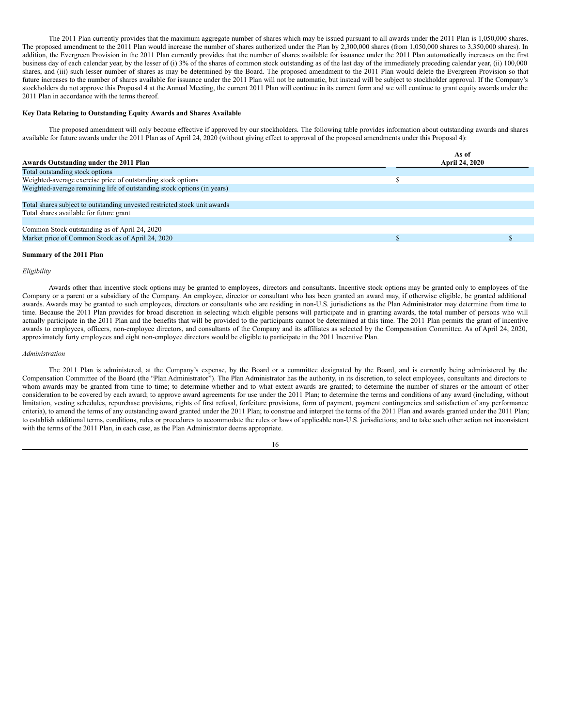The 2011 Plan currently provides that the maximum aggregate number of shares which may be issued pursuant to all awards under the 2011 Plan is 1,050,000 shares. The proposed amendment to the 2011 Plan would increase the number of shares authorized under the Plan by 2,300,000 shares (from 1,050,000 shares to 3,350,000 shares). In addition, the Evergreen Provision in the 2011 Plan currently provides that the number of shares available for issuance under the 2011 Plan automatically increases on the first business day of each calendar year, by the lesser of (i) 3% of the shares of common stock outstanding as of the last day of the immediately preceding calendar year, (ii) 100,000 shares, and (iii) such lesser number of shares as may be determined by the Board. The proposed amendment to the 2011 Plan would delete the Evergreen Provision so that future increases to the number of shares available for issuance under the 2011 Plan will not be automatic, but instead will be subject to stockholder approval. If the Company's stockholders do not approve this Proposal 4 at the Annual Meeting, the current 2011 Plan will continue in its current form and we will continue to grant equity awards under the 2011 Plan in accordance with the terms thereof.

**Key Data Relating to Outstanding Equity Awards and Shares Available**

The proposed amendment will only become effective if approved by our stockholders. The following table provides information about outstanding awards and shares available for future awards under the 2011 Plan as of April 24, 2020 (without giving effect to approval of the proposed amendments under this Proposal 4):

| Awards Outstanding under the 2011 Plan | As of April 24, 2020 | |
|---|---|---|
| Total outstanding stock options | | |
| Weighted-average exercise price of outstanding stock options | $ | |
| Weighted-average remaining life of outstanding stock options (in years) | | |
| | | |
| Total shares subject to outstanding unvested restricted stock unit awards | | |
| Total shares available for future grant | | |
| | | |
| Common Stock outstanding as of April 24, 2020 | | |
| Market price of Common Stock as of April 24, 2020 | $ | $ |

**Summary of the 2011 Plan**

*Eligibility*

Awards other than incentive stock options may be granted to employees, directors and consultants. Incentive stock options may be granted only to employees of the Company or a parent or a subsidiary of the Company. An employee, director or consultant who has been granted an award may, if otherwise eligible, be granted additional awards. Awards may be granted to such employees, directors or consultants who are residing in non-U.S. jurisdictions as the Plan Administrator may determine from time to time. Because the 2011 Plan provides for broad discretion in selecting which eligible persons will participate and in granting awards, the total number of persons who will actually participate in the 2011 Plan and the benefits that will be provided to the participants cannot be determined at this time. The 2011 Plan permits the grant of incentive awards to employees, officers, non-employee directors, and consultants of the Company and its affiliates as selected by the Compensation Committee. As of April 24, 2020, approximately forty employees and eight non-employee directors would be eligible to participate in the 2011 Incentive Plan.

*Administration*

The 2011 Plan is administered, at the Company's expense, by the Board or a committee designated by the Board, and is currently being administered by the Compensation Committee of the Board (the "Plan Administrator"). The Plan Administrator has the authority, in its discretion, to select employees, consultants and directors to whom awards may be granted from time to time; to determine whether and to what extent awards are granted; to determine the number of shares or the amount of other consideration to be covered by each award; to approve award agreements for use under the 2011 Plan; to determine the terms and conditions of any award (including, without limitation, vesting schedules, repurchase provisions, rights of first refusal, forfeiture provisions, form of payment, payment contingencies and satisfaction of any performance criteria), to amend the terms of any outstanding award granted under the 2011 Plan; to construe and interpret the terms of the 2011 Plan and awards granted under the 2011 Plan; to establish additional terms, conditions, rules or procedures to accommodate the rules or laws of applicable non-U.S. jurisdictions; and to take such other action not inconsistent with the terms of the 2011 Plan, in each case, as the Plan Administrator deems appropriate.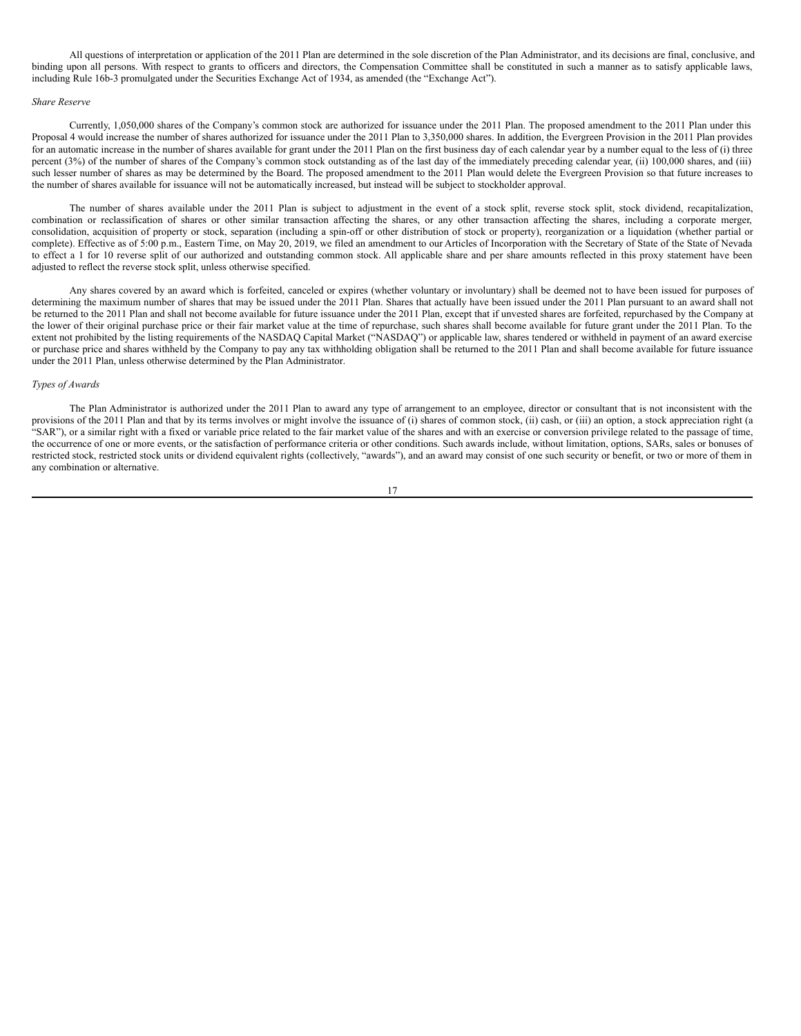All questions of interpretation or application of the 2011 Plan are determined in the sole discretion of the Plan Administrator, and its decisions are final, conclusive, and binding upon all persons. With respect to grants to officers and directors, the Compensation Committee shall be constituted in such a manner as to satisfy applicable laws, including Rule 16b-3 promulgated under the Securities Exchange Act of 1934, as amended (the "Exchange Act").

*Share Reserve*

Currently, 1,050,000 shares of the Company's common stock are authorized for issuance under the 2011 Plan. The proposed amendment to the 2011 Plan under this Proposal 4 would increase the number of shares authorized for issuance under the 2011 Plan to 3,350,000 shares. In addition, the Evergreen Provision in the 2011 Plan provides for an automatic increase in the number of shares available for grant under the 2011 Plan on the first business day of each calendar year by a number equal to the less of (i) three percent (3%) of the number of shares of the Company's common stock outstanding as of the last day of the immediately preceding calendar year, (ii) 100,000 shares, and (iii) such lesser number of shares as may be determined by the Board. The proposed amendment to the 2011 Plan would delete the Evergreen Provision so that future increases to the number of shares available for issuance will not be automatically increased, but instead will be subject to stockholder approval.

The number of shares available under the 2011 Plan is subject to adjustment in the event of a stock split, reverse stock split, stock dividend, recapitalization, combination or reclassification of shares or other similar transaction affecting the shares, or any other transaction affecting the shares, including a corporate merger, consolidation, acquisition of property or stock, separation (including a spin-off or other distribution of stock or property), reorganization or a liquidation (whether partial or complete). Effective as of 5:00 p.m., Eastern Time, on May 20, 2019, we filed an amendment to our Articles of Incorporation with the Secretary of State of the State of Nevada to effect a 1 for 10 reverse split of our authorized and outstanding common stock. All applicable share and per share amounts reflected in this proxy statement have been adjusted to reflect the reverse stock split, unless otherwise specified.

Any shares covered by an award which is forfeited, canceled or expires (whether voluntary or involuntary) shall be deemed not to have been issued for purposes of determining the maximum number of shares that may be issued under the 2011 Plan. Shares that actually have been issued under the 2011 Plan pursuant to an award shall not be returned to the 2011 Plan and shall not become available for future issuance under the 2011 Plan, except that if unvested shares are forfeited, repurchased by the Company at the lower of their original purchase price or their fair market value at the time of repurchase, such shares shall become available for future grant under the 2011 Plan. To the extent not prohibited by the listing requirements of the NASDAQ Capital Market ("NASDAQ") or applicable law, shares tendered or withheld in payment of an award exercise or purchase price and shares withheld by the Company to pay any tax withholding obligation shall be returned to the 2011 Plan and shall become available for future issuance under the 2011 Plan, unless otherwise determined by the Plan Administrator.

*Types of Awards*

The Plan Administrator is authorized under the 2011 Plan to award any type of arrangement to an employee, director or consultant that is not inconsistent with the provisions of the 2011 Plan and that by its terms involves or might involve the issuance of (i) shares of common stock, (ii) cash, or (iii) an option, a stock appreciation right (a "SAR"), or a similar right with a fixed or variable price related to the fair market value of the shares and with an exercise or conversion privilege related to the passage of time, the occurrence of one or more events, or the satisfaction of performance criteria or other conditions. Such awards include, without limitation, options, SARs, sales or bonuses of restricted stock, restricted stock units or dividend equivalent rights (collectively, "awards"), and an award may consist of one such security or benefit, or two or more of them in any combination or alternative.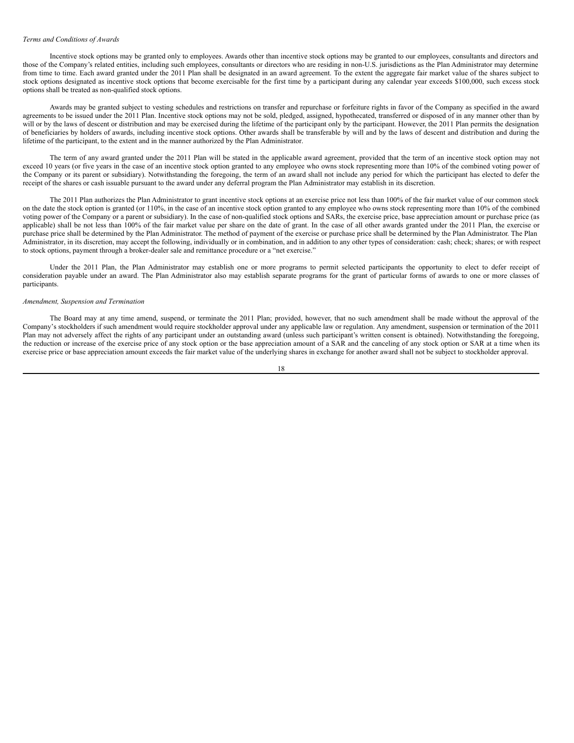*Terms and Conditions of Awards*

Incentive stock options may be granted only to employees. Awards other than incentive stock options may be granted to our employees, consultants and directors and those of the Company's related entities, including such employees, consultants or directors who are residing in non-U.S. jurisdictions as the Plan Administrator may determine from time to time. Each award granted under the 2011 Plan shall be designated in an award agreement. To the extent the aggregate fair market value of the shares subject to stock options designated as incentive stock options that become exercisable for the first time by a participant during any calendar year exceeds $100,000, such excess stock options shall be treated as non-qualified stock options.

Awards may be granted subject to vesting schedules and restrictions on transfer and repurchase or forfeiture rights in favor of the Company as specified in the award agreements to be issued under the 2011 Plan. Incentive stock options may not be sold, pledged, assigned, hypothecated, transferred or disposed of in any manner other than by will or by the laws of descent or distribution and may be exercised during the lifetime of the participant only by the participant. However, the 2011 Plan permits the designation of beneficiaries by holders of awards, including incentive stock options. Other awards shall be transferable by will and by the laws of descent and distribution and during the lifetime of the participant, to the extent and in the manner authorized by the Plan Administrator.

The term of any award granted under the 2011 Plan will be stated in the applicable award agreement, provided that the term of an incentive stock option may not exceed 10 years (or five years in the case of an incentive stock option granted to any employee who owns stock representing more than 10% of the combined voting power of the Company or its parent or subsidiary). Notwithstanding the foregoing, the term of an award shall not include any period for which the participant has elected to defer the receipt of the shares or cash issuable pursuant to the award under any deferral program the Plan Administrator may establish in its discretion.

The 2011 Plan authorizes the Plan Administrator to grant incentive stock options at an exercise price not less than 100% of the fair market value of our common stock on the date the stock option is granted (or 110%, in the case of an incentive stock option granted to any employee who owns stock representing more than 10% of the combined voting power of the Company or a parent or subsidiary). In the case of non-qualified stock options and SARs, the exercise price, base appreciation amount or purchase price (as applicable) shall be not less than 100% of the fair market value per share on the date of grant. In the case of all other awards granted under the 2011 Plan, the exercise or purchase price shall be determined by the Plan Administrator. The method of payment of the exercise or purchase price shall be determined by the Plan Administrator. The Plan Administrator, in its discretion, may accept the following, individually or in combination, and in addition to any other types of consideration: cash; check; shares; or with respect to stock options, payment through a broker-dealer sale and remittance procedure or a "net exercise."

Under the 2011 Plan, the Plan Administrator may establish one or more programs to permit selected participants the opportunity to elect to defer receipt of consideration payable under an award. The Plan Administrator also may establish separate programs for the grant of particular forms of awards to one or more classes of participants.

*Amendment, Suspension and Termination*

The Board may at any time amend, suspend, or terminate the 2011 Plan; provided, however, that no such amendment shall be made without the approval of the Company's stockholders if such amendment would require stockholder approval under any applicable law or regulation. Any amendment, suspension or termination of the 2011 Plan may not adversely affect the rights of any participant under an outstanding award (unless such participant's written consent is obtained). Notwithstanding the foregoing, the reduction or increase of the exercise price of any stock option or the base appreciation amount of a SAR and the canceling of any stock option or SAR at a time when its exercise price or base appreciation amount exceeds the fair market value of the underlying shares in exchange for another award shall not be subject to stockholder approval.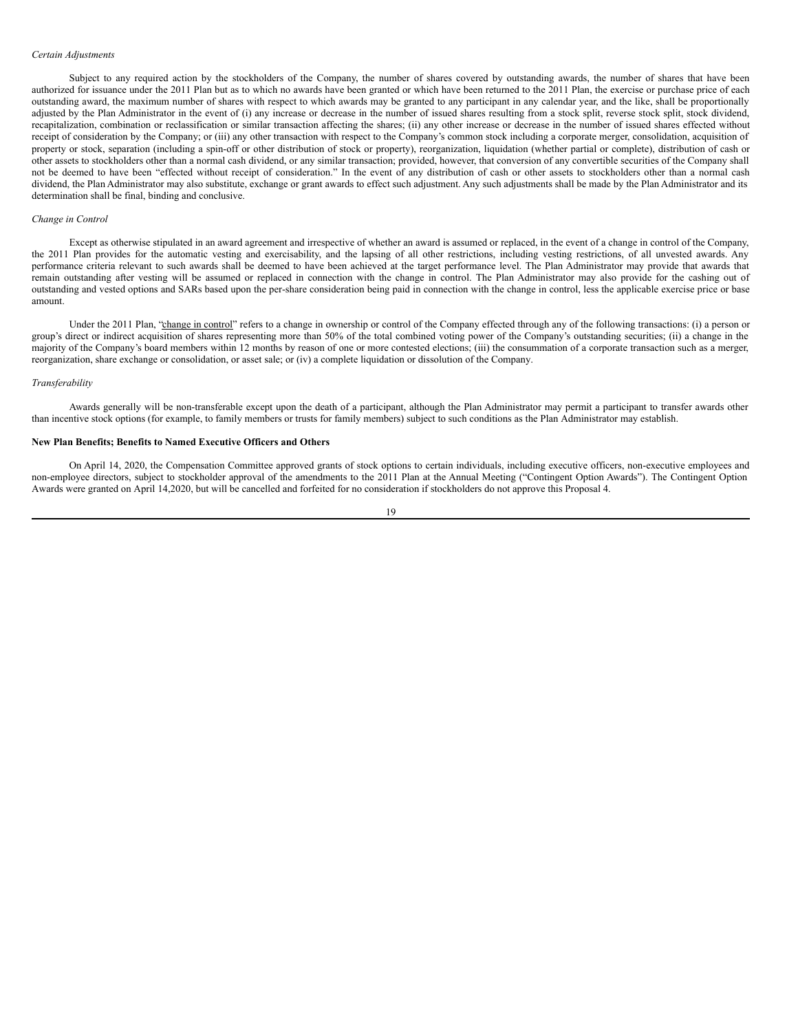*Certain Adjustments*

Subject to any required action by the stockholders of the Company, the number of shares covered by outstanding awards, the number of shares that have been authorized for issuance under the 2011 Plan but as to which no awards have been granted or which have been returned to the 2011 Plan, the exercise or purchase price of each outstanding award, the maximum number of shares with respect to which awards may be granted to any participant in any calendar year, and the like, shall be proportionally adjusted by the Plan Administrator in the event of (i) any increase or decrease in the number of issued shares resulting from a stock split, reverse stock split, stock dividend, recapitalization, combination or reclassification or similar transaction affecting the shares; (ii) any other increase or decrease in the number of issued shares effected without receipt of consideration by the Company; or (iii) any other transaction with respect to the Company's common stock including a corporate merger, consolidation, acquisition of property or stock, separation (including a spin-off or other distribution of stock or property), reorganization, liquidation (whether partial or complete), distribution of cash or other assets to stockholders other than a normal cash dividend, or any similar transaction; provided, however, that conversion of any convertible securities of the Company shall not be deemed to have been "effected without receipt of consideration." In the event of any distribution of cash or other assets to stockholders other than a normal cash dividend, the Plan Administrator may also substitute, exchange or grant awards to effect such adjustment. Any such adjustments shall be made by the Plan Administrator and its determination shall be final, binding and conclusive.

*Change in Control*

Except as otherwise stipulated in an award agreement and irrespective of whether an award is assumed or replaced, in the event of a change in control of the Company, the 2011 Plan provides for the automatic vesting and exercisability, and the lapsing of all other restrictions, including vesting restrictions, of all unvested awards. Any performance criteria relevant to such awards shall be deemed to have been achieved at the target performance level. The Plan Administrator may provide that awards that remain outstanding after vesting will be assumed or replaced in connection with the change in control. The Plan Administrator may also provide for the cashing out of outstanding and vested options and SARs based upon the per-share consideration being paid in connection with the change in control, less the applicable exercise price or base amount.

Under the 2011 Plan, "change in control" refers to a change in ownership or control of the Company effected through any of the following transactions: (i) a person or group's direct or indirect acquisition of shares representing more than 50% of the total combined voting power of the Company's outstanding securities; (ii) a change in the majority of the Company's board members within 12 months by reason of one or more contested elections; (iii) the consummation of a corporate transaction such as a merger, reorganization, share exchange or consolidation, or asset sale; or (iv) a complete liquidation or dissolution of the Company.

*Transferability*

Awards generally will be non-transferable except upon the death of a participant, although the Plan Administrator may permit a participant to transfer awards other than incentive stock options (for example, to family members or trusts for family members) subject to such conditions as the Plan Administrator may establish.

**New Plan Benefits; Benefits to Named Executive Officers and Others**

On April 14, 2020, the Compensation Committee approved grants of stock options to certain individuals, including executive officers, non-executive employees and non-employee directors, subject to stockholder approval of the amendments to the 2011 Plan at the Annual Meeting ("Contingent Option Awards"). The Contingent Option Awards were granted on April 14,2020, but will be cancelled and forfeited for no consideration if stockholders do not approve this Proposal 4.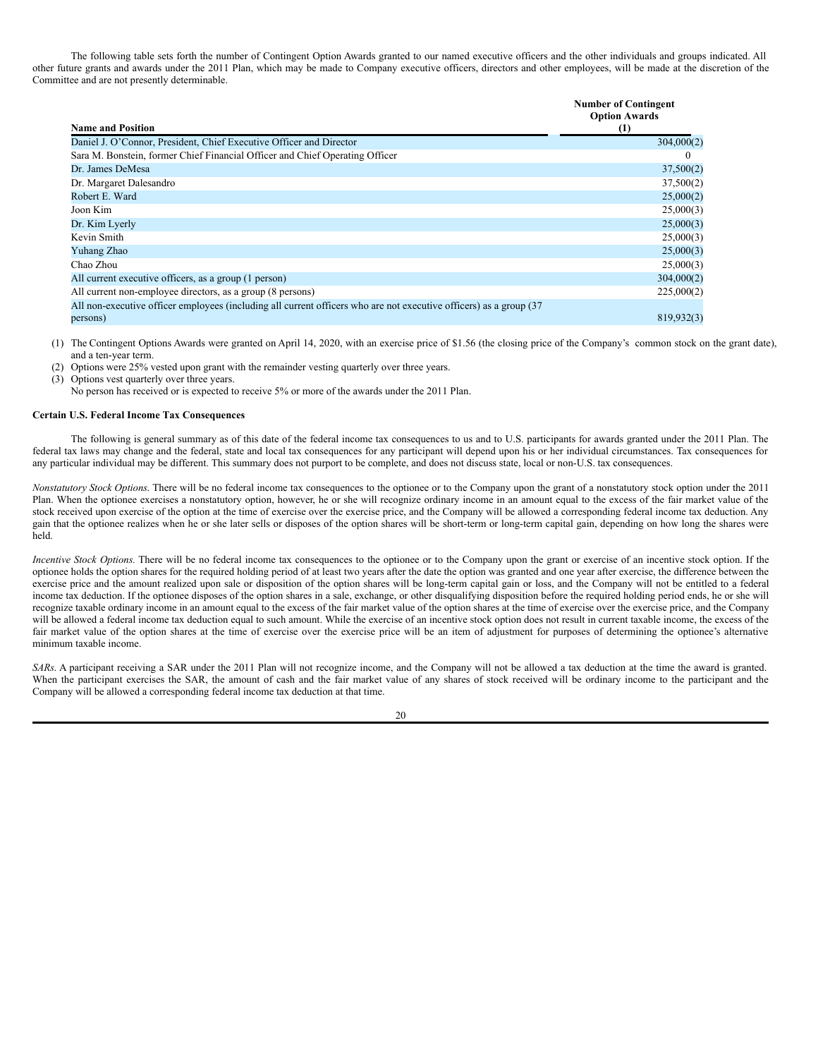The following table sets forth the number of Contingent Option Awards granted to our named executive officers and the other individuals and groups indicated. All other future grants and awards under the 2011 Plan, which may be made to Company executive officers, directors and other employees, will be made at the discretion of the Committee and are not presently determinable.

| Name and Position | Number of Contingent Option Awards (1) |
|---|---|
| Daniel J. O'Connor, President, Chief Executive Officer and Director | 304,000(2) |
| Sara M. Bonstein, former Chief Financial Officer and Chief Operating Officer | 0 |
| Dr. James DeMesa | 37,500(2) |
| Dr. Margaret Dalesandro | 37,500(2) |
| Robert E. Ward | 25,000(2) |
| Joon Kim | 25,000(3) |
| Dr. Kim Lyerly | 25,000(3) |
| Kevin Smith | 25,000(3) |
| Yuhang Zhao | 25,000(3) |
| Chao Zhou | 25,000(3) |
| All current executive officers, as a group (1 person) | 304,000(2) |
| All current non-employee directors, as a group (8 persons) | 225,000(2) |
| All non-executive officer employees (including all current officers who are not executive officers) as a group (37 persons) | 819,932(3) |

(1) The Contingent Options Awards were granted on April 14, 2020, with an exercise price of $1.56 (the closing price of the Company's common stock on the grant date), and a ten-year term.

(2) Options were 25% vested upon grant with the remainder vesting quarterly over three years.

(3) Options vest quarterly over three years.

No person has received or is expected to receive 5% or more of the awards under the 2011 Plan.

**Certain U.S. Federal Income Tax Consequences**

The following is general summary as of this date of the federal income tax consequences to us and to U.S. participants for awards granted under the 2011 Plan. The federal tax laws may change and the federal, state and local tax consequences for any participant will depend upon his or her individual circumstances. Tax consequences for any particular individual may be different. This summary does not purport to be complete, and does not discuss state, local or non-U.S. tax consequences.

*Nonstatutory Stock Options*. There will be no federal income tax consequences to the optionee or to the Company upon the grant of a nonstatutory stock option under the 2011 Plan. When the optionee exercises a nonstatutory option, however, he or she will recognize ordinary income in an amount equal to the excess of the fair market value of the stock received upon exercise of the option at the time of exercise over the exercise price, and the Company will be allowed a corresponding federal income tax deduction. Any gain that the optionee realizes when he or she later sells or disposes of the option shares will be short-term or long-term capital gain, depending on how long the shares were held.

*Incentive Stock Options.* There will be no federal income tax consequences to the optionee or to the Company upon the grant or exercise of an incentive stock option. If the optionee holds the option shares for the required holding period of at least two years after the date the option was granted and one year after exercise, the difference between the exercise price and the amount realized upon sale or disposition of the option shares will be long-term capital gain or loss, and the Company will not be entitled to a federal income tax deduction. If the optionee disposes of the option shares in a sale, exchange, or other disqualifying disposition before the required holding period ends, he or she will recognize taxable ordinary income in an amount equal to the excess of the fair market value of the option shares at the time of exercise over the exercise price, and the Company will be allowed a federal income tax deduction equal to such amount. While the exercise of an incentive stock option does not result in current taxable income, the excess of the fair market value of the option shares at the time of exercise over the exercise price will be an item of adjustment for purposes of determining the optionee's alternative minimum taxable income.

*SARs*. A participant receiving a SAR under the 2011 Plan will not recognize income, and the Company will not be allowed a tax deduction at the time the award is granted. When the participant exercises the SAR, the amount of cash and the fair market value of any shares of stock received will be ordinary income to the participant and the Company will be allowed a corresponding federal income tax deduction at that time.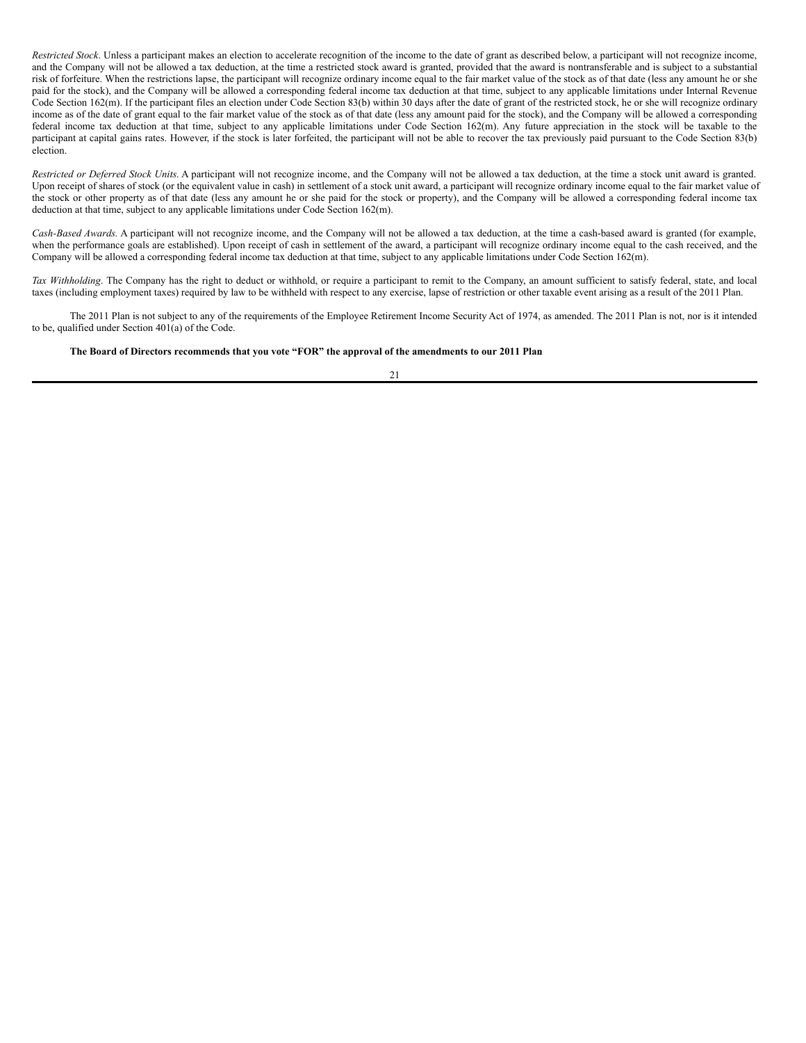*Restricted Stock*. Unless a participant makes an election to accelerate recognition of the income to the date of grant as described below, a participant will not recognize income, and the Company will not be allowed a tax deduction, at the time a restricted stock award is granted, provided that the award is nontransferable and is subject to a substantial risk of forfeiture. When the restrictions lapse, the participant will recognize ordinary income equal to the fair market value of the stock as of that date (less any amount he or she paid for the stock), and the Company will be allowed a corresponding federal income tax deduction at that time, subject to any applicable limitations under Internal Revenue Code Section 162(m). If the participant files an election under Code Section 83(b) within 30 days after the date of grant of the restricted stock, he or she will recognize ordinary income as of the date of grant equal to the fair market value of the stock as of that date (less any amount paid for the stock), and the Company will be allowed a corresponding federal income tax deduction at that time, subject to any applicable limitations under Code Section 162(m). Any future appreciation in the stock will be taxable to the participant at capital gains rates. However, if the stock is later forfeited, the participant will not be able to recover the tax previously paid pursuant to the Code Section 83(b) election.

*Restricted or Deferred Stock Units*. A participant will not recognize income, and the Company will not be allowed a tax deduction, at the time a stock unit award is granted. Upon receipt of shares of stock (or the equivalent value in cash) in settlement of a stock unit award, a participant will recognize ordinary income equal to the fair market value of the stock or other property as of that date (less any amount he or she paid for the stock or property), and the Company will be allowed a corresponding federal income tax deduction at that time, subject to any applicable limitations under Code Section 162(m).

*Cash-Based Awards*. A participant will not recognize income, and the Company will not be allowed a tax deduction, at the time a cash-based award is granted (for example, when the performance goals are established). Upon receipt of cash in settlement of the award, a participant will recognize ordinary income equal to the cash received, and the Company will be allowed a corresponding federal income tax deduction at that time, subject to any applicable limitations under Code Section 162(m).

*Tax Withholding*. The Company has the right to deduct or withhold, or require a participant to remit to the Company, an amount sufficient to satisfy federal, state, and local taxes (including employment taxes) required by law to be withheld with respect to any exercise, lapse of restriction or other taxable event arising as a result of the 2011 Plan.

The 2011 Plan is not subject to any of the requirements of the Employee Retirement Income Security Act of 1974, as amended. The 2011 Plan is not, nor is it intended to be, qualified under Section 401(a) of the Code.

**The Board of Directors recommends that you vote "FOR" the approval of the amendments to our 2011 Plan**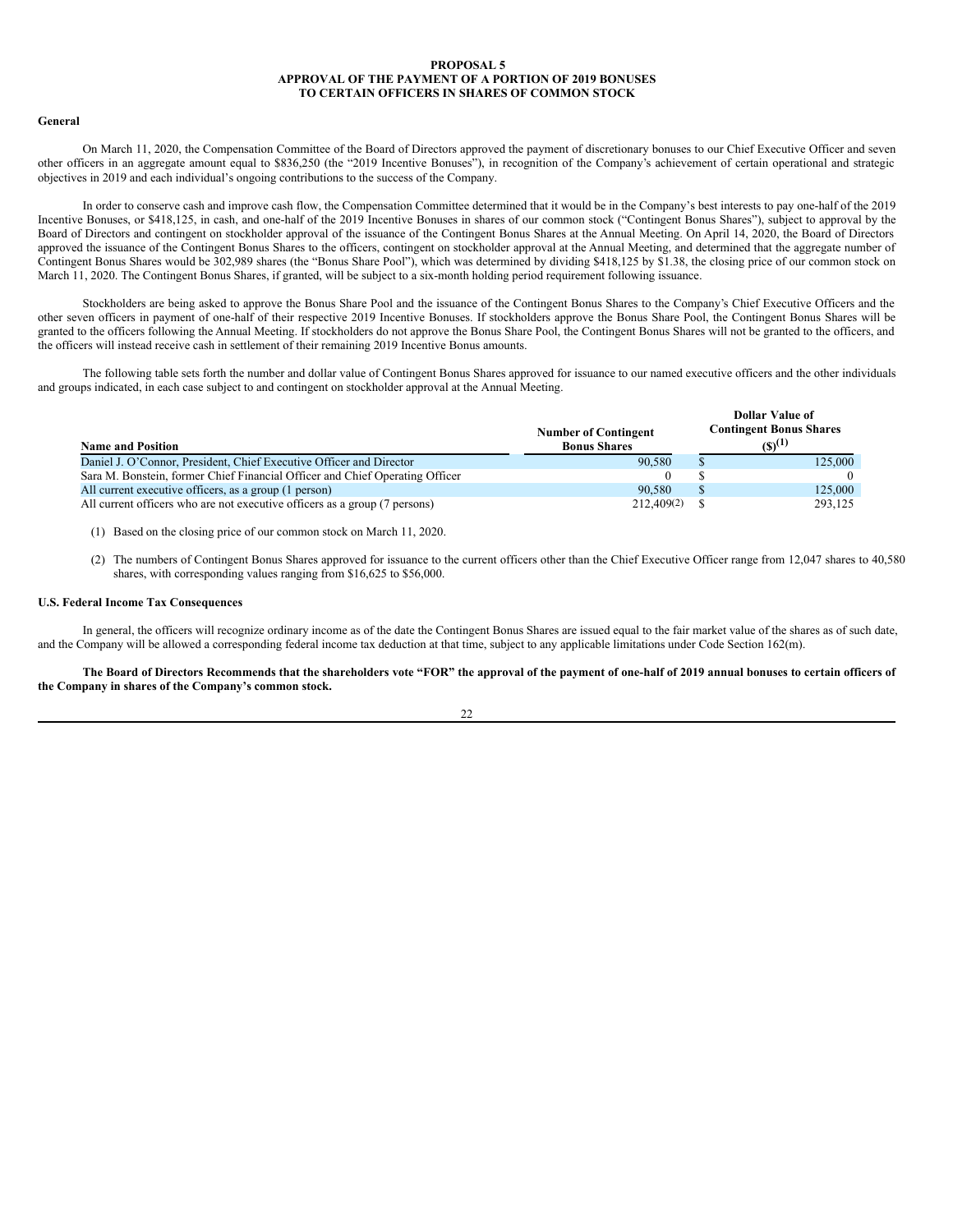# PROPOSAL 5
# APPROVAL OF THE PAYMENT OF A PORTION OF 2019 BONUSES TO CERTAIN OFFICERS IN SHARES OF COMMON STOCK

## General

On March 11, 2020, the Compensation Committee of the Board of Directors approved the payment of discretionary bonuses to our Chief Executive Officer and seven other officers in an aggregate amount equal to $836,250 (the "2019 Incentive Bonuses"), in recognition of the Company's achievement of certain operational and strategic objectives in 2019 and each individual's ongoing contributions to the success of the Company.

In order to conserve cash and improve cash flow, the Compensation Committee determined that it would be in the Company's best interests to pay one-half of the 2019 Incentive Bonuses, or $418,125, in cash, and one-half of the 2019 Incentive Bonuses in shares of our common stock ("Contingent Bonus Shares"), subject to approval by the Board of Directors and contingent on stockholder approval of the issuance of the Contingent Bonus Shares at the Annual Meeting. On April 14, 2020, the Board of Directors approved the issuance of the Contingent Bonus Shares to the officers, contingent on stockholder approval at the Annual Meeting, and determined that the aggregate number of Contingent Bonus Shares would be 302,989 shares (the "Bonus Share Pool"), which was determined by dividing $418,125 by $1.38, the closing price of our common stock on March 11, 2020. The Contingent Bonus Shares, if granted, will be subject to a six-month holding period requirement following issuance.

Stockholders are being asked to approve the Bonus Share Pool and the issuance of the Contingent Bonus Shares to the Company's Chief Executive Officers and the other seven officers in payment of one-half of their respective 2019 Incentive Bonuses. If stockholders approve the Bonus Share Pool, the Contingent Bonus Shares will be granted to the officers following the Annual Meeting. If stockholders do not approve the Bonus Share Pool, the Contingent Bonus Shares will not be granted to the officers, and the officers will instead receive cash in settlement of their remaining 2019 Incentive Bonus amounts.

The following table sets forth the number and dollar value of Contingent Bonus Shares approved for issuance to our named executive officers and the other individuals and groups indicated, in each case subject to and contingent on stockholder approval at the Annual Meeting.

| Name and Position | Number of Contingent Bonus Shares | Dollar Value of Contingent Bonus Shares ($)(1) |
|---|---|---|
| Daniel J. O'Connor, President, Chief Executive Officer and Director | 90,580 | $ 125,000 |
| Sara M. Bonstein, former Chief Financial Officer and Chief Operating Officer | 0 | $ 0 |
| All current executive officers, as a group (1 person) | 90,580 | $ 125,000 |
| All current officers who are not executive officers as a group (7 persons) | 212,409(2) | $ 293,125 |

(1) Based on the closing price of our common stock on March 11, 2020.

(2) The numbers of Contingent Bonus Shares approved for issuance to the current officers other than the Chief Executive Officer range from 12,047 shares to 40,580 shares, with corresponding values ranging from $16,625 to $56,000.

## U.S. Federal Income Tax Consequences

In general, the officers will recognize ordinary income as of the date the Contingent Bonus Shares are issued equal to the fair market value of the shares as of such date, and the Company will be allowed a corresponding federal income tax deduction at that time, subject to any applicable limitations under Code Section 162(m).

**The Board of Directors Recommends that the shareholders vote "FOR" the approval of the payment of one-half of 2019 annual bonuses to certain officers of the Company in shares of the Company's common stock.**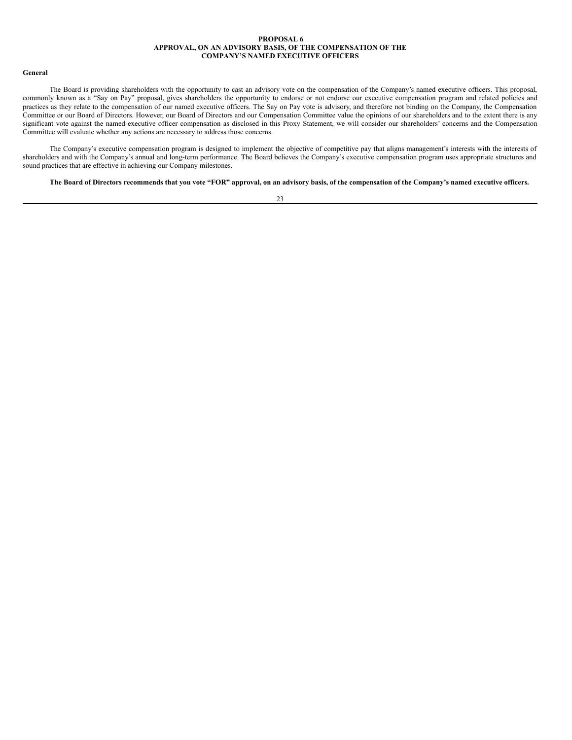# PROPOSAL 6
# APPROVAL, ON AN ADVISORY BASIS, OF THE COMPENSATION OF THE COMPANY'S NAMED EXECUTIVE OFFICERS

## General

The Board is providing shareholders with the opportunity to cast an advisory vote on the compensation of the Company's named executive officers. This proposal, commonly known as a "Say on Pay" proposal, gives shareholders the opportunity to endorse or not endorse our executive compensation program and related policies and practices as they relate to the compensation of our named executive officers. The Say on Pay vote is advisory, and therefore not binding on the Company, the Compensation Committee or our Board of Directors. However, our Board of Directors and our Compensation Committee value the opinions of our shareholders and to the extent there is any significant vote against the named executive officer compensation as disclosed in this Proxy Statement, we will consider our shareholders' concerns and the Compensation Committee will evaluate whether any actions are necessary to address those concerns.

The Company's executive compensation program is designed to implement the objective of competitive pay that aligns management's interests with the interests of shareholders and with the Company's annual and long-term performance. The Board believes the Company's executive compensation program uses appropriate structures and sound practices that are effective in achieving our Company milestones.

**The Board of Directors recommends that you vote "FOR" approval, on an advisory basis, of the compensation of the Company's named executive officers.**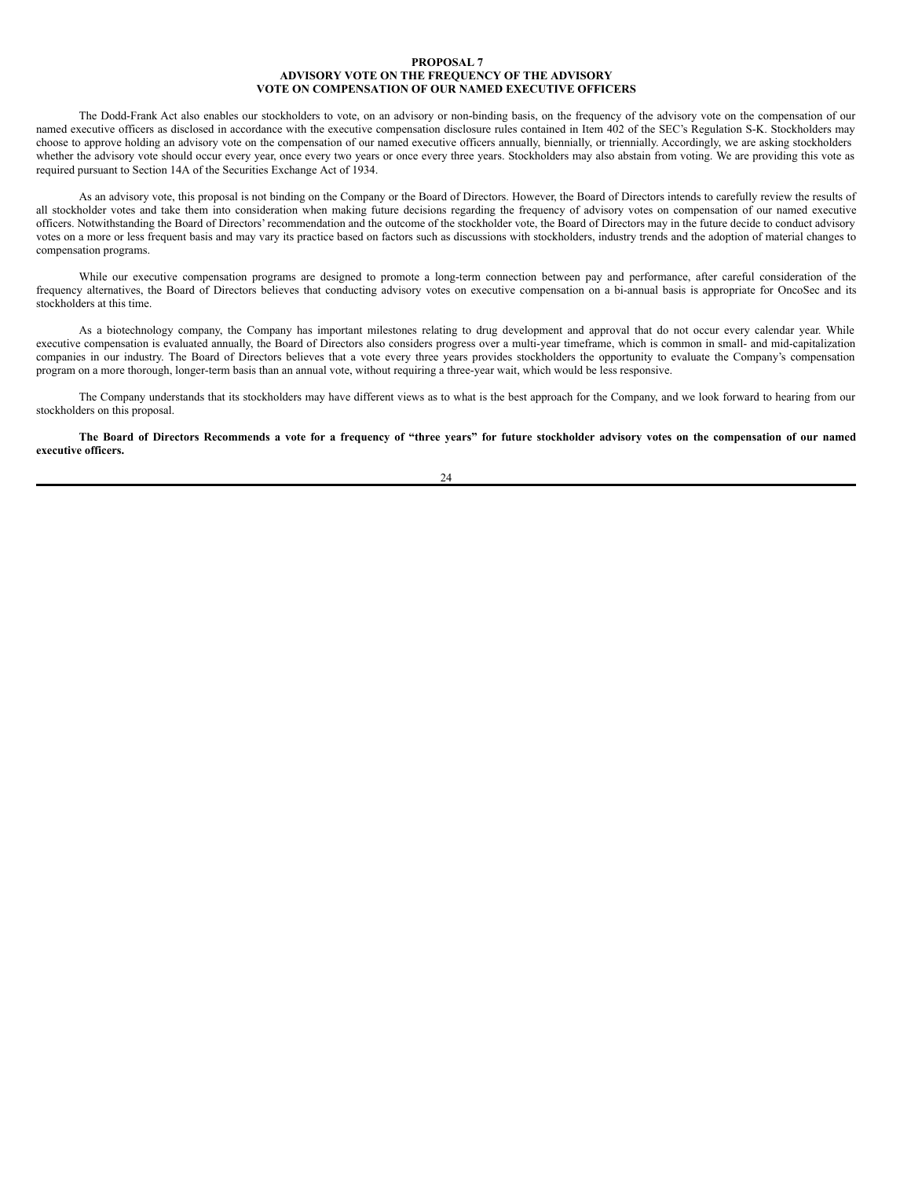# PROPOSAL 7
## ADVISORY VOTE ON THE FREQUENCY OF THE ADVISORY VOTE ON COMPENSATION OF OUR NAMED EXECUTIVE OFFICERS

The Dodd-Frank Act also enables our stockholders to vote, on an advisory or non-binding basis, on the frequency of the advisory vote on the compensation of our named executive officers as disclosed in accordance with the executive compensation disclosure rules contained in Item 402 of the SEC's Regulation S-K. Stockholders may choose to approve holding an advisory vote on the compensation of our named executive officers annually, biennially, or triennially. Accordingly, we are asking stockholders whether the advisory vote should occur every year, once every two years or once every three years. Stockholders may also abstain from voting. We are providing this vote as required pursuant to Section 14A of the Securities Exchange Act of 1934.

As an advisory vote, this proposal is not binding on the Company or the Board of Directors. However, the Board of Directors intends to carefully review the results of all stockholder votes and take them into consideration when making future decisions regarding the frequency of advisory votes on compensation of our named executive officers. Notwithstanding the Board of Directors' recommendation and the outcome of the stockholder vote, the Board of Directors may in the future decide to conduct advisory votes on a more or less frequent basis and may vary its practice based on factors such as discussions with stockholders, industry trends and the adoption of material changes to compensation programs.

While our executive compensation programs are designed to promote a long-term connection between pay and performance, after careful consideration of the frequency alternatives, the Board of Directors believes that conducting advisory votes on executive compensation on a bi-annual basis is appropriate for OncoSec and its stockholders at this time.

As a biotechnology company, the Company has important milestones relating to drug development and approval that do not occur every calendar year. While executive compensation is evaluated annually, the Board of Directors also considers progress over a multi-year timeframe, which is common in small- and mid-capitalization companies in our industry. The Board of Directors believes that a vote every three years provides stockholders the opportunity to evaluate the Company's compensation program on a more thorough, longer-term basis than an annual vote, without requiring a three-year wait, which would be less responsive.

The Company understands that its stockholders may have different views as to what is the best approach for the Company, and we look forward to hearing from our stockholders on this proposal.

**The Board of Directors Recommends a vote for a frequency of "three years" for future stockholder advisory votes on the compensation of our named executive officers.**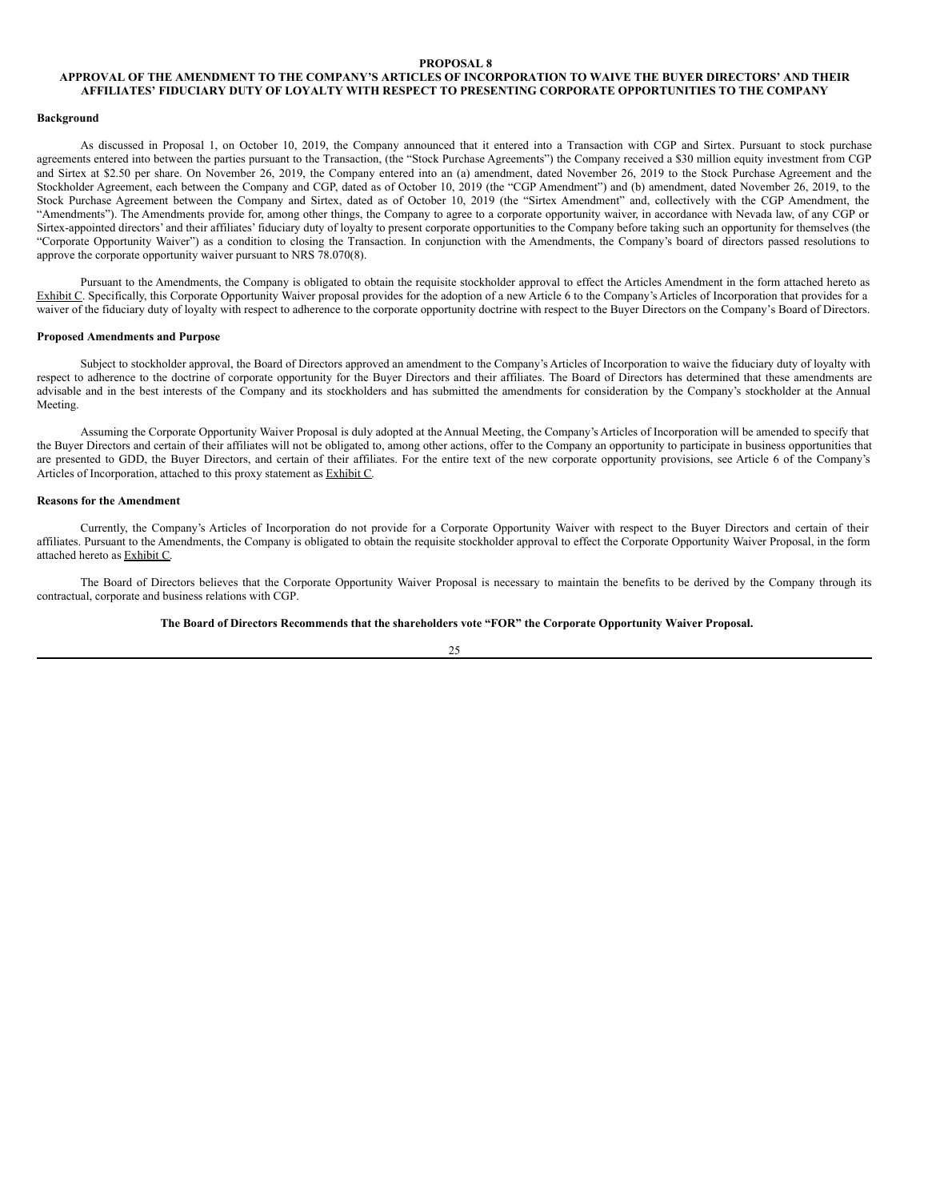## PROPOSAL 8

## APPROVAL OF THE AMENDMENT TO THE COMPANY'S ARTICLES OF INCORPORATION TO WAIVE THE BUYER DIRECTORS' AND THEIR AFFILIATES' FIDUCIARY DUTY OF LOYALTY WITH RESPECT TO PRESENTING CORPORATE OPPORTUNITIES TO THE COMPANY

**Background**

As discussed in Proposal 1, on October 10, 2019, the Company announced that it entered into a Transaction with CGP and Sirtex. Pursuant to stock purchase agreements entered into between the parties pursuant to the Transaction, (the "Stock Purchase Agreements") the Company received a $30 million equity investment from CGP and Sirtex at $2.50 per share. On November 26, 2019, the Company entered into an (a) amendment, dated November 26, 2019 to the Stock Purchase Agreement and the Stockholder Agreement, each between the Company and CGP, dated as of October 10, 2019 (the "CGP Amendment") and (b) amendment, dated November 26, 2019, to the Stock Purchase Agreement between the Company and Sirtex, dated as of October 10, 2019 (the "Sirtex Amendment" and, collectively with the CGP Amendment, the "Amendments"). The Amendments provide for, among other things, the Company to agree to a corporate opportunity waiver, in accordance with Nevada law, of any CGP or Sirtex-appointed directors' and their affiliates' fiduciary duty of loyalty to present corporate opportunities to the Company before taking such an opportunity for themselves (the "Corporate Opportunity Waiver") as a condition to closing the Transaction. In conjunction with the Amendments, the Company's board of directors passed resolutions to approve the corporate opportunity waiver pursuant to NRS 78.070(8).

Pursuant to the Amendments, the Company is obligated to obtain the requisite stockholder approval to effect the Articles Amendment in the form attached hereto as Exhibit C. Specifically, this Corporate Opportunity Waiver proposal provides for the adoption of a new Article 6 to the Company's Articles of Incorporation that provides for a waiver of the fiduciary duty of loyalty with respect to adherence to the corporate opportunity doctrine with respect to the Buyer Directors on the Company's Board of Directors.

**Proposed Amendments and Purpose**

Subject to stockholder approval, the Board of Directors approved an amendment to the Company's Articles of Incorporation to waive the fiduciary duty of loyalty with respect to adherence to the doctrine of corporate opportunity for the Buyer Directors and their affiliates. The Board of Directors has determined that these amendments are advisable and in the best interests of the Company and its stockholders and has submitted the amendments for consideration by the Company's stockholder at the Annual Meeting.

Assuming the Corporate Opportunity Waiver Proposal is duly adopted at the Annual Meeting, the Company's Articles of Incorporation will be amended to specify that the Buyer Directors and certain of their affiliates will not be obligated to, among other actions, offer to the Company an opportunity to participate in business opportunities that are presented to GDD, the Buyer Directors, and certain of their affiliates. For the entire text of the new corporate opportunity provisions, see Article 6 of the Company's Articles of Incorporation, attached to this proxy statement as Exhibit C.

**Reasons for the Amendment**

Currently, the Company's Articles of Incorporation do not provide for a Corporate Opportunity Waiver with respect to the Buyer Directors and certain of their affiliates. Pursuant to the Amendments, the Company is obligated to obtain the requisite stockholder approval to effect the Corporate Opportunity Waiver Proposal, in the form attached hereto as Exhibit C.

The Board of Directors believes that the Corporate Opportunity Waiver Proposal is necessary to maintain the benefits to be derived by the Company through its contractual, corporate and business relations with CGP.

**The Board of Directors Recommends that the shareholders vote "FOR" the Corporate Opportunity Waiver Proposal.**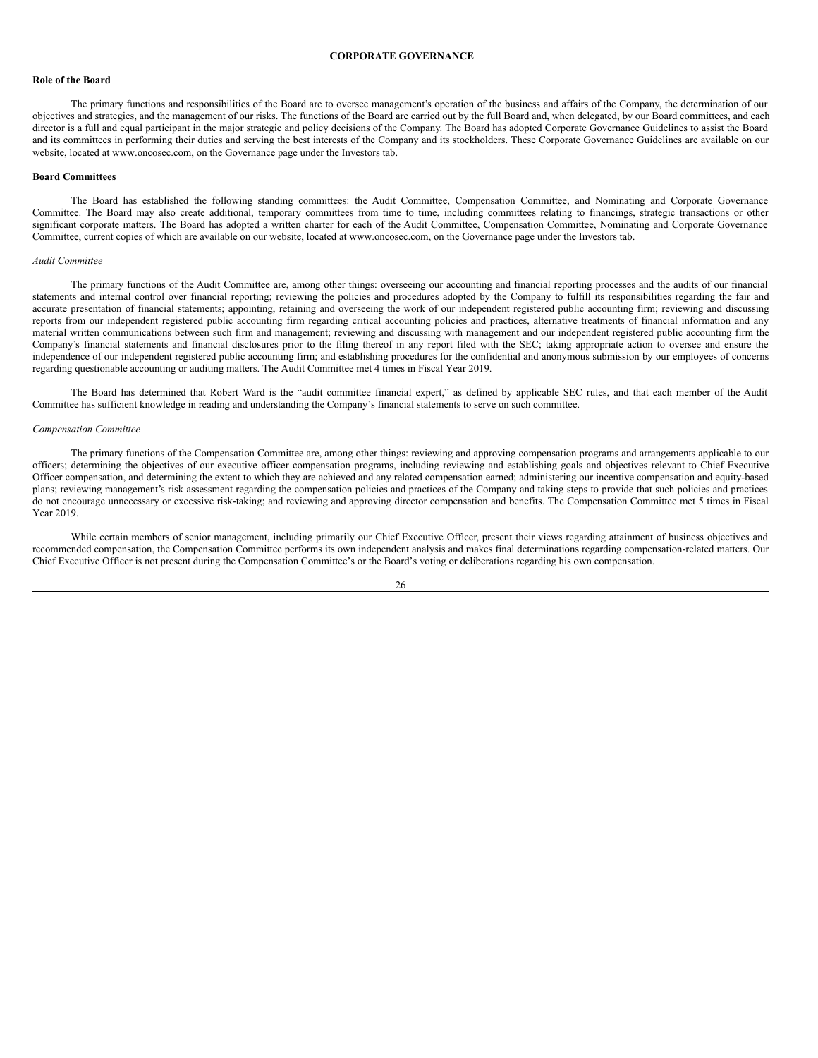# CORPORATE GOVERNANCE

## Role of the Board

The primary functions and responsibilities of the Board are to oversee management's operation of the business and affairs of the Company, the determination of our objectives and strategies, and the management of our risks. The functions of the Board are carried out by the full Board and, when delegated, by our Board committees, and each director is a full and equal participant in the major strategic and policy decisions of the Company. The Board has adopted Corporate Governance Guidelines to assist the Board and its committees in performing their duties and serving the best interests of the Company and its stockholders. These Corporate Governance Guidelines are available on our website, located at www.oncosec.com, on the Governance page under the Investors tab.

## Board Committees

The Board has established the following standing committees: the Audit Committee, Compensation Committee, and Nominating and Corporate Governance Committee. The Board may also create additional, temporary committees from time to time, including committees relating to financings, strategic transactions or other significant corporate matters. The Board has adopted a written charter for each of the Audit Committee, Compensation Committee, Nominating and Corporate Governance Committee, current copies of which are available on our website, located at www.oncosec.com, on the Governance page under the Investors tab.

### *Audit Committee*

The primary functions of the Audit Committee are, among other things: overseeing our accounting and financial reporting processes and the audits of our financial statements and internal control over financial reporting; reviewing the policies and procedures adopted by the Company to fulfill its responsibilities regarding the fair and accurate presentation of financial statements; appointing, retaining and overseeing the work of our independent registered public accounting firm; reviewing and discussing reports from our independent registered public accounting firm regarding critical accounting policies and practices, alternative treatments of financial information and any material written communications between such firm and management; reviewing and discussing with management and our independent registered public accounting firm the Company's financial statements and financial disclosures prior to the filing thereof in any report filed with the SEC; taking appropriate action to oversee and ensure the independence of our independent registered public accounting firm; and establishing procedures for the confidential and anonymous submission by our employees of concerns regarding questionable accounting or auditing matters. The Audit Committee met 4 times in Fiscal Year 2019.

The Board has determined that Robert Ward is the "audit committee financial expert," as defined by applicable SEC rules, and that each member of the Audit Committee has sufficient knowledge in reading and understanding the Company's financial statements to serve on such committee.

### *Compensation Committee*

The primary functions of the Compensation Committee are, among other things: reviewing and approving compensation programs and arrangements applicable to our officers; determining the objectives of our executive officer compensation programs, including reviewing and establishing goals and objectives relevant to Chief Executive Officer compensation, and determining the extent to which they are achieved and any related compensation earned; administering our incentive compensation and equity-based plans; reviewing management's risk assessment regarding the compensation policies and practices of the Company and taking steps to provide that such policies and practices do not encourage unnecessary or excessive risk-taking; and reviewing and approving director compensation and benefits. The Compensation Committee met 5 times in Fiscal Year 2019.

While certain members of senior management, including primarily our Chief Executive Officer, present their views regarding attainment of business objectives and recommended compensation, the Compensation Committee performs its own independent analysis and makes final determinations regarding compensation-related matters. Our Chief Executive Officer is not present during the Compensation Committee's or the Board's voting or deliberations regarding his own compensation.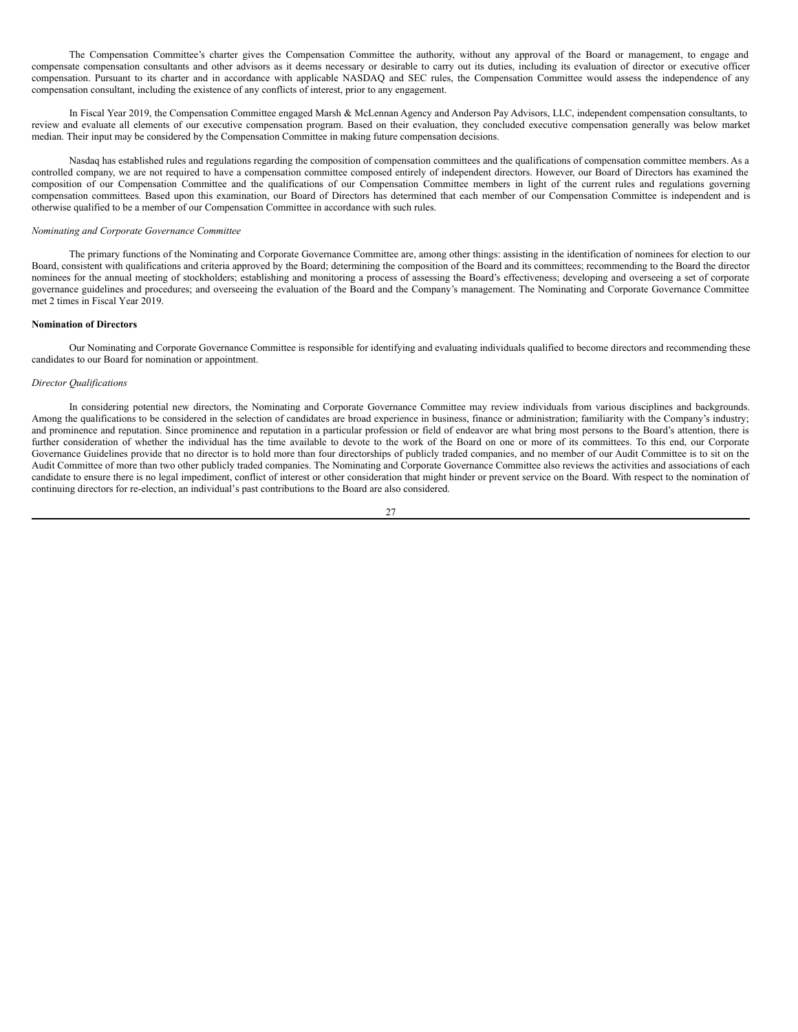The Compensation Committee's charter gives the Compensation Committee the authority, without any approval of the Board or management, to engage and compensate compensation consultants and other advisors as it deems necessary or desirable to carry out its duties, including its evaluation of director or executive officer compensation. Pursuant to its charter and in accordance with applicable NASDAQ and SEC rules, the Compensation Committee would assess the independence of any compensation consultant, including the existence of any conflicts of interest, prior to any engagement.

In Fiscal Year 2019, the Compensation Committee engaged Marsh & McLennan Agency and Anderson Pay Advisors, LLC, independent compensation consultants, to review and evaluate all elements of our executive compensation program. Based on their evaluation, they concluded executive compensation generally was below market median. Their input may be considered by the Compensation Committee in making future compensation decisions.

Nasdaq has established rules and regulations regarding the composition of compensation committees and the qualifications of compensation committee members. As a controlled company, we are not required to have a compensation committee composed entirely of independent directors. However, our Board of Directors has examined the composition of our Compensation Committee and the qualifications of our Compensation Committee members in light of the current rules and regulations governing compensation committees. Based upon this examination, our Board of Directors has determined that each member of our Compensation Committee is independent and is otherwise qualified to be a member of our Compensation Committee in accordance with such rules.

*Nominating and Corporate Governance Committee*

The primary functions of the Nominating and Corporate Governance Committee are, among other things: assisting in the identification of nominees for election to our Board, consistent with qualifications and criteria approved by the Board; determining the composition of the Board and its committees; recommending to the Board the director nominees for the annual meeting of stockholders; establishing and monitoring a process of assessing the Board's effectiveness; developing and overseeing a set of corporate governance guidelines and procedures; and overseeing the evaluation of the Board and the Company's management. The Nominating and Corporate Governance Committee met 2 times in Fiscal Year 2019.

**Nomination of Directors**

Our Nominating and Corporate Governance Committee is responsible for identifying and evaluating individuals qualified to become directors and recommending these candidates to our Board for nomination or appointment.

*Director Qualifications*

In considering potential new directors, the Nominating and Corporate Governance Committee may review individuals from various disciplines and backgrounds. Among the qualifications to be considered in the selection of candidates are broad experience in business, finance or administration; familiarity with the Company's industry; and prominence and reputation. Since prominence and reputation in a particular profession or field of endeavor are what bring most persons to the Board's attention, there is further consideration of whether the individual has the time available to devote to the work of the Board on one or more of its committees. To this end, our Corporate Governance Guidelines provide that no director is to hold more than four directorships of publicly traded companies, and no member of our Audit Committee is to sit on the Audit Committee of more than two other publicly traded companies. The Nominating and Corporate Governance Committee also reviews the activities and associations of each candidate to ensure there is no legal impediment, conflict of interest or other consideration that might hinder or prevent service on the Board. With respect to the nomination of continuing directors for re-election, an individual's past contributions to the Board are also considered.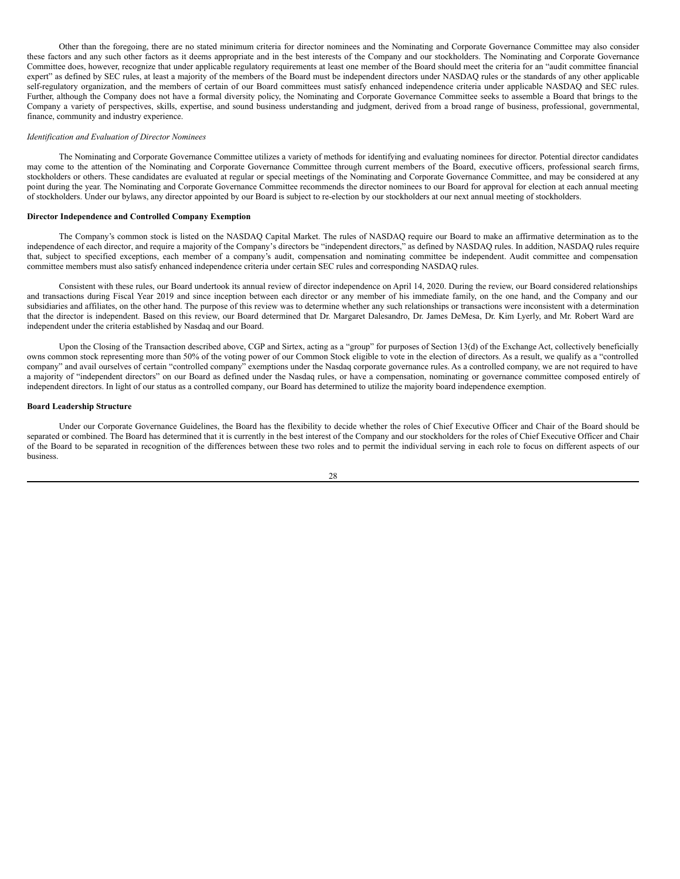Other than the foregoing, there are no stated minimum criteria for director nominees and the Nominating and Corporate Governance Committee may also consider these factors and any such other factors as it deems appropriate and in the best interests of the Company and our stockholders. The Nominating and Corporate Governance Committee does, however, recognize that under applicable regulatory requirements at least one member of the Board should meet the criteria for an "audit committee financial expert" as defined by SEC rules, at least a majority of the members of the Board must be independent directors under NASDAQ rules or the standards of any other applicable self-regulatory organization, and the members of certain of our Board committees must satisfy enhanced independence criteria under applicable NASDAQ and SEC rules. Further, although the Company does not have a formal diversity policy, the Nominating and Corporate Governance Committee seeks to assemble a Board that brings to the Company a variety of perspectives, skills, expertise, and sound business understanding and judgment, derived from a broad range of business, professional, governmental, finance, community and industry experience.

*Identification and Evaluation of Director Nominees*

The Nominating and Corporate Governance Committee utilizes a variety of methods for identifying and evaluating nominees for director. Potential director candidates may come to the attention of the Nominating and Corporate Governance Committee through current members of the Board, executive officers, professional search firms, stockholders or others. These candidates are evaluated at regular or special meetings of the Nominating and Corporate Governance Committee, and may be considered at any point during the year. The Nominating and Corporate Governance Committee recommends the director nominees to our Board for approval for election at each annual meeting of stockholders. Under our bylaws, any director appointed by our Board is subject to re-election by our stockholders at our next annual meeting of stockholders.

**Director Independence and Controlled Company Exemption**

The Company's common stock is listed on the NASDAQ Capital Market. The rules of NASDAQ require our Board to make an affirmative determination as to the independence of each director, and require a majority of the Company's directors be "independent directors," as defined by NASDAQ rules. In addition, NASDAQ rules require that, subject to specified exceptions, each member of a company's audit, compensation and nominating committee be independent. Audit committee and compensation committee members must also satisfy enhanced independence criteria under certain SEC rules and corresponding NASDAQ rules.

Consistent with these rules, our Board undertook its annual review of director independence on April 14, 2020. During the review, our Board considered relationships and transactions during Fiscal Year 2019 and since inception between each director or any member of his immediate family, on the one hand, and the Company and our subsidiaries and affiliates, on the other hand. The purpose of this review was to determine whether any such relationships or transactions were inconsistent with a determination that the director is independent. Based on this review, our Board determined that Dr. Margaret Dalesandro, Dr. James DeMesa, Dr. Kim Lyerly, and Mr. Robert Ward are independent under the criteria established by Nasdaq and our Board.

Upon the Closing of the Transaction described above, CGP and Sirtex, acting as a "group" for purposes of Section 13(d) of the Exchange Act, collectively beneficially owns common stock representing more than 50% of the voting power of our Common Stock eligible to vote in the election of directors. As a result, we qualify as a "controlled company" and avail ourselves of certain "controlled company" exemptions under the Nasdaq corporate governance rules. As a controlled company, we are not required to have a majority of "independent directors" on our Board as defined under the Nasdaq rules, or have a compensation, nominating or governance committee composed entirely of independent directors. In light of our status as a controlled company, our Board has determined to utilize the majority board independence exemption.

**Board Leadership Structure**

Under our Corporate Governance Guidelines, the Board has the flexibility to decide whether the roles of Chief Executive Officer and Chair of the Board should be separated or combined. The Board has determined that it is currently in the best interest of the Company and our stockholders for the roles of Chief Executive Officer and Chair of the Board to be separated in recognition of the differences between these two roles and to permit the individual serving in each role to focus on different aspects of our business.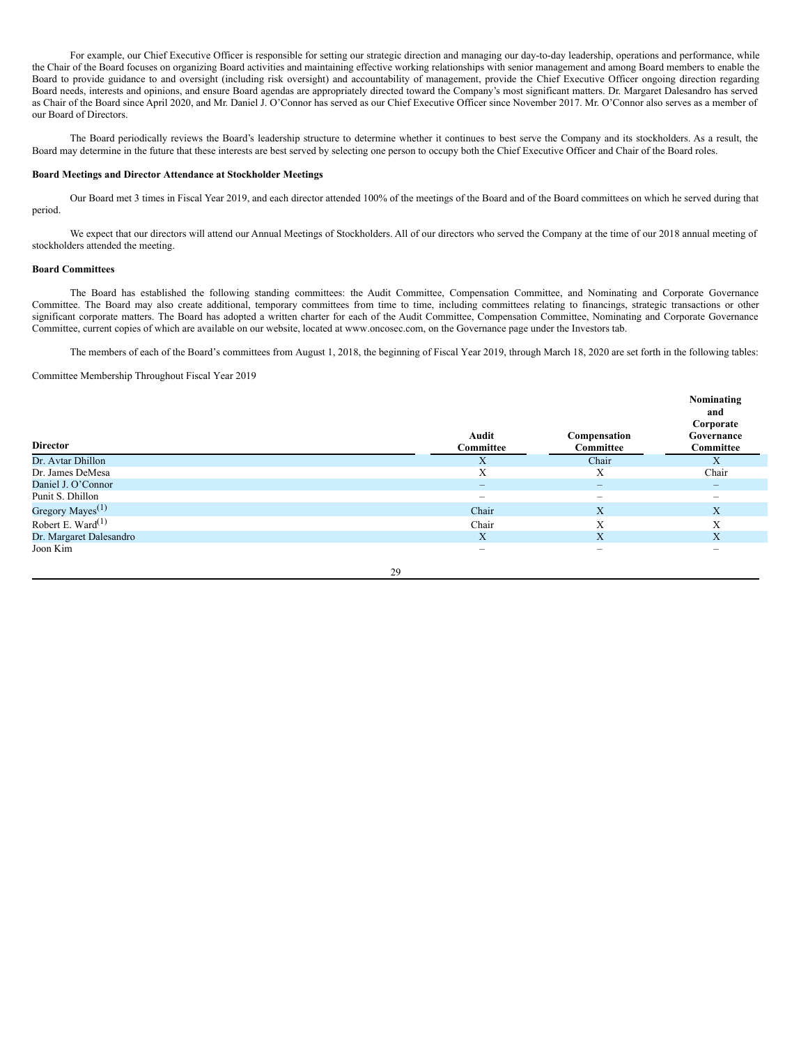For example, our Chief Executive Officer is responsible for setting our strategic direction and managing our day-to-day leadership, operations and performance, while the Chair of the Board focuses on organizing Board activities and maintaining effective working relationships with senior management and among Board members to enable the Board to provide guidance to and oversight (including risk oversight) and accountability of management, provide the Chief Executive Officer ongoing direction regarding Board needs, interests and opinions, and ensure Board agendas are appropriately directed toward the Company's most significant matters. Dr. Margaret Dalesandro has served as Chair of the Board since April 2020, and Mr. Daniel J. O'Connor has served as our Chief Executive Officer since November 2017. Mr. O'Connor also serves as a member of our Board of Directors.

The Board periodically reviews the Board's leadership structure to determine whether it continues to best serve the Company and its stockholders. As a result, the Board may determine in the future that these interests are best served by selecting one person to occupy both the Chief Executive Officer and Chair of the Board roles.

**Board Meetings and Director Attendance at Stockholder Meetings**

Our Board met 3 times in Fiscal Year 2019, and each director attended 100% of the meetings of the Board and of the Board committees on which he served during that period.

We expect that our directors will attend our Annual Meetings of Stockholders. All of our directors who served the Company at the time of our 2018 annual meeting of stockholders attended the meeting.

**Board Committees**

The Board has established the following standing committees: the Audit Committee, Compensation Committee, and Nominating and Corporate Governance Committee. The Board may also create additional, temporary committees from time to time, including committees relating to financings, strategic transactions or other significant corporate matters. The Board has adopted a written charter for each of the Audit Committee, Compensation Committee, Nominating and Corporate Governance Committee, current copies of which are available on our website, located at www.oncosec.com, on the Governance page under the Investors tab.

The members of each of the Board's committees from August 1, 2018, the beginning of Fiscal Year 2019, through March 18, 2020 are set forth in the following tables:

Committee Membership Throughout Fiscal Year 2019

| Director | Audit Committee | Compensation Committee | Nominating and Corporate Governance Committee |
|---|---|---|---|
| Dr. Avtar Dhillon | X | Chair | X |
| Dr. James DeMesa | X | X | Chair |
| Daniel J. O'Connor | – | – | – |
| Punit S. Dhillon | – | – | – |
| Gregory Mayes[(1)] | Chair | X | X |
| Robert E. Ward[(1)] | Chair | X | X |
| Dr. Margaret Dalesandro | X | X | X |
| Joon Kim | – | – | – |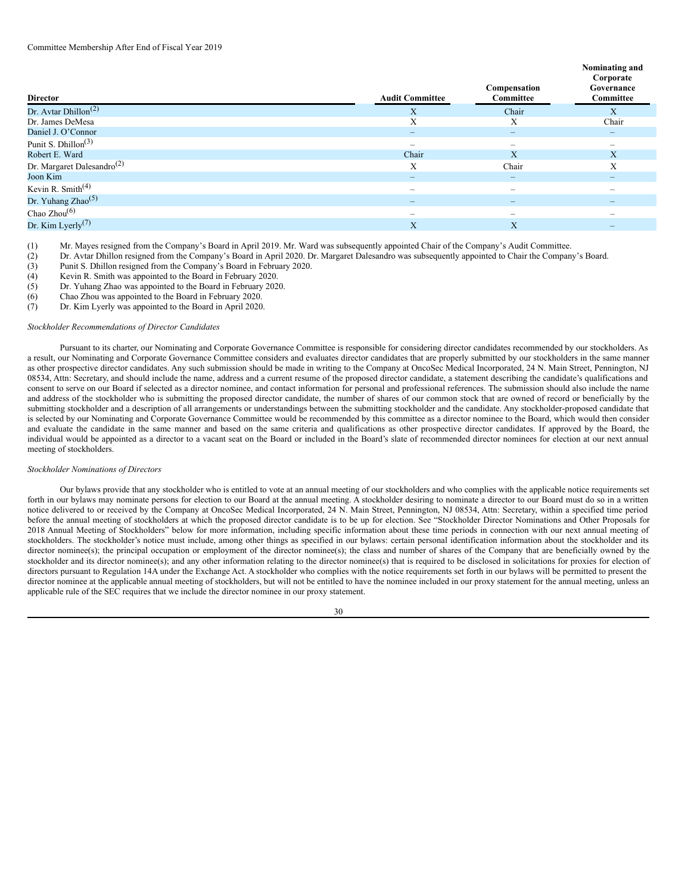Committee Membership After End of Fiscal Year 2019

| Director | Audit Committee | Compensation Committee | Nominating and Corporate Governance Committee |
| --- | --- | --- | --- |
| Dr. Avtar Dhillon[(2)] | X | Chair | X |
| Dr. James DeMesa | X | X | Chair |
| Daniel J. O'Connor | – | – | – |
| Punit S. Dhillon[(3)] | – | – | – |
| Robert E. Ward | Chair | X | X |
| Dr. Margaret Dalesandro[(2)] | X | Chair | X |
| Joon Kim | – | – | – |
| Kevin R. Smith[(4)] | – | – | – |
| Dr. Yuhang Zhao[(5)] | – | – | – |
| Chao Zhou[(6)] | – | – | – |
| Dr. Kim Lyerly[(7)] | X | X | – |

(1) Mr. Mayes resigned from the Company's Board in April 2019. Mr. Ward was subsequently appointed Chair of the Company's Audit Committee.
(2) Dr. Avtar Dhillon resigned from the Company's Board in April 2020. Dr. Margaret Dalesandro was subsequently appointed to Chair the Company's Board.
(3) Punit S. Dhillon resigned from the Company's Board in February 2020.
(4) Kevin R. Smith was appointed to the Board in February 2020.
(5) Dr. Yuhang Zhao was appointed to the Board in February 2020.
(6) Chao Zhou was appointed to the Board in February 2020.
(7) Dr. Kim Lyerly was appointed to the Board in April 2020.

*Stockholder Recommendations of Director Candidates*

Pursuant to its charter, our Nominating and Corporate Governance Committee is responsible for considering director candidates recommended by our stockholders. As a result, our Nominating and Corporate Governance Committee considers and evaluates director candidates that are properly submitted by our stockholders in the same manner as other prospective director candidates. Any such submission should be made in writing to the Company at OncoSec Medical Incorporated, 24 N. Main Street, Pennington, NJ 08534, Attn: Secretary, and should include the name, address and a current resume of the proposed director candidate, a statement describing the candidate's qualifications and consent to serve on our Board if selected as a director nominee, and contact information for personal and professional references. The submission should also include the name and address of the stockholder who is submitting the proposed director candidate, the number of shares of our common stock that are owned of record or beneficially by the submitting stockholder and a description of all arrangements or understandings between the submitting stockholder and the candidate. Any stockholder-proposed candidate that is selected by our Nominating and Corporate Governance Committee would be recommended by this committee as a director nominee to the Board, which would then consider and evaluate the candidate in the same manner and based on the same criteria and qualifications as other prospective director candidates. If approved by the Board, the individual would be appointed as a director to a vacant seat on the Board or included in the Board's slate of recommended director nominees for election at our next annual meeting of stockholders.

*Stockholder Nominations of Directors*

Our bylaws provide that any stockholder who is entitled to vote at an annual meeting of our stockholders and who complies with the applicable notice requirements set forth in our bylaws may nominate persons for election to our Board at the annual meeting. A stockholder desiring to nominate a director to our Board must do so in a written notice delivered to or received by the Company at OncoSec Medical Incorporated, 24 N. Main Street, Pennington, NJ 08534, Attn: Secretary, within a specified time period before the annual meeting of stockholders at which the proposed director candidate is to be up for election. See "Stockholder Director Nominations and Other Proposals for 2018 Annual Meeting of Stockholders" below for more information, including specific information about these time periods in connection with our next annual meeting of stockholders. The stockholder's notice must include, among other things as specified in our bylaws: certain personal identification information about the stockholder and its director nominee(s); the principal occupation or employment of the director nominee(s); the class and number of shares of the Company that are beneficially owned by the stockholder and its director nominee(s); and any other information relating to the director nominee(s) that is required to be disclosed in solicitations for proxies for election of directors pursuant to Regulation 14A under the Exchange Act. A stockholder who complies with the notice requirements set forth in our bylaws will be permitted to present the director nominee at the applicable annual meeting of stockholders, but will not be entitled to have the nominee included in our proxy statement for the annual meeting, unless an applicable rule of the SEC requires that we include the director nominee in our proxy statement.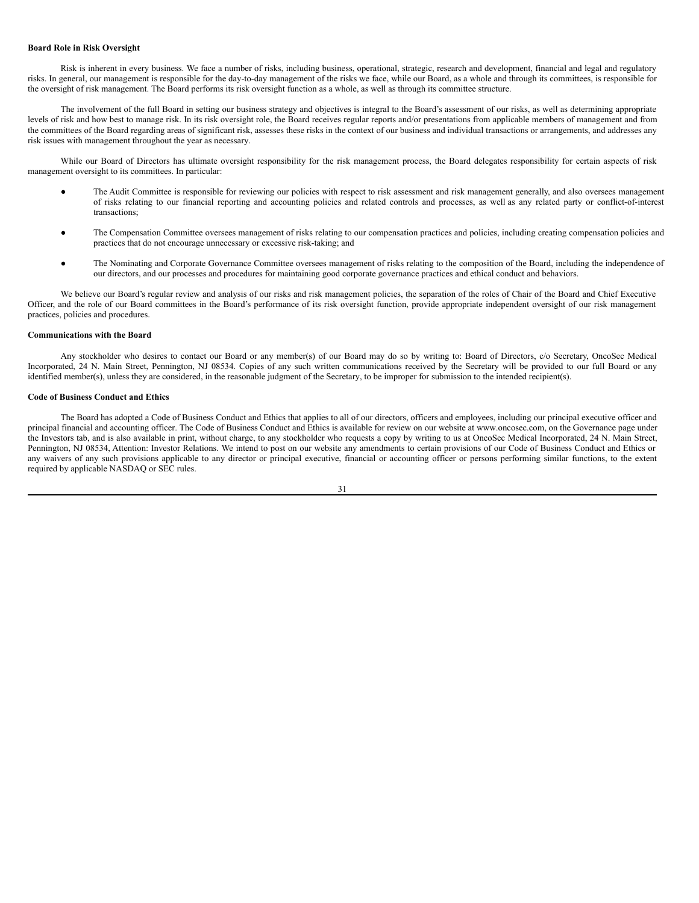**Board Role in Risk Oversight**

Risk is inherent in every business. We face a number of risks, including business, operational, strategic, research and development, financial and legal and regulatory risks. In general, our management is responsible for the day-to-day management of the risks we face, while our Board, as a whole and through its committees, is responsible for the oversight of risk management. The Board performs its risk oversight function as a whole, as well as through its committee structure.

The involvement of the full Board in setting our business strategy and objectives is integral to the Board's assessment of our risks, as well as determining appropriate levels of risk and how best to manage risk. In its risk oversight role, the Board receives regular reports and/or presentations from applicable members of management and from the committees of the Board regarding areas of significant risk, assesses these risks in the context of our business and individual transactions or arrangements, and addresses any risk issues with management throughout the year as necessary.

While our Board of Directors has ultimate oversight responsibility for the risk management process, the Board delegates responsibility for certain aspects of risk management oversight to its committees. In particular:

- The Audit Committee is responsible for reviewing our policies with respect to risk assessment and risk management generally, and also oversees management of risks relating to our financial reporting and accounting policies and related controls and processes, as well as any related party or conflict-of-interest transactions;

- The Compensation Committee oversees management of risks relating to our compensation practices and policies, including creating compensation policies and practices that do not encourage unnecessary or excessive risk-taking; and

- The Nominating and Corporate Governance Committee oversees management of risks relating to the composition of the Board, including the independence of our directors, and our processes and procedures for maintaining good corporate governance practices and ethical conduct and behaviors.

We believe our Board's regular review and analysis of our risks and risk management policies, the separation of the roles of Chair of the Board and Chief Executive Officer, and the role of our Board committees in the Board's performance of its risk oversight function, provide appropriate independent oversight of our risk management practices, policies and procedures.

**Communications with the Board**

Any stockholder who desires to contact our Board or any member(s) of our Board may do so by writing to: Board of Directors, c/o Secretary, OncoSec Medical Incorporated, 24 N. Main Street, Pennington, NJ 08534. Copies of any such written communications received by the Secretary will be provided to our full Board or any identified member(s), unless they are considered, in the reasonable judgment of the Secretary, to be improper for submission to the intended recipient(s).

**Code of Business Conduct and Ethics**

The Board has adopted a Code of Business Conduct and Ethics that applies to all of our directors, officers and employees, including our principal executive officer and principal financial and accounting officer. The Code of Business Conduct and Ethics is available for review on our website at www.oncosec.com, on the Governance page under the Investors tab, and is also available in print, without charge, to any stockholder who requests a copy by writing to us at OncoSec Medical Incorporated, 24 N. Main Street, Pennington, NJ 08534, Attention: Investor Relations. We intend to post on our website any amendments to certain provisions of our Code of Business Conduct and Ethics or any waivers of any such provisions applicable to any director or principal executive, financial or accounting officer or persons performing similar functions, to the extent required by applicable NASDAQ or SEC rules.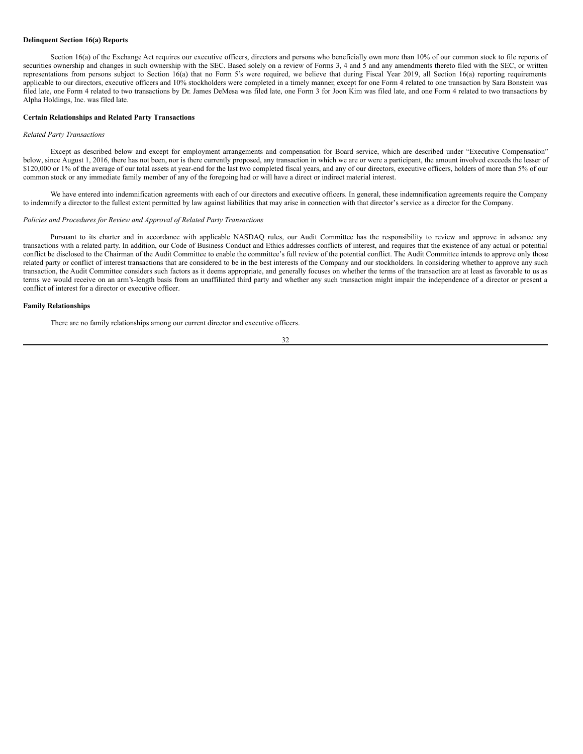**Delinquent Section 16(a) Reports**

Section 16(a) of the Exchange Act requires our executive officers, directors and persons who beneficially own more than 10% of our common stock to file reports of securities ownership and changes in such ownership with the SEC. Based solely on a review of Forms 3, 4 and 5 and any amendments thereto filed with the SEC, or written representations from persons subject to Section 16(a) that no Form 5's were required, we believe that during Fiscal Year 2019, all Section 16(a) reporting requirements applicable to our directors, executive officers and 10% stockholders were completed in a timely manner, except for one Form 4 related to one transaction by Sara Bonstein was filed late, one Form 4 related to two transactions by Dr. James DeMesa was filed late, one Form 3 for Joon Kim was filed late, and one Form 4 related to two transactions by Alpha Holdings, Inc. was filed late.

**Certain Relationships and Related Party Transactions**

*Related Party Transactions*

Except as described below and except for employment arrangements and compensation for Board service, which are described under "Executive Compensation" below, since August 1, 2016, there has not been, nor is there currently proposed, any transaction in which we are or were a participant, the amount involved exceeds the lesser of $120,000 or 1% of the average of our total assets at year-end for the last two completed fiscal years, and any of our directors, executive officers, holders of more than 5% of our common stock or any immediate family member of any of the foregoing had or will have a direct or indirect material interest.

We have entered into indemnification agreements with each of our directors and executive officers. In general, these indemnification agreements require the Company to indemnify a director to the fullest extent permitted by law against liabilities that may arise in connection with that director's service as a director for the Company.

*Policies and Procedures for Review and Approval of Related Party Transactions*

Pursuant to its charter and in accordance with applicable NASDAQ rules, our Audit Committee has the responsibility to review and approve in advance any transactions with a related party. In addition, our Code of Business Conduct and Ethics addresses conflicts of interest, and requires that the existence of any actual or potential conflict be disclosed to the Chairman of the Audit Committee to enable the committee's full review of the potential conflict. The Audit Committee intends to approve only those related party or conflict of interest transactions that are considered to be in the best interests of the Company and our stockholders. In considering whether to approve any such transaction, the Audit Committee considers such factors as it deems appropriate, and generally focuses on whether the terms of the transaction are at least as favorable to us as terms we would receive on an arm's-length basis from an unaffiliated third party and whether any such transaction might impair the independence of a director or present a conflict of interest for a director or executive officer.

**Family Relationships**

There are no family relationships among our current director and executive officers.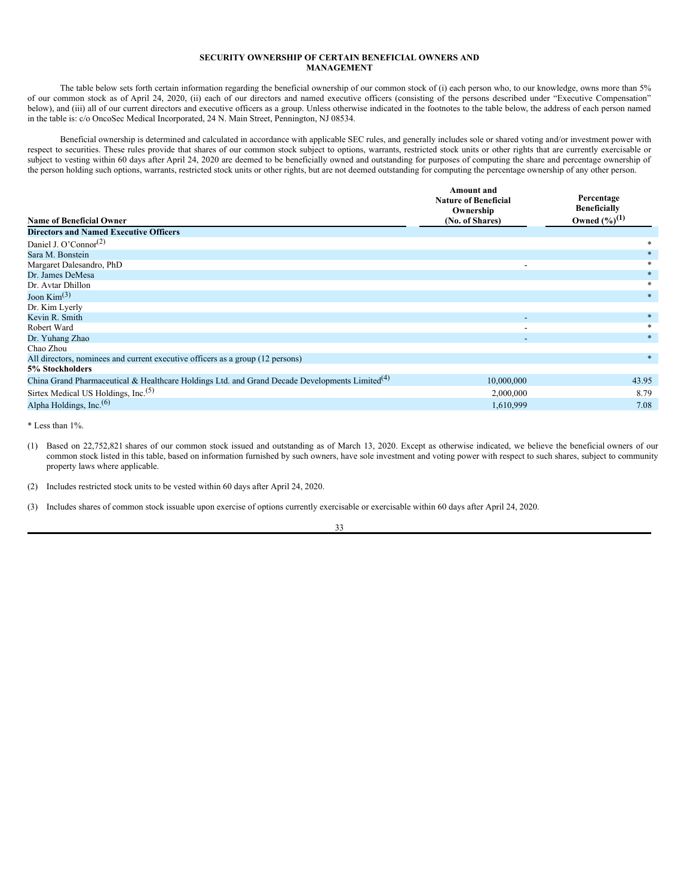## SECURITY OWNERSHIP OF CERTAIN BENEFICIAL OWNERS AND MANAGEMENT

The table below sets forth certain information regarding the beneficial ownership of our common stock of (i) each person who, to our knowledge, owns more than 5% of our common stock as of April 24, 2020, (ii) each of our directors and named executive officers (consisting of the persons described under "Executive Compensation" below), and (iii) all of our current directors and executive officers as a group. Unless otherwise indicated in the footnotes to the table below, the address of each person named in the table is: c/o OncoSec Medical Incorporated, 24 N. Main Street, Pennington, NJ 08534.

Beneficial ownership is determined and calculated in accordance with applicable SEC rules, and generally includes sole or shared voting and/or investment power with respect to securities. These rules provide that shares of our common stock subject to options, warrants, restricted stock units or other rights that are currently exercisable or subject to vesting within 60 days after April 24, 2020 are deemed to be beneficially owned and outstanding for purposes of computing the share and percentage ownership of the person holding such options, warrants, restricted stock units or other rights, but are not deemed outstanding for computing the percentage ownership of any other person.

| Name of Beneficial Owner | Amount and Nature of Beneficial Ownership (No. of Shares) | Percentage Beneficially Owned (%)[1] |
|---|---|---|
| **Directors and Named Executive Officers** | | |
| Daniel J. O'Connor[2] | | * |
| Sara M. Bonstein | | * |
| Margaret Dalesandro, PhD | - | * |
| Dr. James DeMesa | | * |
| Dr. Avtar Dhillon | | * |
| Joon Kim[3] | | * |
| Dr. Kim Lyerly | | |
| Kevin R. Smith | - | * |
| Robert Ward | - | * |
| Dr. Yuhang Zhao | - | * |
| Chao Zhou | | |
| All directors, nominees and current executive officers as a group (12 persons) | | * |
| **5% Stockholders** | | |
| China Grand Pharmaceutical & Healthcare Holdings Ltd. and Grand Decade Developments Limited[4] | 10,000,000 | 43.95 |
| Sirtex Medical US Holdings, Inc.[5] | 2,000,000 | 8.79 |
| Alpha Holdings, Inc.[6] | 1,610,999 | 7.08 |

\* Less than 1%.

(1) Based on 22,752,821 shares of our common stock issued and outstanding as of March 13, 2020. Except as otherwise indicated, we believe the beneficial owners of our common stock listed in this table, based on information furnished by such owners, have sole investment and voting power with respect to such shares, subject to community property laws where applicable.

(2) Includes restricted stock units to be vested within 60 days after April 24, 2020.

(3) Includes shares of common stock issuable upon exercise of options currently exercisable or exercisable within 60 days after April 24, 2020.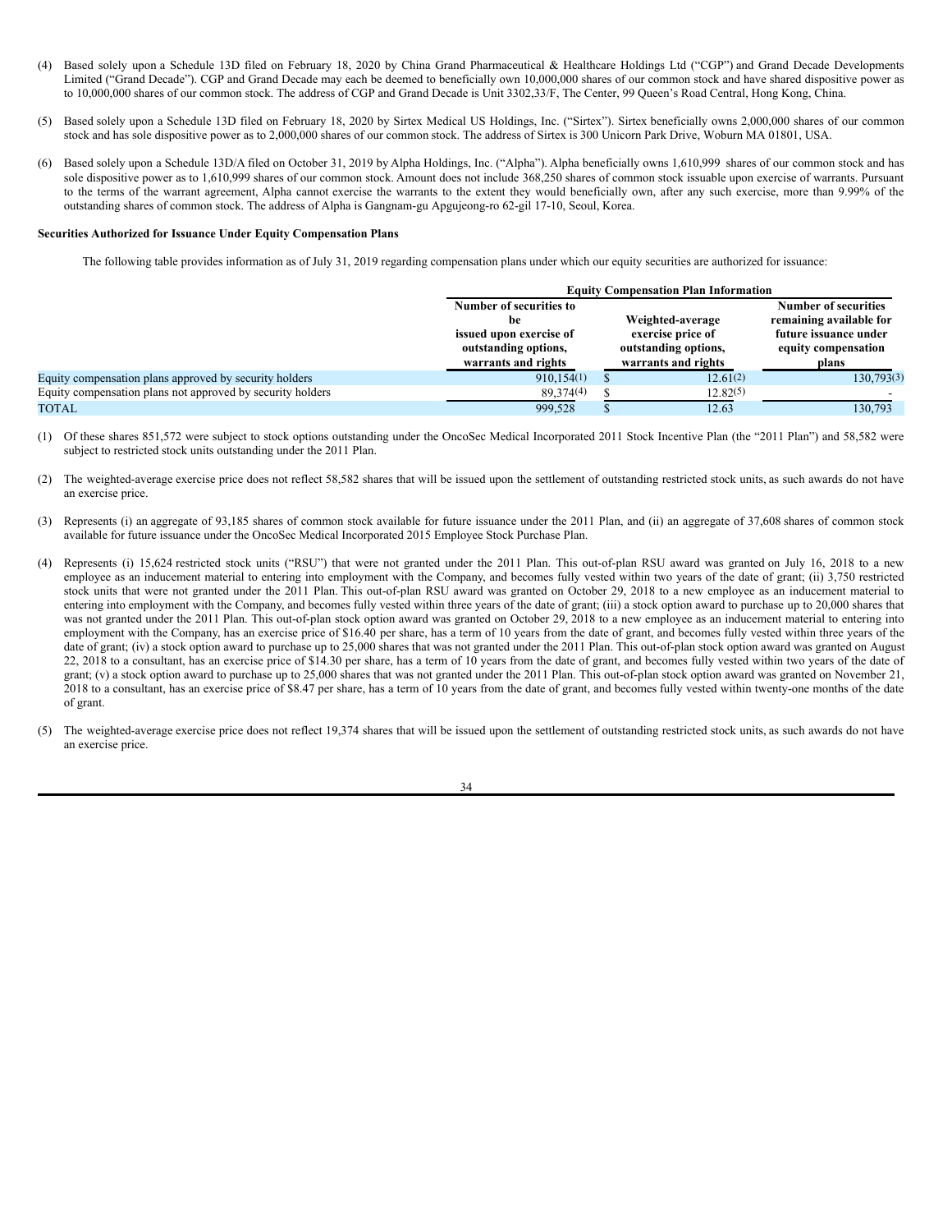(4) Based solely upon a Schedule 13D filed on February 18, 2020 by China Grand Pharmaceutical & Healthcare Holdings Ltd ("CGP") and Grand Decade Developments Limited ("Grand Decade"). CGP and Grand Decade may each be deemed to beneficially own 10,000,000 shares of our common stock and have shared dispositive power as to 10,000,000 shares of our common stock. The address of CGP and Grand Decade is Unit 3302,33/F, The Center, 99 Queen's Road Central, Hong Kong, China.

(5) Based solely upon a Schedule 13D filed on February 18, 2020 by Sirtex Medical US Holdings, Inc. ("Sirtex"). Sirtex beneficially owns 2,000,000 shares of our common stock and has sole dispositive power as to 2,000,000 shares of our common stock. The address of Sirtex is 300 Unicorn Park Drive, Woburn MA 01801, USA.

(6) Based solely upon a Schedule 13D/A filed on October 31, 2019 by Alpha Holdings, Inc. ("Alpha"). Alpha beneficially owns 1,610,999 shares of our common stock and has sole dispositive power as to 1,610,999 shares of our common stock. Amount does not include 368,250 shares of common stock issuable upon exercise of warrants. Pursuant to the terms of the warrant agreement, Alpha cannot exercise the warrants to the extent they would beneficially own, after any such exercise, more than 9.99% of the outstanding shares of common stock. The address of Alpha is Gangnam-gu Apgujeong-ro 62-gil 17-10, Seoul, Korea.

**Securities Authorized for Issuance Under Equity Compensation Plans**

The following table provides information as of July 31, 2019 regarding compensation plans under which our equity securities are authorized for issuance:

| | Equity Compensation Plan Information | | |
|---|---|---|---|
| | Number of securities to be issued upon exercise of outstanding options, warrants and rights | Weighted-average exercise price of outstanding options, warrants and rights | Number of securities remaining available for future issuance under equity compensation plans |
| Equity compensation plans approved by security holders | 910,154(1) | $ 12.61(2) | 130,793(3) |
| Equity compensation plans not approved by security holders | 89,374(4) | $ 12.82(5) | - |
| TOTAL | 999,528 | $ 12.63 | 130,793 |

(1) Of these shares 851,572 were subject to stock options outstanding under the OncoSec Medical Incorporated 2011 Stock Incentive Plan (the "2011 Plan") and 58,582 were subject to restricted stock units outstanding under the 2011 Plan.

(2) The weighted-average exercise price does not reflect 58,582 shares that will be issued upon the settlement of outstanding restricted stock units, as such awards do not have an exercise price.

(3) Represents (i) an aggregate of 93,185 shares of common stock available for future issuance under the 2011 Plan, and (ii) an aggregate of 37,608 shares of common stock available for future issuance under the OncoSec Medical Incorporated 2015 Employee Stock Purchase Plan.

(4) Represents (i) 15,624 restricted stock units ("RSU") that were not granted under the 2011 Plan. This out-of-plan RSU award was granted on July 16, 2018 to a new employee as an inducement material to entering into employment with the Company, and becomes fully vested within two years of the date of grant; (ii) 3,750 restricted stock units that were not granted under the 2011 Plan. This out-of-plan RSU award was granted on October 29, 2018 to a new employee as an inducement material to entering into employment with the Company, and becomes fully vested within three years of the date of grant; (iii) a stock option award to purchase up to 20,000 shares that was not granted under the 2011 Plan. This out-of-plan stock option award was granted on October 29, 2018 to a new employee as an inducement material to entering into employment with the Company, has an exercise price of $16.40 per share, has a term of 10 years from the date of grant, and becomes fully vested within three years of the date of grant; (iv) a stock option award to purchase up to 25,000 shares that was not granted under the 2011 Plan. This out-of-plan stock option award was granted on August 22, 2018 to a consultant, has an exercise price of $14.30 per share, has a term of 10 years from the date of grant, and becomes fully vested within two years of the date of grant; (v) a stock option award to purchase up to 25,000 shares that was not granted under the 2011 Plan. This out-of-plan stock option award was granted on November 21, 2018 to a consultant, has an exercise price of $8.47 per share, has a term of 10 years from the date of grant, and becomes fully vested within twenty-one months of the date of grant.

(5) The weighted-average exercise price does not reflect 19,374 shares that will be issued upon the settlement of outstanding restricted stock units, as such awards do not have an exercise price.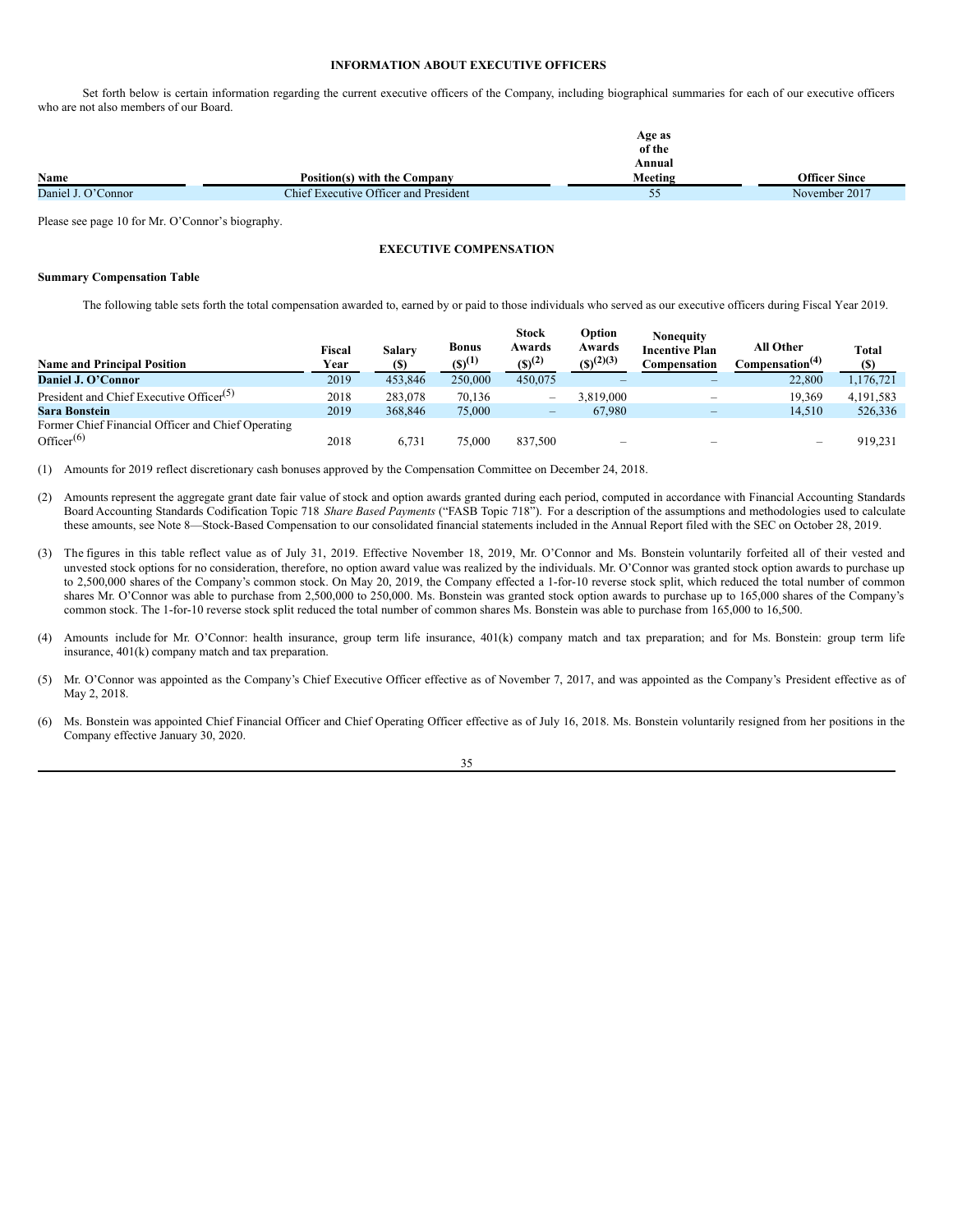## INFORMATION ABOUT EXECUTIVE OFFICERS

Set forth below is certain information regarding the current executive officers of the Company, including biographical summaries for each of our executive officers who are not also members of our Board.

| Name | Position(s) with the Company | Age as of the Annual Meeting | Officer Since |
|---|---|---|---|
| Daniel J. O'Connor | Chief Executive Officer and President | 55 | November 2017 |

Please see page 10 for Mr. O'Connor's biography.

## EXECUTIVE COMPENSATION

### Summary Compensation Table

The following table sets forth the total compensation awarded to, earned by or paid to those individuals who served as our executive officers during Fiscal Year 2019.

| Name and Principal Position | Fiscal Year | Salary ($) | Bonus ($)(1) | Stock Awards ($)(2) | Option Awards ($)(2)(3) | Nonequity Incentive Plan Compensation | All Other Compensation(4) | Total ($) |
|---|---|---|---|---|---|---|---|---|
| **Daniel J. O'Connor** | 2019 | 453,846 | 250,000 | 450,075 | – | – | 22,800 | 1,176,721 |
| President and Chief Executive Officer(5) | 2018 | 283,078 | 70,136 | – | 3,819,000 | – | 19,369 | 4,191,583 |
| **Sara Bonstein** | 2019 | 368,846 | 75,000 | – | 67,980 | – | 14,510 | 526,336 |
| Former Chief Financial Officer and Chief Operating Officer(6) | 2018 | 6,731 | 75,000 | 837,500 | – | – | – | 919,231 |

(1) Amounts for 2019 reflect discretionary cash bonuses approved by the Compensation Committee on December 24, 2018.

(2) Amounts represent the aggregate grant date fair value of stock and option awards granted during each period, computed in accordance with Financial Accounting Standards Board Accounting Standards Codification Topic 718 *Share Based Payments* ("FASB Topic 718"). For a description of the assumptions and methodologies used to calculate these amounts, see Note 8—Stock-Based Compensation to our consolidated financial statements included in the Annual Report filed with the SEC on October 28, 2019.

(3) The figures in this table reflect value as of July 31, 2019. Effective November 18, 2019, Mr. O'Connor and Ms. Bonstein voluntarily forfeited all of their vested and unvested stock options for no consideration, therefore, no option award value was realized by the individuals. Mr. O'Connor was granted stock option awards to purchase up to 2,500,000 shares of the Company's common stock. On May 20, 2019, the Company effected a 1-for-10 reverse stock split, which reduced the total number of common shares Mr. O'Connor was able to purchase from 2,500,000 to 250,000. Ms. Bonstein was granted stock option awards to purchase up to 165,000 shares of the Company's common stock. The 1-for-10 reverse stock split reduced the total number of common shares Ms. Bonstein was able to purchase from 165,000 to 16,500.

(4) Amounts include for Mr. O'Connor: health insurance, group term life insurance, 401(k) company match and tax preparation; and for Ms. Bonstein: group term life insurance, 401(k) company match and tax preparation.

(5) Mr. O'Connor was appointed as the Company's Chief Executive Officer effective as of November 7, 2017, and was appointed as the Company's President effective as of May 2, 2018.

(6) Ms. Bonstein was appointed Chief Financial Officer and Chief Operating Officer effective as of July 16, 2018. Ms. Bonstein voluntarily resigned from her positions in the Company effective January 30, 2020.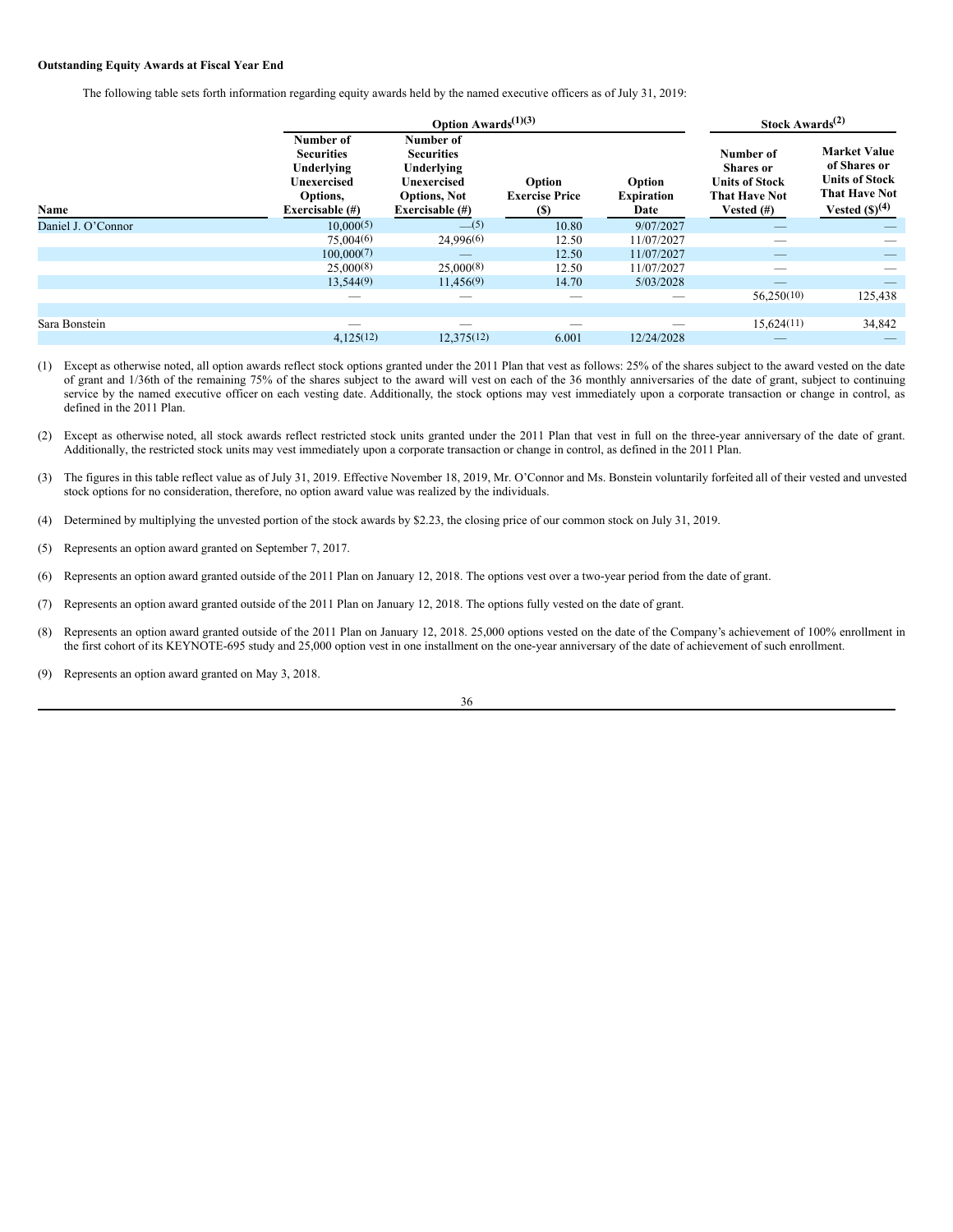**Outstanding Equity Awards at Fiscal Year End**

The following table sets forth information regarding equity awards held by the named executive officers as of July 31, 2019:

| | Option Awards(1)(3) | | | | Stock Awards(2) | |
|---|---|---|---|---|---|---|
| Name | Number of Securities Underlying Unexercised Options, Exercisable (#) | Number of Securities Underlying Unexercised Options, Not Exercisable (#) | Option Exercise Price ($) | Option Expiration Date | Number of Shares or Units of Stock That Have Not Vested (#) | Market Value of Shares or Units of Stock That Have Not Vested ($)(4) |
| Daniel J. O'Connor | 10,000(5) | —(5) | 10.80 | 9/07/2027 | — | — |
| | 75,004(6) | 24,996(6) | 12.50 | 11/07/2027 | — | — |
| | 100,000(7) | — | 12.50 | 11/07/2027 | — | — |
| | 25,000(8) | 25,000(8) | 12.50 | 11/07/2027 | — | — |
| | 13,544(9) | 11,456(9) | 14.70 | 5/03/2028 | — | — |
| | — | — | — | — | 56,250(10) | 125,438 |
| | | | | | | |
| Sara Bonstein | — | — | — | — | 15,624(11) | 34,842 |
| | 4,125(12) | 12,375(12) | 6.001 | 12/24/2028 | — | — |

(1) Except as otherwise noted, all option awards reflect stock options granted under the 2011 Plan that vest as follows: 25% of the shares subject to the award vested on the date of grant and 1/36th of the remaining 75% of the shares subject to the award will vest on each of the 36 monthly anniversaries of the date of grant, subject to continuing service by the named executive officer on each vesting date. Additionally, the stock options may vest immediately upon a corporate transaction or change in control, as defined in the 2011 Plan.

(2) Except as otherwise noted, all stock awards reflect restricted stock units granted under the 2011 Plan that vest in full on the three-year anniversary of the date of grant. Additionally, the restricted stock units may vest immediately upon a corporate transaction or change in control, as defined in the 2011 Plan.

(3) The figures in this table reflect value as of July 31, 2019. Effective November 18, 2019, Mr. O'Connor and Ms. Bonstein voluntarily forfeited all of their vested and unvested stock options for no consideration, therefore, no option award value was realized by the individuals.

(4) Determined by multiplying the unvested portion of the stock awards by $2.23, the closing price of our common stock on July 31, 2019.

(5) Represents an option award granted on September 7, 2017.

(6) Represents an option award granted outside of the 2011 Plan on January 12, 2018. The options vest over a two-year period from the date of grant.

(7) Represents an option award granted outside of the 2011 Plan on January 12, 2018. The options fully vested on the date of grant.

(8) Represents an option award granted outside of the 2011 Plan on January 12, 2018. 25,000 options vested on the date of the Company's achievement of 100% enrollment in the first cohort of its KEYNOTE-695 study and 25,000 option vest in one installment on the one-year anniversary of the date of achievement of such enrollment.

(9) Represents an option award granted on May 3, 2018.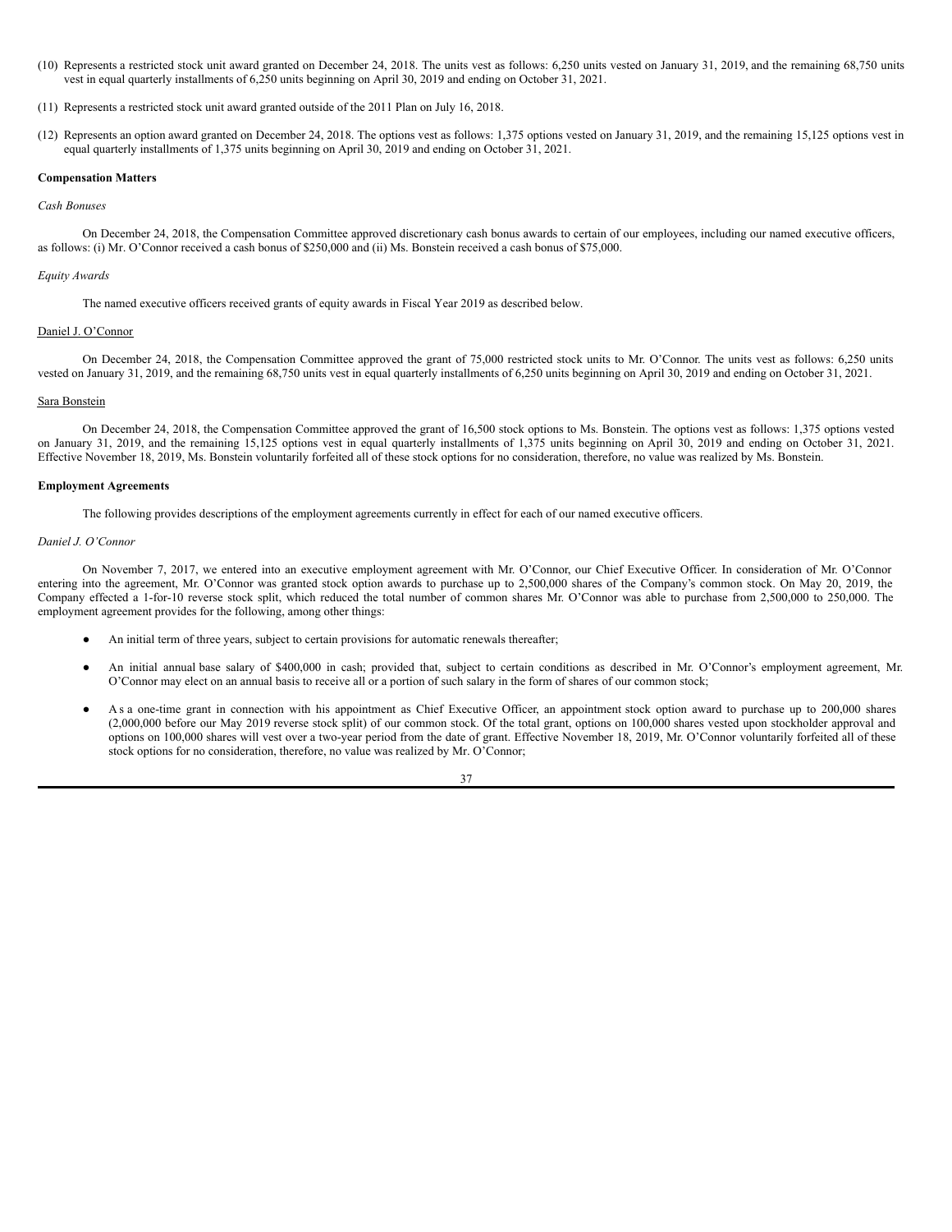(10) Represents a restricted stock unit award granted on December 24, 2018. The units vest as follows: 6,250 units vested on January 31, 2019, and the remaining 68,750 units vest in equal quarterly installments of 6,250 units beginning on April 30, 2019 and ending on October 31, 2021.

(11) Represents a restricted stock unit award granted outside of the 2011 Plan on July 16, 2018.

(12) Represents an option award granted on December 24, 2018. The options vest as follows: 1,375 options vested on January 31, 2019, and the remaining 15,125 options vest in equal quarterly installments of 1,375 units beginning on April 30, 2019 and ending on October 31, 2021.

**Compensation Matters**

*Cash Bonuses*

On December 24, 2018, the Compensation Committee approved discretionary cash bonus awards to certain of our employees, including our named executive officers, as follows: (i) Mr. O'Connor received a cash bonus of $250,000 and (ii) Ms. Bonstein received a cash bonus of $75,000.

*Equity Awards*

The named executive officers received grants of equity awards in Fiscal Year 2019 as described below.

Daniel J. O'Connor

On December 24, 2018, the Compensation Committee approved the grant of 75,000 restricted stock units to Mr. O'Connor. The units vest as follows: 6,250 units vested on January 31, 2019, and the remaining 68,750 units vest in equal quarterly installments of 6,250 units beginning on April 30, 2019 and ending on October 31, 2021.

Sara Bonstein

On December 24, 2018, the Compensation Committee approved the grant of 16,500 stock options to Ms. Bonstein. The options vest as follows: 1,375 options vested on January 31, 2019, and the remaining 15,125 options vest in equal quarterly installments of 1,375 units beginning on April 30, 2019 and ending on October 31, 2021. Effective November 18, 2019, Ms. Bonstein voluntarily forfeited all of these stock options for no consideration, therefore, no value was realized by Ms. Bonstein.

**Employment Agreements**

The following provides descriptions of the employment agreements currently in effect for each of our named executive officers.

*Daniel J. O'Connor*

On November 7, 2017, we entered into an executive employment agreement with Mr. O'Connor, our Chief Executive Officer. In consideration of Mr. O'Connor entering into the agreement, Mr. O'Connor was granted stock option awards to purchase up to 2,500,000 shares of the Company's common stock. On May 20, 2019, the Company effected a 1-for-10 reverse stock split, which reduced the total number of common shares Mr. O'Connor was able to purchase from 2,500,000 to 250,000. The employment agreement provides for the following, among other things:

- An initial term of three years, subject to certain provisions for automatic renewals thereafter;
- An initial annual base salary of $400,000 in cash; provided that, subject to certain conditions as described in Mr. O'Connor's employment agreement, Mr. O'Connor may elect on an annual basis to receive all or a portion of such salary in the form of shares of our common stock;
- As a one-time grant in connection with his appointment as Chief Executive Officer, an appointment stock option award to purchase up to 200,000 shares (2,000,000 before our May 2019 reverse stock split) of our common stock. Of the total grant, options on 100,000 shares vested upon stockholder approval and options on 100,000 shares will vest over a two-year period from the date of grant. Effective November 18, 2019, Mr. O'Connor voluntarily forfeited all of these stock options for no consideration, therefore, no value was realized by Mr. O'Connor;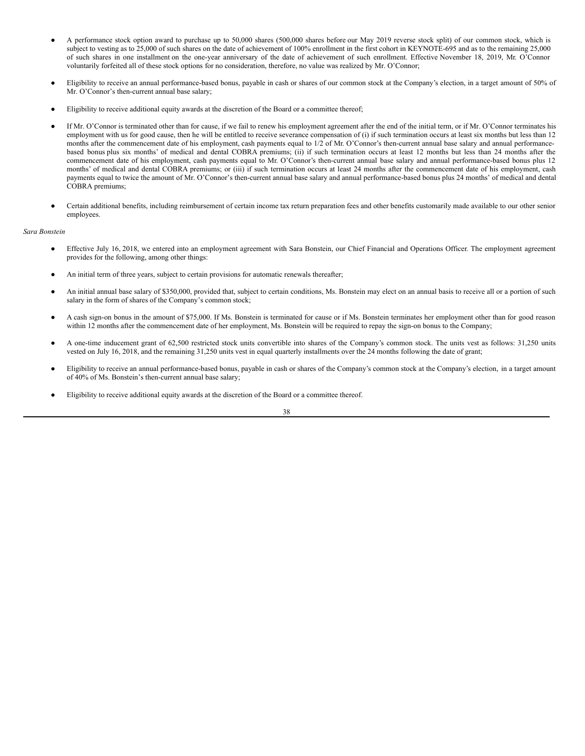- A performance stock option award to purchase up to 50,000 shares (500,000 shares before our May 2019 reverse stock split) of our common stock, which is subject to vesting as to 25,000 of such shares on the date of achievement of 100% enrollment in the first cohort in KEYNOTE-695 and as to the remaining 25,000 of such shares in one installment on the one-year anniversary of the date of achievement of such enrollment. Effective November 18, 2019, Mr. O'Connor voluntarily forfeited all of these stock options for no consideration, therefore, no value was realized by Mr. O'Connor;

- Eligibility to receive an annual performance-based bonus, payable in cash or shares of our common stock at the Company's election, in a target amount of 50% of Mr. O'Connor's then-current annual base salary;

- Eligibility to receive additional equity awards at the discretion of the Board or a committee thereof;

- If Mr. O'Connor is terminated other than for cause, if we fail to renew his employment agreement after the end of the initial term, or if Mr. O'Connor terminates his employment with us for good cause, then he will be entitled to receive severance compensation of (i) if such termination occurs at least six months but less than 12 months after the commencement date of his employment, cash payments equal to 1/2 of Mr. O'Connor's then-current annual base salary and annual performance-based bonus plus six months' of medical and dental COBRA premiums; (ii) if such termination occurs at least 12 months but less than 24 months after the commencement date of his employment, cash payments equal to Mr. O'Connor's then-current annual base salary and annual performance-based bonus plus 12 months' of medical and dental COBRA premiums; or (iii) if such termination occurs at least 24 months after the commencement date of his employment, cash payments equal to twice the amount of Mr. O'Connor's then-current annual base salary and annual performance-based bonus plus 24 months' of medical and dental COBRA premiums;

- Certain additional benefits, including reimbursement of certain income tax return preparation fees and other benefits customarily made available to our other senior employees.

*Sara Bonstein*

- Effective July 16, 2018, we entered into an employment agreement with Sara Bonstein, our Chief Financial and Operations Officer. The employment agreement provides for the following, among other things:

- An initial term of three years, subject to certain provisions for automatic renewals thereafter;

- An initial annual base salary of $350,000, provided that, subject to certain conditions, Ms. Bonstein may elect on an annual basis to receive all or a portion of such salary in the form of shares of the Company's common stock;

- A cash sign-on bonus in the amount of $75,000. If Ms. Bonstein is terminated for cause or if Ms. Bonstein terminates her employment other than for good reason within 12 months after the commencement date of her employment, Ms. Bonstein will be required to repay the sign-on bonus to the Company;

- A one-time inducement grant of 62,500 restricted stock units convertible into shares of the Company's common stock. The units vest as follows: 31,250 units vested on July 16, 2018, and the remaining 31,250 units vest in equal quarterly installments over the 24 months following the date of grant;

- Eligibility to receive an annual performance-based bonus, payable in cash or shares of the Company's common stock at the Company's election, in a target amount of 40% of Ms. Bonstein's then-current annual base salary;

- Eligibility to receive additional equity awards at the discretion of the Board or a committee thereof.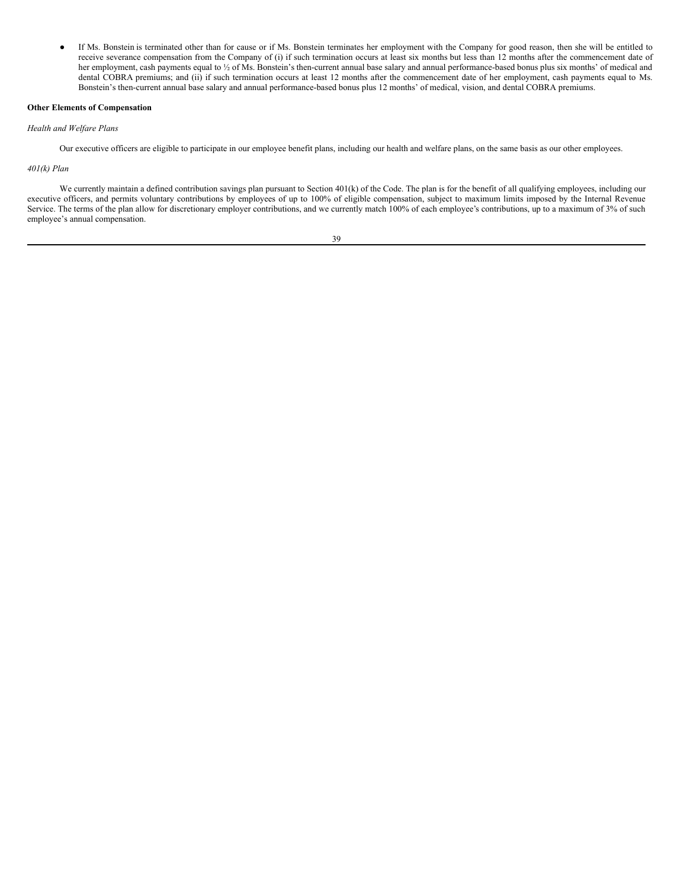- If Ms. Bonstein is terminated other than for cause or if Ms. Bonstein terminates her employment with the Company for good reason, then she will be entitled to receive severance compensation from the Company of (i) if such termination occurs at least six months but less than 12 months after the commencement date of her employment, cash payments equal to ½ of Ms. Bonstein's then-current annual base salary and annual performance-based bonus plus six months' of medical and dental COBRA premiums; and (ii) if such termination occurs at least 12 months after the commencement date of her employment, cash payments equal to Ms. Bonstein's then-current annual base salary and annual performance-based bonus plus 12 months' of medical, vision, and dental COBRA premiums.

**Other Elements of Compensation**

*Health and Welfare Plans*

Our executive officers are eligible to participate in our employee benefit plans, including our health and welfare plans, on the same basis as our other employees.

*401(k) Plan*

We currently maintain a defined contribution savings plan pursuant to Section 401(k) of the Code. The plan is for the benefit of all qualifying employees, including our executive officers, and permits voluntary contributions by employees of up to 100% of eligible compensation, subject to maximum limits imposed by the Internal Revenue Service. The terms of the plan allow for discretionary employer contributions, and we currently match 100% of each employee's contributions, up to a maximum of 3% of such employee's annual compensation.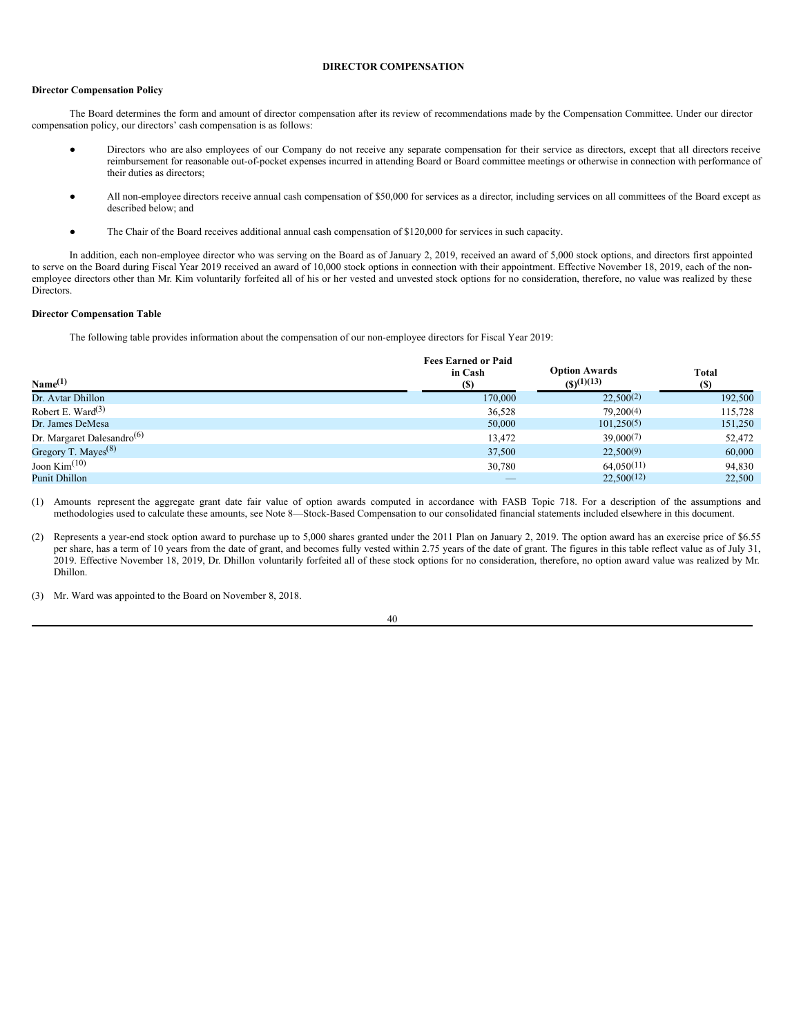## DIRECTOR COMPENSATION

### Director Compensation Policy

The Board determines the form and amount of director compensation after its review of recommendations made by the Compensation Committee. Under our director compensation policy, our directors' cash compensation is as follows:

- Directors who are also employees of our Company do not receive any separate compensation for their service as directors, except that all directors receive reimbursement for reasonable out-of-pocket expenses incurred in attending Board or Board committee meetings or otherwise in connection with performance of their duties as directors;
- All non-employee directors receive annual cash compensation of $50,000 for services as a director, including services on all committees of the Board except as described below; and
- The Chair of the Board receives additional annual cash compensation of $120,000 for services in such capacity.

In addition, each non-employee director who was serving on the Board as of January 2, 2019, received an award of 5,000 stock options, and directors first appointed to serve on the Board during Fiscal Year 2019 received an award of 10,000 stock options in connection with their appointment. Effective November 18, 2019, each of the non-employee directors other than Mr. Kim voluntarily forfeited all of his or her vested and unvested stock options for no consideration, therefore, no value was realized by these Directors.

### Director Compensation Table

The following table provides information about the compensation of our non-employee directors for Fiscal Year 2019:

| Name[1] | Fees Earned or Paid in Cash ($) | Option Awards ($)[1][13] | Total ($) |
|---|---|---|---|
| Dr. Avtar Dhillon | 170,000 | 22,500[2] | 192,500 |
| Robert E. Ward[3] | 36,528 | 79,200[4] | 115,728 |
| Dr. James DeMesa | 50,000 | 101,250[5] | 151,250 |
| Dr. Margaret Dalesandro[6] | 13,472 | 39,000[7] | 52,472 |
| Gregory T. Mayes[8] | 37,500 | 22,500[9] | 60,000 |
| Joon Kim[10] | 30,780 | 64,050[11] | 94,830 |
| Punit Dhillon | — | 22,500[12] | 22,500 |

(1) Amounts represent the aggregate grant date fair value of option awards computed in accordance with FASB Topic 718. For a description of the assumptions and methodologies used to calculate these amounts, see Note 8—Stock-Based Compensation to our consolidated financial statements included elsewhere in this document.

(2) Represents a year-end stock option award to purchase up to 5,000 shares granted under the 2011 Plan on January 2, 2019. The option award has an exercise price of $6.55 per share, has a term of 10 years from the date of grant, and becomes fully vested within 2.75 years of the date of grant. The figures in this table reflect value as of July 31, 2019. Effective November 18, 2019, Dr. Dhillon voluntarily forfeited all of these stock options for no consideration, therefore, no option award value was realized by Mr. Dhillon.

(3) Mr. Ward was appointed to the Board on November 8, 2018.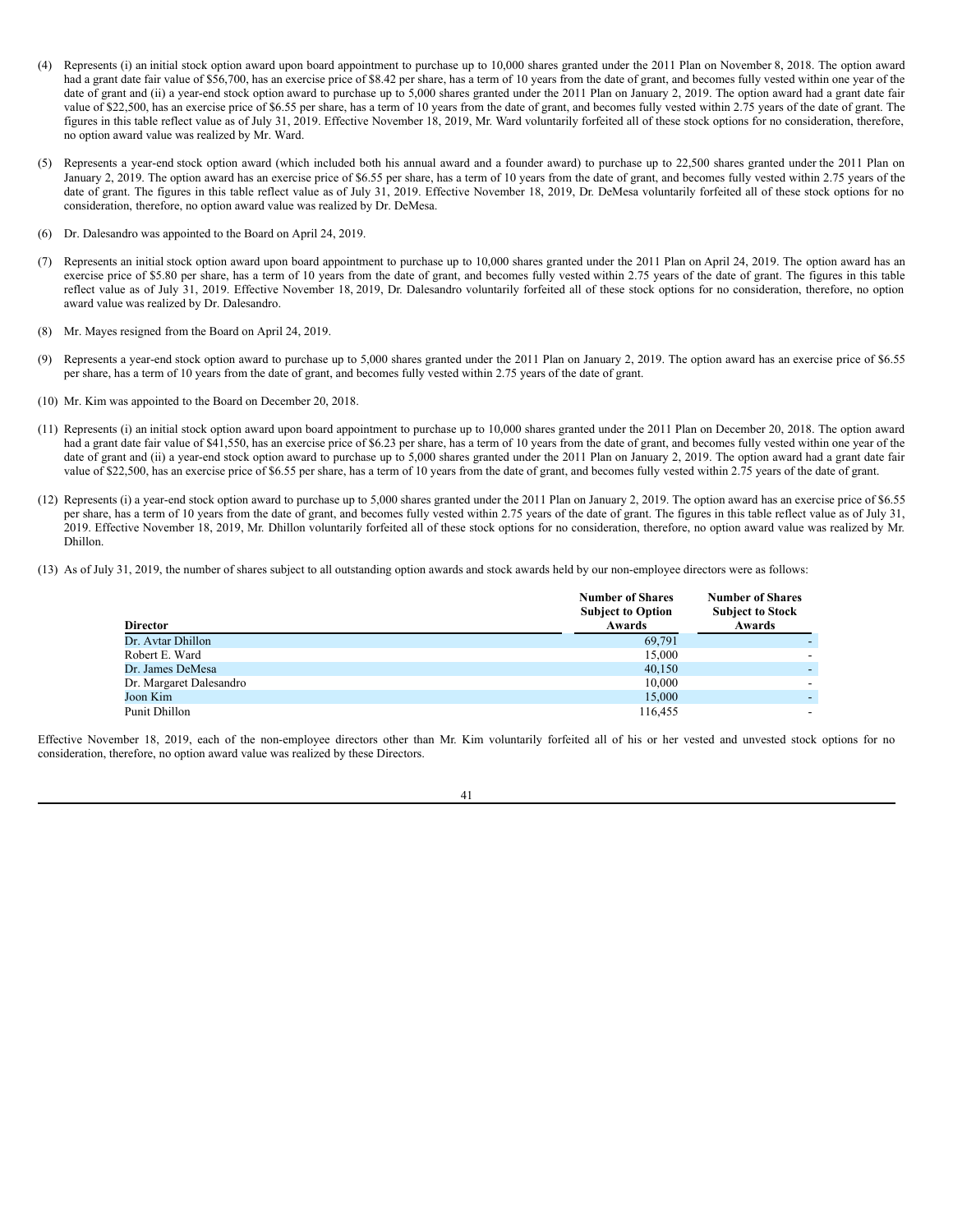(4) Represents (i) an initial stock option award upon board appointment to purchase up to 10,000 shares granted under the 2011 Plan on November 8, 2018. The option award had a grant date fair value of $56,700, has an exercise price of $8.42 per share, has a term of 10 years from the date of grant, and becomes fully vested within one year of the date of grant and (ii) a year-end stock option award to purchase up to 5,000 shares granted under the 2011 Plan on January 2, 2019. The option award had a grant date fair value of $22,500, has an exercise price of $6.55 per share, has a term of 10 years from the date of grant, and becomes fully vested within 2.75 years of the date of grant. The figures in this table reflect value as of July 31, 2019. Effective November 18, 2019, Mr. Ward voluntarily forfeited all of these stock options for no consideration, therefore, no option award value was realized by Mr. Ward.

(5) Represents a year-end stock option award (which included both his annual award and a founder award) to purchase up to 22,500 shares granted under the 2011 Plan on January 2, 2019. The option award has an exercise price of $6.55 per share, has a term of 10 years from the date of grant, and becomes fully vested within 2.75 years of the date of grant. The figures in this table reflect value as of July 31, 2019. Effective November 18, 2019, Dr. DeMesa voluntarily forfeited all of these stock options for no consideration, therefore, no option award value was realized by Dr. DeMesa.

(6) Dr. Dalesandro was appointed to the Board on April 24, 2019.

(7) Represents an initial stock option award upon board appointment to purchase up to 10,000 shares granted under the 2011 Plan on April 24, 2019. The option award has an exercise price of $5.80 per share, has a term of 10 years from the date of grant, and becomes fully vested within 2.75 years of the date of grant. The figures in this table reflect value as of July 31, 2019. Effective November 18, 2019, Dr. Dalesandro voluntarily forfeited all of these stock options for no consideration, therefore, no option award value was realized by Dr. Dalesandro.

(8) Mr. Mayes resigned from the Board on April 24, 2019.

(9) Represents a year-end stock option award to purchase up to 5,000 shares granted under the 2011 Plan on January 2, 2019. The option award has an exercise price of $6.55 per share, has a term of 10 years from the date of grant, and becomes fully vested within 2.75 years of the date of grant.

(10) Mr. Kim was appointed to the Board on December 20, 2018.

(11) Represents (i) an initial stock option award upon board appointment to purchase up to 10,000 shares granted under the 2011 Plan on December 20, 2018. The option award had a grant date fair value of $41,550, has an exercise price of $6.23 per share, has a term of 10 years from the date of grant, and becomes fully vested within one year of the date of grant and (ii) a year-end stock option award to purchase up to 5,000 shares granted under the 2011 Plan on January 2, 2019. The option award had a grant date fair value of $22,500, has an exercise price of $6.55 per share, has a term of 10 years from the date of grant, and becomes fully vested within 2.75 years of the date of grant.

(12) Represents (i) a year-end stock option award to purchase up to 5,000 shares granted under the 2011 Plan on January 2, 2019. The option award has an exercise price of $6.55 per share, has a term of 10 years from the date of grant, and becomes fully vested within 2.75 years of the date of grant. The figures in this table reflect value as of July 31, 2019. Effective November 18, 2019, Mr. Dhillon voluntarily forfeited all of these stock options for no consideration, therefore, no option award value was realized by Mr. Dhillon.

(13) As of July 31, 2019, the number of shares subject to all outstanding option awards and stock awards held by our non-employee directors were as follows:

| Director | Number of Shares Subject to Option Awards | Number of Shares Subject to Stock Awards |
|---|---|---|
| Dr. Avtar Dhillon | 69,791 | - |
| Robert E. Ward | 15,000 | - |
| Dr. James DeMesa | 40,150 | - |
| Dr. Margaret Dalesandro | 10,000 | - |
| Joon Kim | 15,000 | - |
| Punit Dhillon | 116,455 | - |

Effective November 18, 2019, each of the non-employee directors other than Mr. Kim voluntarily forfeited all of his or her vested and unvested stock options for no consideration, therefore, no option award value was realized by these Directors.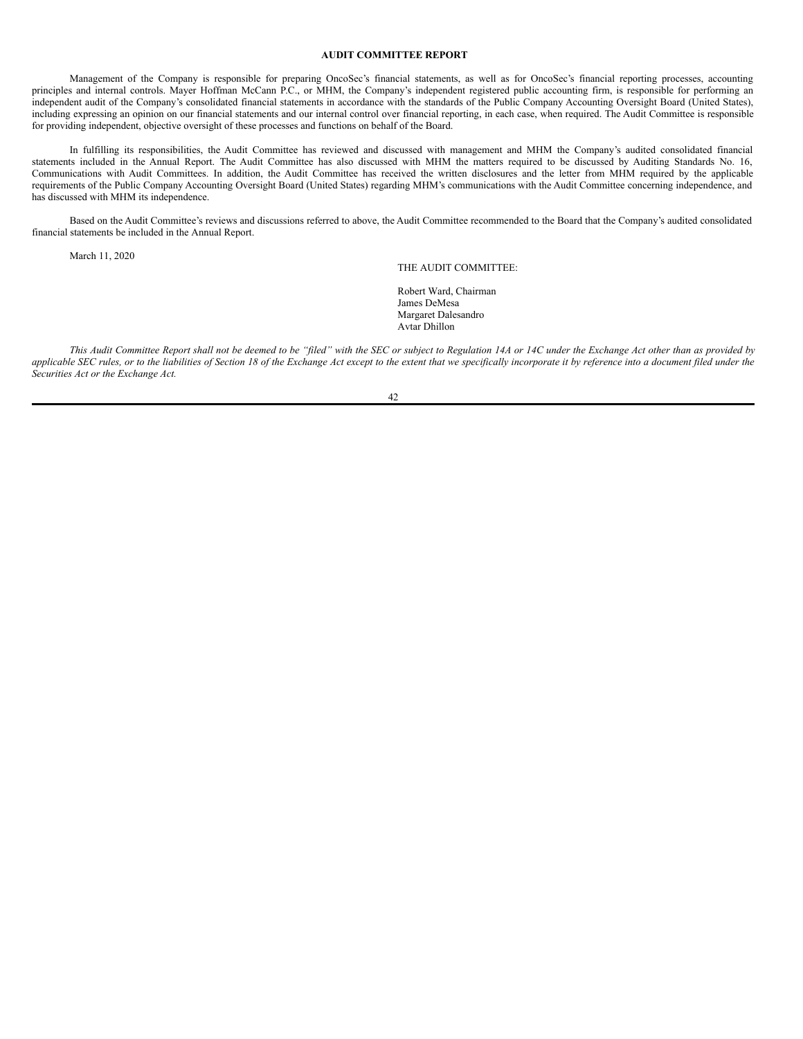## AUDIT COMMITTEE REPORT

Management of the Company is responsible for preparing OncoSec's financial statements, as well as for OncoSec's financial reporting processes, accounting principles and internal controls. Mayer Hoffman McCann P.C., or MHM, the Company's independent registered public accounting firm, is responsible for performing an independent audit of the Company's consolidated financial statements in accordance with the standards of the Public Company Accounting Oversight Board (United States), including expressing an opinion on our financial statements and our internal control over financial reporting, in each case, when required. The Audit Committee is responsible for providing independent, objective oversight of these processes and functions on behalf of the Board.

In fulfilling its responsibilities, the Audit Committee has reviewed and discussed with management and MHM the Company's audited consolidated financial statements included in the Annual Report. The Audit Committee has also discussed with MHM the matters required to be discussed by Auditing Standards No. 16, Communications with Audit Committees. In addition, the Audit Committee has received the written disclosures and the letter from MHM required by the applicable requirements of the Public Company Accounting Oversight Board (United States) regarding MHM's communications with the Audit Committee concerning independence, and has discussed with MHM its independence.

Based on the Audit Committee's reviews and discussions referred to above, the Audit Committee recommended to the Board that the Company's audited consolidated financial statements be included in the Annual Report.

March 11, 2020

THE AUDIT COMMITTEE:

Robert Ward, Chairman
James DeMesa
Margaret Dalesandro
Avtar Dhillon

*This Audit Committee Report shall not be deemed to be "filed" with the SEC or subject to Regulation 14A or 14C under the Exchange Act other than as provided by applicable SEC rules, or to the liabilities of Section 18 of the Exchange Act except to the extent that we specifically incorporate it by reference into a document filed under the Securities Act or the Exchange Act.*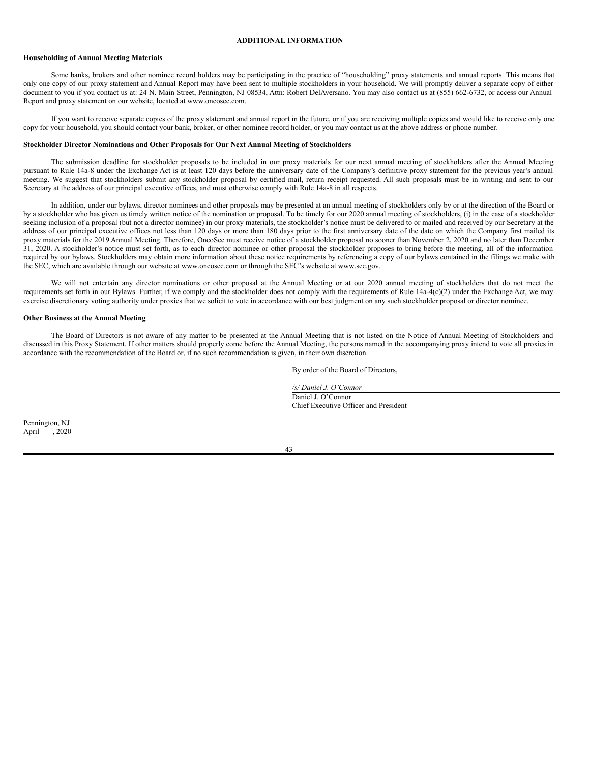## ADDITIONAL INFORMATION

### Householding of Annual Meeting Materials

Some banks, brokers and other nominee record holders may be participating in the practice of "householding" proxy statements and annual reports. This means that only one copy of our proxy statement and Annual Report may have been sent to multiple stockholders in your household. We will promptly deliver a separate copy of either document to you if you contact us at: 24 N. Main Street, Pennington, NJ 08534, Attn: Robert DelAversano. You may also contact us at (855) 662-6732, or access our Annual Report and proxy statement on our website, located at www.oncosec.com.

If you want to receive separate copies of the proxy statement and annual report in the future, or if you are receiving multiple copies and would like to receive only one copy for your household, you should contact your bank, broker, or other nominee record holder, or you may contact us at the above address or phone number.

### Stockholder Director Nominations and Other Proposals for Our Next Annual Meeting of Stockholders

The submission deadline for stockholder proposals to be included in our proxy materials for our next annual meeting of stockholders after the Annual Meeting pursuant to Rule 14a-8 under the Exchange Act is at least 120 days before the anniversary date of the Company's definitive proxy statement for the previous year's annual meeting. We suggest that stockholders submit any stockholder proposal by certified mail, return receipt requested. All such proposals must be in writing and sent to our Secretary at the address of our principal executive offices, and must otherwise comply with Rule 14a-8 in all respects.

In addition, under our bylaws, director nominees and other proposals may be presented at an annual meeting of stockholders only by or at the direction of the Board or by a stockholder who has given us timely written notice of the nomination or proposal. To be timely for our 2020 annual meeting of stockholders, (i) in the case of a stockholder seeking inclusion of a proposal (but not a director nominee) in our proxy materials, the stockholder's notice must be delivered to or mailed and received by our Secretary at the address of our principal executive offices not less than 120 days or more than 180 days prior to the first anniversary date of the date on which the Company first mailed its proxy materials for the 2019 Annual Meeting. Therefore, OncoSec must receive notice of a stockholder proposal no sooner than November 2, 2020 and no later than December 31, 2020. A stockholder's notice must set forth, as to each director nominee or other proposal the stockholder proposes to bring before the meeting, all of the information required by our bylaws. Stockholders may obtain more information about these notice requirements by referencing a copy of our bylaws contained in the filings we make with the SEC, which are available through our website at www.oncosec.com or through the SEC's website at www.sec.gov.

We will not entertain any director nominations or other proposal at the Annual Meeting or at our 2020 annual meeting of stockholders that do not meet the requirements set forth in our Bylaws. Further, if we comply and the stockholder does not comply with the requirements of Rule 14a-4(c)(2) under the Exchange Act, we may exercise discretionary voting authority under proxies that we solicit to vote in accordance with our best judgment on any such stockholder proposal or director nominee.

### Other Business at the Annual Meeting

The Board of Directors is not aware of any matter to be presented at the Annual Meeting that is not listed on the Notice of Annual Meeting of Stockholders and discussed in this Proxy Statement. If other matters should properly come before the Annual Meeting, the persons named in the accompanying proxy intend to vote all proxies in accordance with the recommendation of the Board or, if no such recommendation is given, in their own discretion.

By order of the Board of Directors,

*/s/ Daniel J. O'Connor*

Daniel J. O'Connor
Chief Executive Officer and President

Pennington, NJ
April , 2020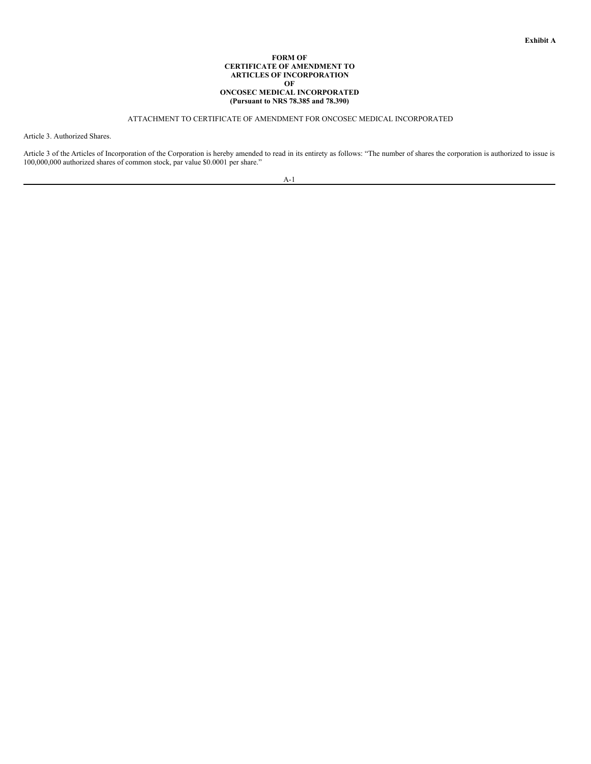**Exhibit A**

**FORM OF**
**CERTIFICATE OF AMENDMENT TO**
**ARTICLES OF INCORPORATION**
**OF**
**ONCOSEC MEDICAL INCORPORATED**
**(Pursuant to NRS 78.385 and 78.390)**

ATTACHMENT TO CERTIFICATE OF AMENDMENT FOR ONCOSEC MEDICAL INCORPORATED

Article 3. Authorized Shares.

Article 3 of the Articles of Incorporation of the Corporation is hereby amended to read in its entirety as follows: "The number of shares the corporation is authorized to issue is 100,000,000 authorized shares of common stock, par value $0.0001 per share."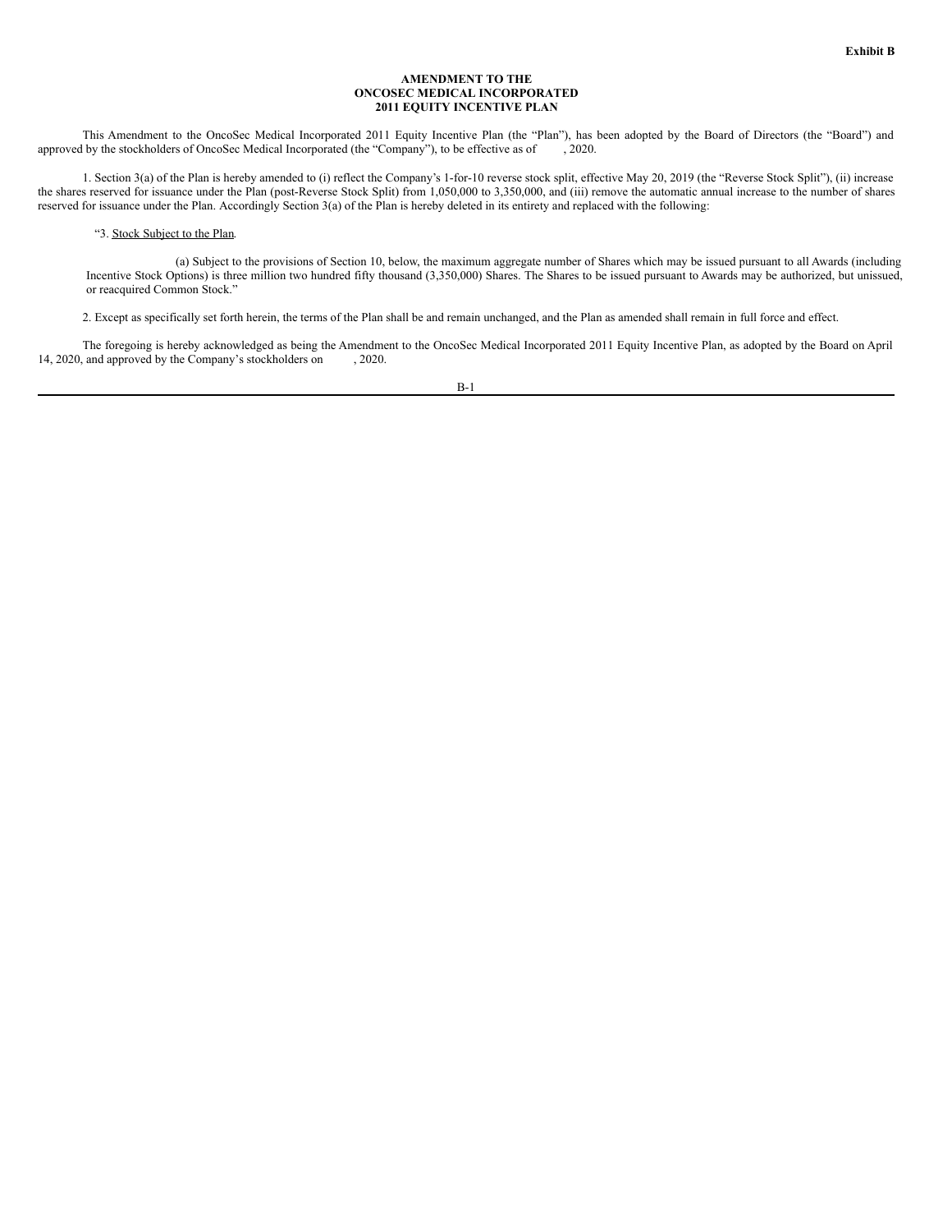**Exhibit B**

**AMENDMENT TO THE**
**ONCOSEC MEDICAL INCORPORATED**
**2011 EQUITY INCENTIVE PLAN**

This Amendment to the OncoSec Medical Incorporated 2011 Equity Incentive Plan (the "Plan"), has been adopted by the Board of Directors (the "Board") and approved by the stockholders of OncoSec Medical Incorporated (the "Company"), to be effective as of , 2020.

1. Section 3(a) of the Plan is hereby amended to (i) reflect the Company's 1-for-10 reverse stock split, effective May 20, 2019 (the "Reverse Stock Split"), (ii) increase the shares reserved for issuance under the Plan (post-Reverse Stock Split) from 1,050,000 to 3,350,000, and (iii) remove the automatic annual increase to the number of shares reserved for issuance under the Plan. Accordingly Section 3(a) of the Plan is hereby deleted in its entirety and replaced with the following:

> "3. Stock Subject to the Plan.
>
> (a) Subject to the provisions of Section 10, below, the maximum aggregate number of Shares which may be issued pursuant to all Awards (including Incentive Stock Options) is three million two hundred fifty thousand (3,350,000) Shares. The Shares to be issued pursuant to Awards may be authorized, but unissued, or reacquired Common Stock."

2. Except as specifically set forth herein, the terms of the Plan shall be and remain unchanged, and the Plan as amended shall remain in full force and effect.

The foregoing is hereby acknowledged as being the Amendment to the OncoSec Medical Incorporated 2011 Equity Incentive Plan, as adopted by the Board on April 14, 2020, and approved by the Company's stockholders on , 2020.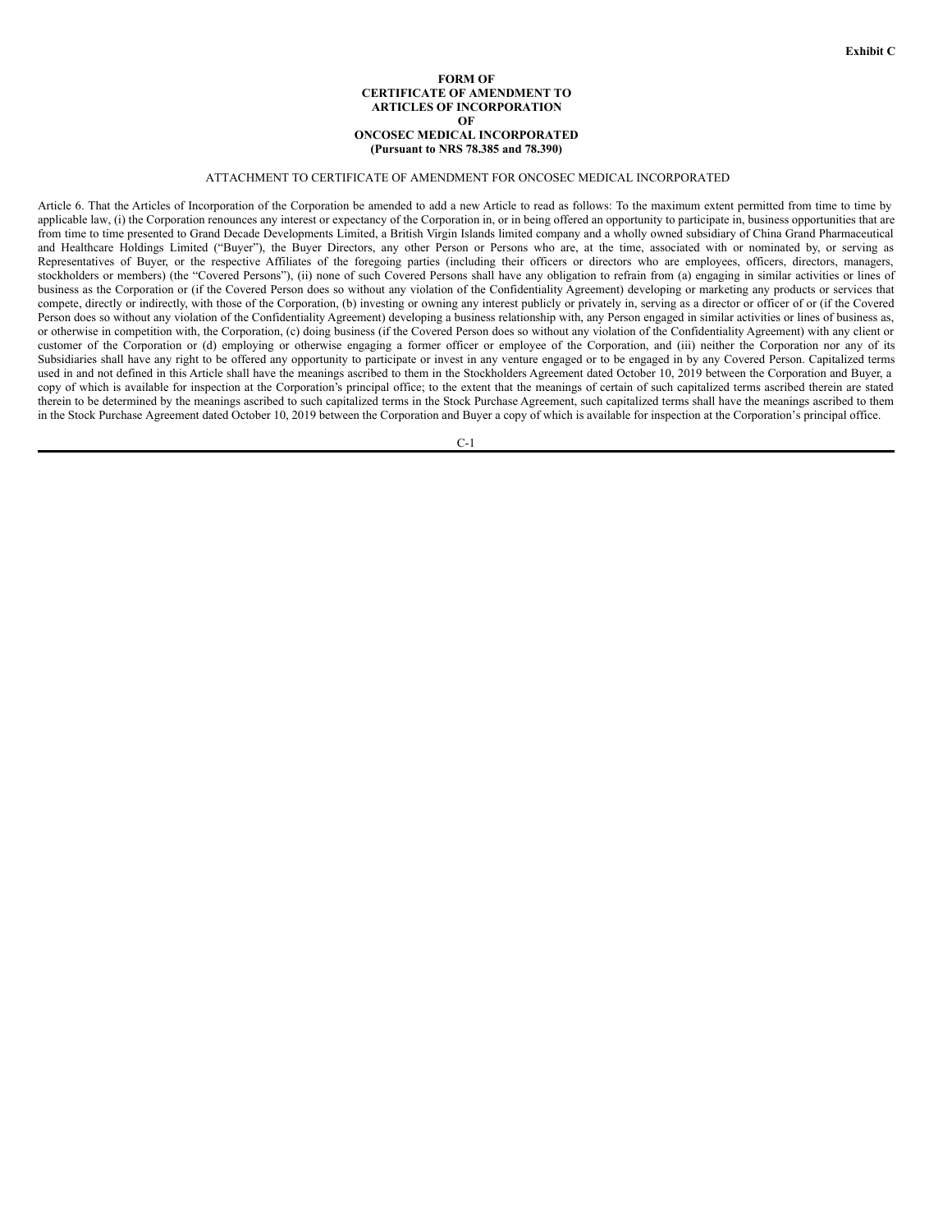Exhibit C

**FORM OF**
**CERTIFICATE OF AMENDMENT TO**
**ARTICLES OF INCORPORATION**
**OF**
**ONCOSEC MEDICAL INCORPORATED**
**(Pursuant to NRS 78.385 and 78.390)**

ATTACHMENT TO CERTIFICATE OF AMENDMENT FOR ONCOSEC MEDICAL INCORPORATED

Article 6. That the Articles of Incorporation of the Corporation be amended to add a new Article to read as follows: To the maximum extent permitted from time to time by applicable law, (i) the Corporation renounces any interest or expectancy of the Corporation in, or in being offered an opportunity to participate in, business opportunities that are from time to time presented to Grand Decade Developments Limited, a British Virgin Islands limited company and a wholly owned subsidiary of China Grand Pharmaceutical and Healthcare Holdings Limited ("Buyer"), the Buyer Directors, any other Person or Persons who are, at the time, associated with or nominated by, or serving as Representatives of Buyer, or the respective Affiliates of the foregoing parties (including their officers or directors who are employees, officers, directors, managers, stockholders or members) (the "Covered Persons"), (ii) none of such Covered Persons shall have any obligation to refrain from (a) engaging in similar activities or lines of business as the Corporation or (if the Covered Person does so without any violation of the Confidentiality Agreement) developing or marketing any products or services that compete, directly or indirectly, with those of the Corporation, (b) investing or owning any interest publicly or privately in, serving as a director or officer of or (if the Covered Person does so without any violation of the Confidentiality Agreement) developing a business relationship with, any Person engaged in similar activities or lines of business as, or otherwise in competition with, the Corporation, (c) doing business (if the Covered Person does so without any violation of the Confidentiality Agreement) with any client or customer of the Corporation or (d) employing or otherwise engaging a former officer or employee of the Corporation, and (iii) neither the Corporation nor any of its Subsidiaries shall have any right to be offered any opportunity to participate or invest in any venture engaged or to be engaged in by any Covered Person. Capitalized terms used in and not defined in this Article shall have the meanings ascribed to them in the Stockholders Agreement dated October 10, 2019 between the Corporation and Buyer, a copy of which is available for inspection at the Corporation's principal office; to the extent that the meanings of certain of such capitalized terms ascribed therein are stated therein to be determined by the meanings ascribed to such capitalized terms in the Stock Purchase Agreement, such capitalized terms shall have the meanings ascribed to them in the Stock Purchase Agreement dated October 10, 2019 between the Corporation and Buyer a copy of which is available for inspection at the Corporation's principal office.